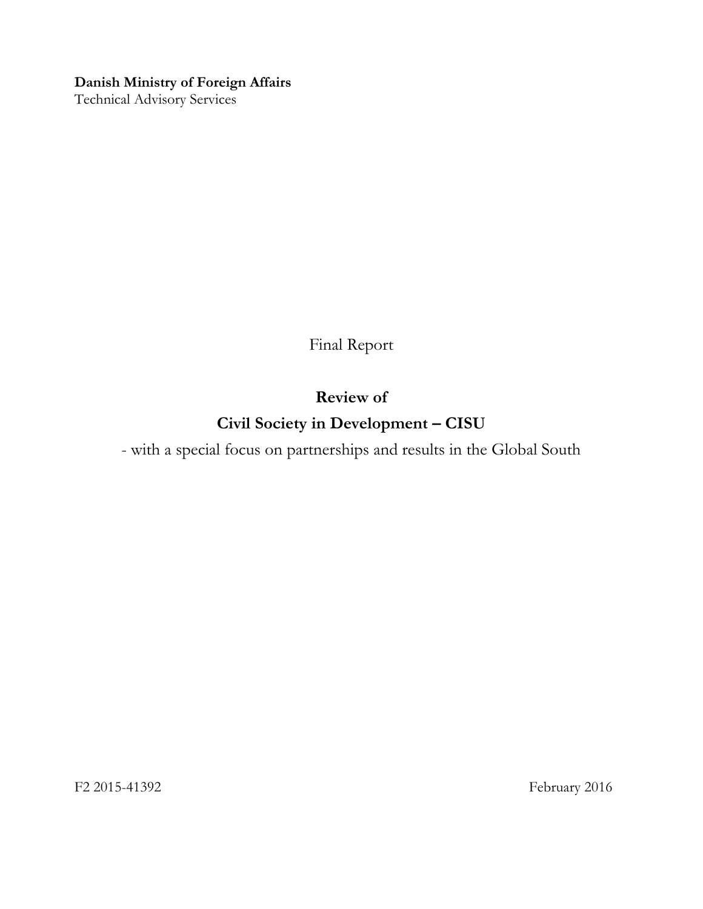**Danish Ministry of Foreign Affairs**
Technical Advisory Services

Final Report

# Review of Civil Society in Development – CISU

- with a special focus on partnerships and results in the Global South

F2 2015-41392

February 2016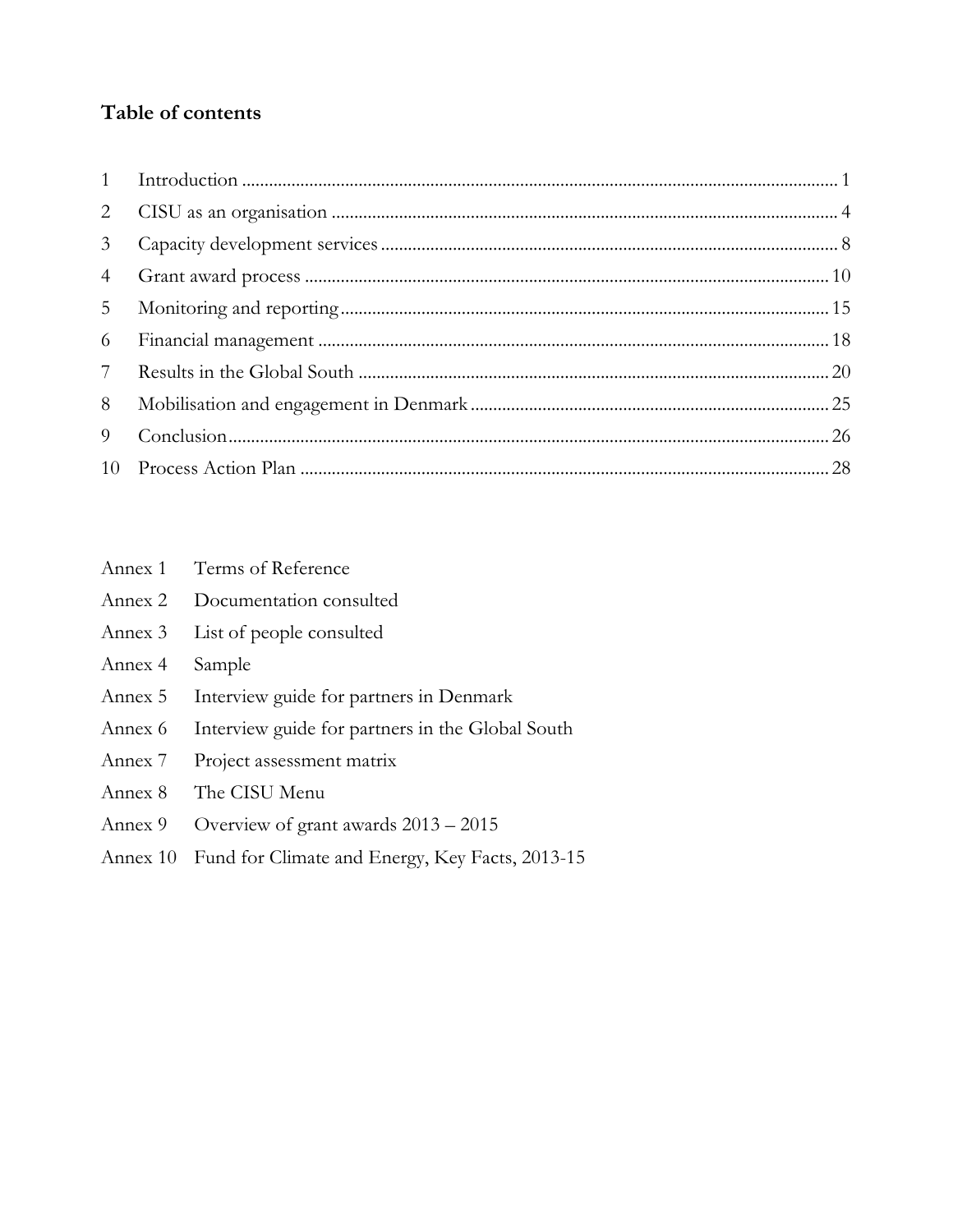# Table of contents

| | | |
|---|---|---|
| 1 | Introduction | 1 |
| 2 | CISU as an organisation | 4 |
| 3 | Capacity development services | 8 |
| 4 | Grant award process | 10 |
| 5 | Monitoring and reporting | 15 |
| 6 | Financial management | 18 |
| 7 | Results in the Global South | 20 |
| 8 | Mobilisation and engagement in Denmark | 25 |
| 9 | Conclusion | 26 |
| 10 | Process Action Plan | 28 |

Annex 1 Terms of Reference
Annex 2 Documentation consulted
Annex 3 List of people consulted
Annex 4 Sample
Annex 5 Interview guide for partners in Denmark
Annex 6 Interview guide for partners in the Global South
Annex 7 Project assessment matrix
Annex 8 The CISU Menu
Annex 9 Overview of grant awards 2013 – 2015
Annex 10 Fund for Climate and Energy, Key Facts, 2013-15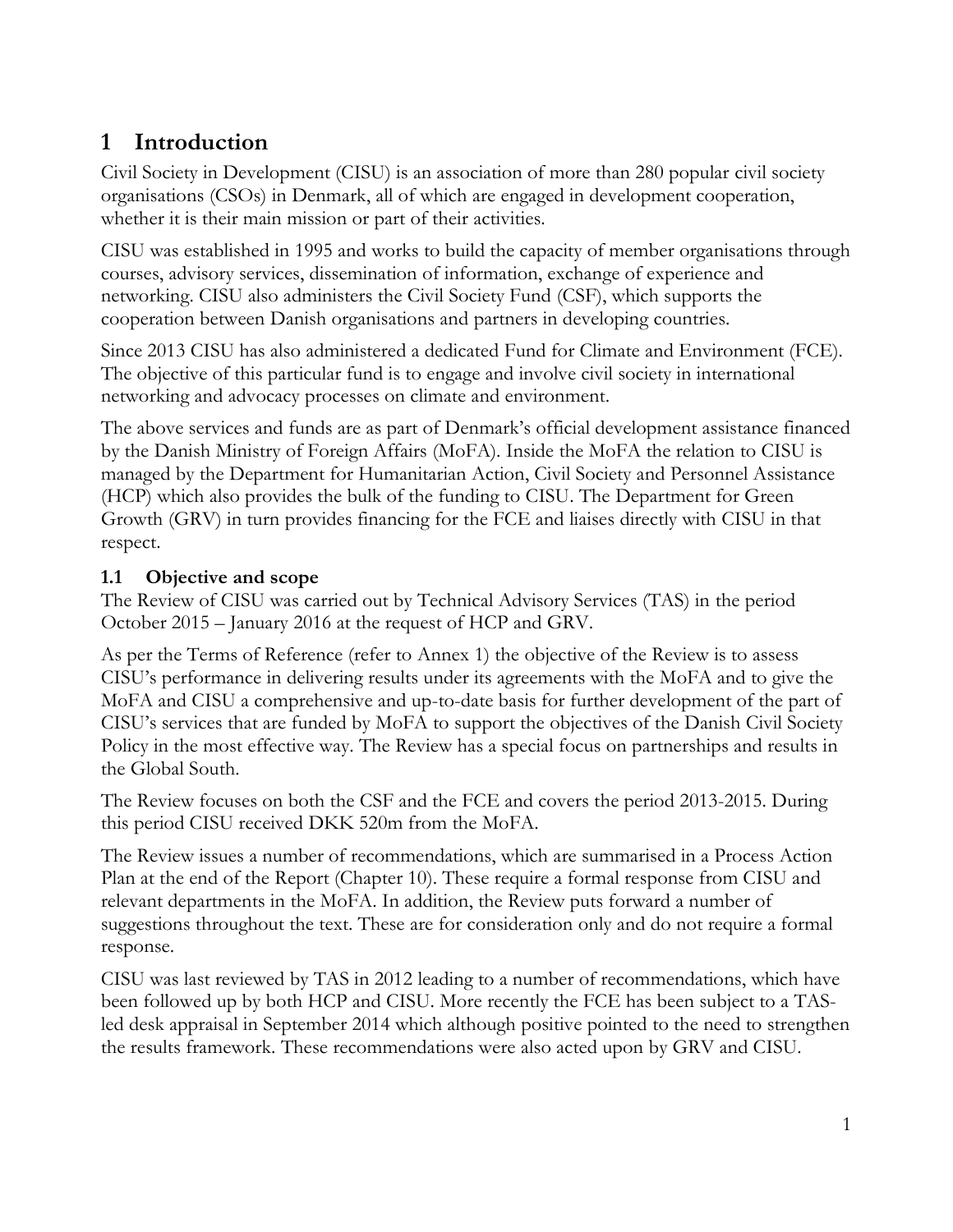# 1 Introduction

Civil Society in Development (CISU) is an association of more than 280 popular civil society organisations (CSOs) in Denmark, all of which are engaged in development cooperation, whether it is their main mission or part of their activities.

CISU was established in 1995 and works to build the capacity of member organisations through courses, advisory services, dissemination of information, exchange of experience and networking. CISU also administers the Civil Society Fund (CSF), which supports the cooperation between Danish organisations and partners in developing countries.

Since 2013 CISU has also administered a dedicated Fund for Climate and Environment (FCE). The objective of this particular fund is to engage and involve civil society in international networking and advocacy processes on climate and environment.

The above services and funds are as part of Denmark's official development assistance financed by the Danish Ministry of Foreign Affairs (MoFA). Inside the MoFA the relation to CISU is managed by the Department for Humanitarian Action, Civil Society and Personnel Assistance (HCP) which also provides the bulk of the funding to CISU. The Department for Green Growth (GRV) in turn provides financing for the FCE and liaises directly with CISU in that respect.

## 1.1 Objective and scope

The Review of CISU was carried out by Technical Advisory Services (TAS) in the period October 2015 – January 2016 at the request of HCP and GRV.

As per the Terms of Reference (refer to Annex 1) the objective of the Review is to assess CISU's performance in delivering results under its agreements with the MoFA and to give the MoFA and CISU a comprehensive and up-to-date basis for further development of the part of CISU's services that are funded by MoFA to support the objectives of the Danish Civil Society Policy in the most effective way. The Review has a special focus on partnerships and results in the Global South.

The Review focuses on both the CSF and the FCE and covers the period 2013-2015. During this period CISU received DKK 520m from the MoFA.

The Review issues a number of recommendations, which are summarised in a Process Action Plan at the end of the Report (Chapter 10). These require a formal response from CISU and relevant departments in the MoFA. In addition, the Review puts forward a number of suggestions throughout the text. These are for consideration only and do not require a formal response.

CISU was last reviewed by TAS in 2012 leading to a number of recommendations, which have been followed up by both HCP and CISU. More recently the FCE has been subject to a TAS-led desk appraisal in September 2014 which although positive pointed to the need to strengthen the results framework. These recommendations were also acted upon by GRV and CISU.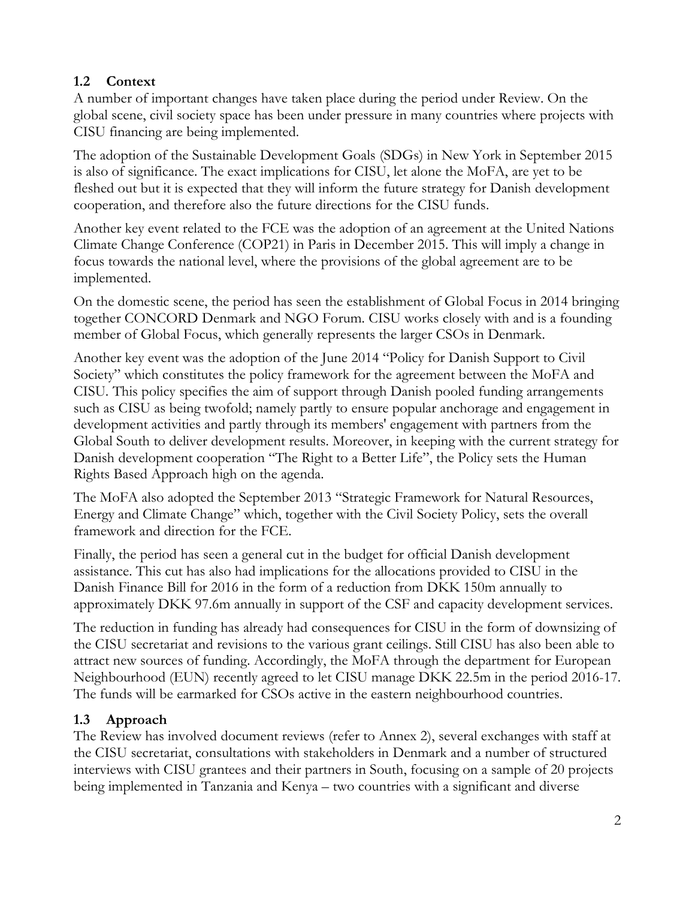## 1.2 Context

A number of important changes have taken place during the period under Review. On the global scene, civil society space has been under pressure in many countries where projects with CISU financing are being implemented.

The adoption of the Sustainable Development Goals (SDGs) in New York in September 2015 is also of significance. The exact implications for CISU, let alone the MoFA, are yet to be fleshed out but it is expected that they will inform the future strategy for Danish development cooperation, and therefore also the future directions for the CISU funds.

Another key event related to the FCE was the adoption of an agreement at the United Nations Climate Change Conference (COP21) in Paris in December 2015. This will imply a change in focus towards the national level, where the provisions of the global agreement are to be implemented.

On the domestic scene, the period has seen the establishment of Global Focus in 2014 bringing together CONCORD Denmark and NGO Forum. CISU works closely with and is a founding member of Global Focus, which generally represents the larger CSOs in Denmark.

Another key event was the adoption of the June 2014 "Policy for Danish Support to Civil Society" which constitutes the policy framework for the agreement between the MoFA and CISU. This policy specifies the aim of support through Danish pooled funding arrangements such as CISU as being twofold; namely partly to ensure popular anchorage and engagement in development activities and partly through its members' engagement with partners from the Global South to deliver development results. Moreover, in keeping with the current strategy for Danish development cooperation "The Right to a Better Life", the Policy sets the Human Rights Based Approach high on the agenda.

The MoFA also adopted the September 2013 "Strategic Framework for Natural Resources, Energy and Climate Change" which, together with the Civil Society Policy, sets the overall framework and direction for the FCE.

Finally, the period has seen a general cut in the budget for official Danish development assistance. This cut has also had implications for the allocations provided to CISU in the Danish Finance Bill for 2016 in the form of a reduction from DKK 150m annually to approximately DKK 97.6m annually in support of the CSF and capacity development services.

The reduction in funding has already had consequences for CISU in the form of downsizing of the CISU secretariat and revisions to the various grant ceilings. Still CISU has also been able to attract new sources of funding. Accordingly, the MoFA through the department for European Neighbourhood (EUN) recently agreed to let CISU manage DKK 22.5m in the period 2016-17. The funds will be earmarked for CSOs active in the eastern neighbourhood countries.

## 1.3 Approach

The Review has involved document reviews (refer to Annex 2), several exchanges with staff at the CISU secretariat, consultations with stakeholders in Denmark and a number of structured interviews with CISU grantees and their partners in South, focusing on a sample of 20 projects being implemented in Tanzania and Kenya – two countries with a significant and diverse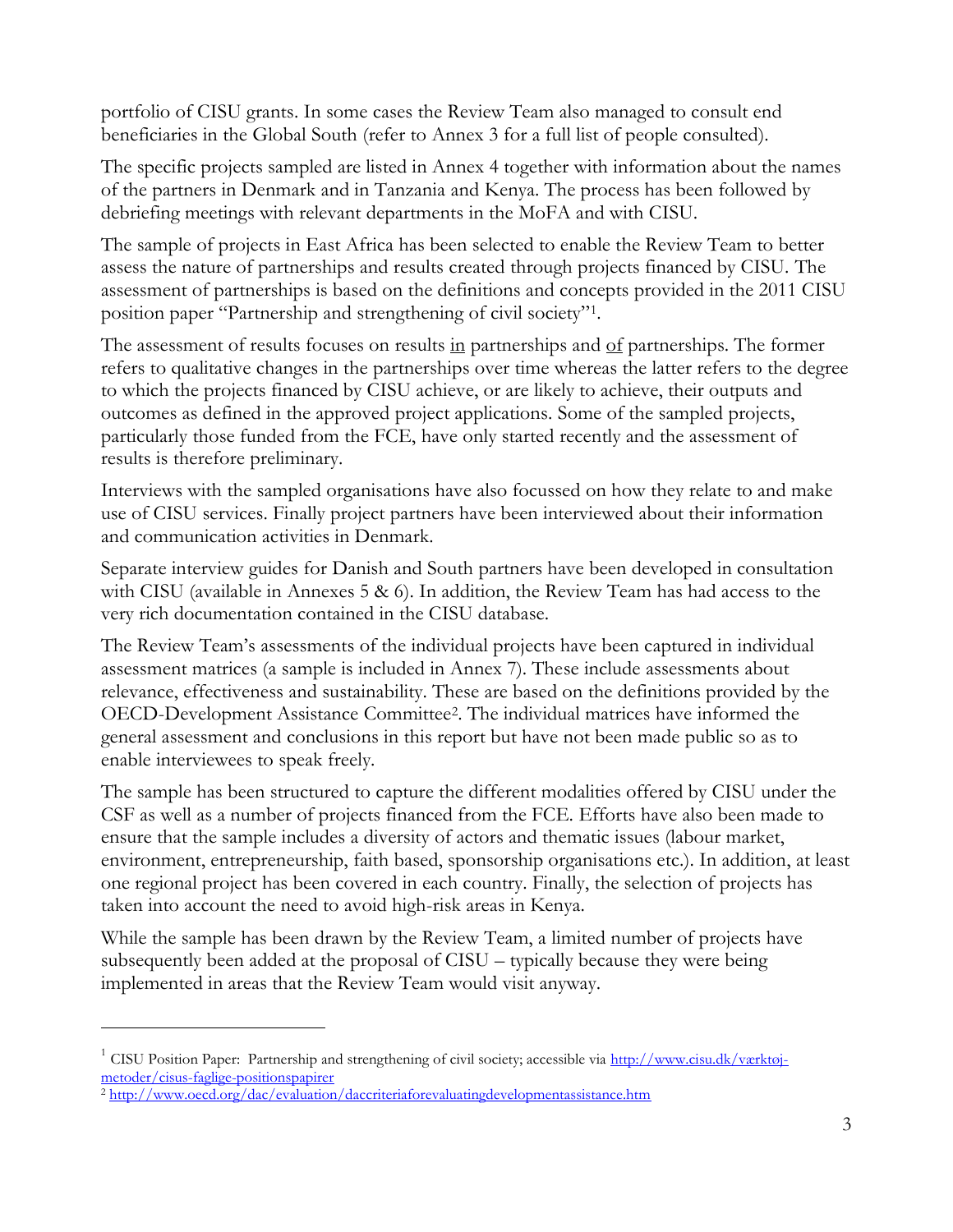portfolio of CISU grants. In some cases the Review Team also managed to consult end beneficiaries in the Global South (refer to Annex 3 for a full list of people consulted).

The specific projects sampled are listed in Annex 4 together with information about the names of the partners in Denmark and in Tanzania and Kenya. The process has been followed by debriefing meetings with relevant departments in the MoFA and with CISU.

The sample of projects in East Africa has been selected to enable the Review Team to better assess the nature of partnerships and results created through projects financed by CISU. The assessment of partnerships is based on the definitions and concepts provided in the 2011 CISU position paper "Partnership and strengthening of civil society"[1].

The assessment of results focuses on results in partnerships and of partnerships. The former refers to qualitative changes in the partnerships over time whereas the latter refers to the degree to which the projects financed by CISU achieve, or are likely to achieve, their outputs and outcomes as defined in the approved project applications. Some of the sampled projects, particularly those funded from the FCE, have only started recently and the assessment of results is therefore preliminary.

Interviews with the sampled organisations have also focussed on how they relate to and make use of CISU services. Finally project partners have been interviewed about their information and communication activities in Denmark.

Separate interview guides for Danish and South partners have been developed in consultation with CISU (available in Annexes 5 & 6). In addition, the Review Team has had access to the very rich documentation contained in the CISU database.

The Review Team's assessments of the individual projects have been captured in individual assessment matrices (a sample is included in Annex 7). These include assessments about relevance, effectiveness and sustainability. These are based on the definitions provided by the OECD-Development Assistance Committee[2]. The individual matrices have informed the general assessment and conclusions in this report but have not been made public so as to enable interviewees to speak freely.

The sample has been structured to capture the different modalities offered by CISU under the CSF as well as a number of projects financed from the FCE. Efforts have also been made to ensure that the sample includes a diversity of actors and thematic issues (labour market, environment, entrepreneurship, faith based, sponsorship organisations etc.). In addition, at least one regional project has been covered in each country. Finally, the selection of projects has taken into account the need to avoid high-risk areas in Kenya.

While the sample has been drawn by the Review Team, a limited number of projects have subsequently been added at the proposal of CISU – typically because they were being implemented in areas that the Review Team would visit anyway.

---

[1] CISU Position Paper: Partnership and strengthening of civil society; accessible via http://www.cisu.dk/værktøj-metoder/cisus-faglige-positionspapirer

[2] http://www.oecd.org/dac/evaluation/daccriteriaforevaluatingdevelopmentassistance.htm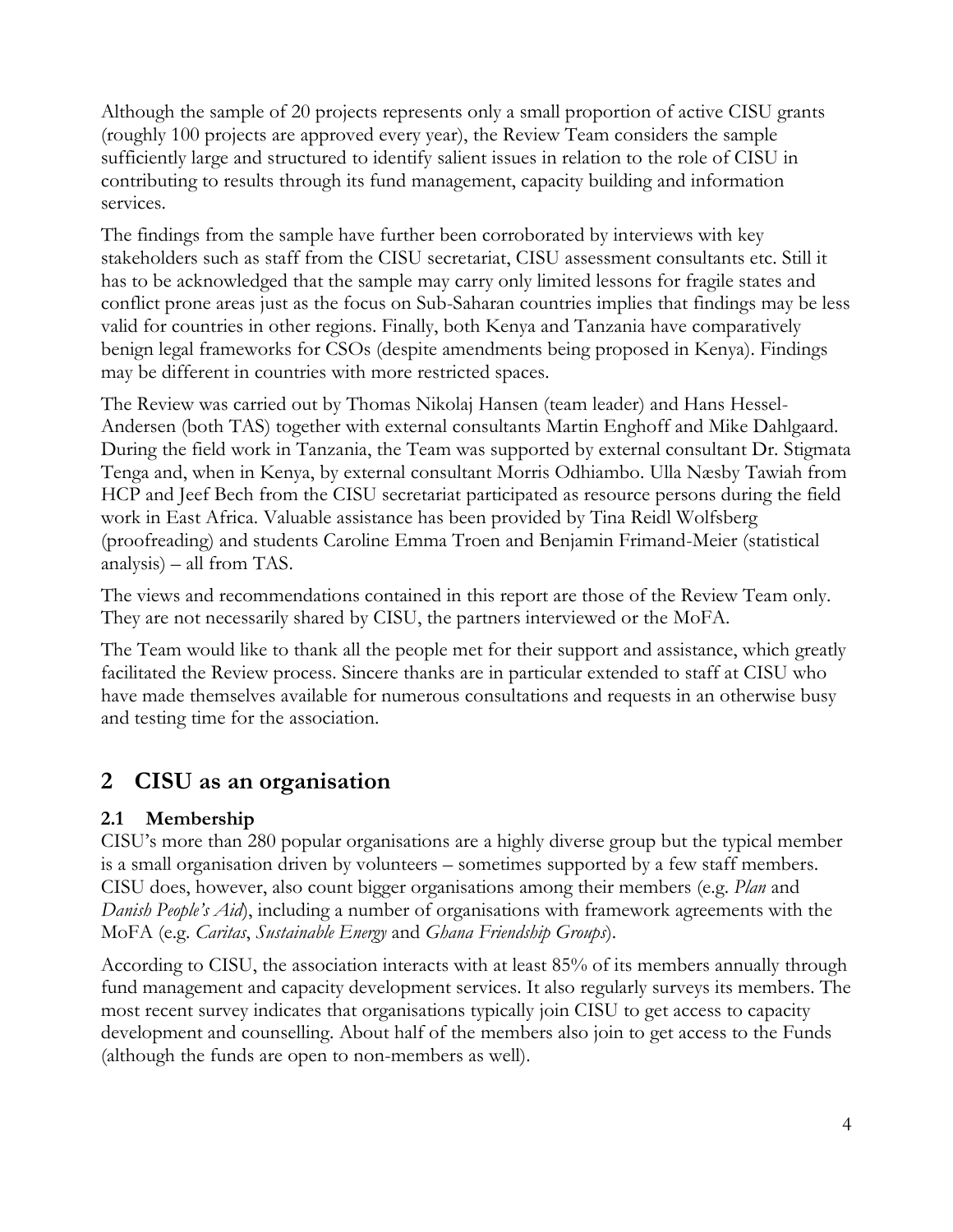Although the sample of 20 projects represents only a small proportion of active CISU grants (roughly 100 projects are approved every year), the Review Team considers the sample sufficiently large and structured to identify salient issues in relation to the role of CISU in contributing to results through its fund management, capacity building and information services.

The findings from the sample have further been corroborated by interviews with key stakeholders such as staff from the CISU secretariat, CISU assessment consultants etc. Still it has to be acknowledged that the sample may carry only limited lessons for fragile states and conflict prone areas just as the focus on Sub-Saharan countries implies that findings may be less valid for countries in other regions. Finally, both Kenya and Tanzania have comparatively benign legal frameworks for CSOs (despite amendments being proposed in Kenya). Findings may be different in countries with more restricted spaces.

The Review was carried out by Thomas Nikolaj Hansen (team leader) and Hans Hessel-Andersen (both TAS) together with external consultants Martin Enghoff and Mike Dahlgaard. During the field work in Tanzania, the Team was supported by external consultant Dr. Stigmata Tenga and, when in Kenya, by external consultant Morris Odhiambo. Ulla Næsby Tawiah from HCP and Jeef Bech from the CISU secretariat participated as resource persons during the field work in East Africa. Valuable assistance has been provided by Tina Reidl Wolfsberg (proofreading) and students Caroline Emma Troen and Benjamin Frimand-Meier (statistical analysis) – all from TAS.

The views and recommendations contained in this report are those of the Review Team only. They are not necessarily shared by CISU, the partners interviewed or the MoFA.

The Team would like to thank all the people met for their support and assistance, which greatly facilitated the Review process. Sincere thanks are in particular extended to staff at CISU who have made themselves available for numerous consultations and requests in an otherwise busy and testing time for the association.

# 2 CISU as an organisation

## 2.1 Membership

CISU's more than 280 popular organisations are a highly diverse group but the typical member is a small organisation driven by volunteers – sometimes supported by a few staff members. CISU does, however, also count bigger organisations among their members (e.g. *Plan* and *Danish People's Aid*), including a number of organisations with framework agreements with the MoFA (e.g. *Caritas*, *Sustainable Energy* and *Ghana Friendship Groups*).

According to CISU, the association interacts with at least 85% of its members annually through fund management and capacity development services. It also regularly surveys its members. The most recent survey indicates that organisations typically join CISU to get access to capacity development and counselling. About half of the members also join to get access to the Funds (although the funds are open to non-members as well).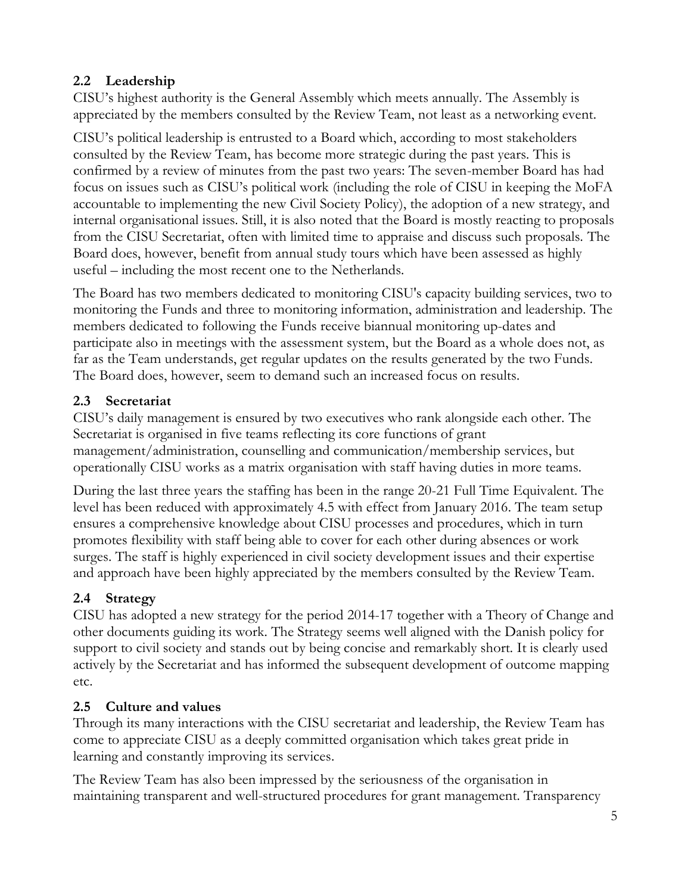### 2.2 Leadership

CISU's highest authority is the General Assembly which meets annually. The Assembly is appreciated by the members consulted by the Review Team, not least as a networking event.

CISU's political leadership is entrusted to a Board which, according to most stakeholders consulted by the Review Team, has become more strategic during the past years. This is confirmed by a review of minutes from the past two years: The seven-member Board has had focus on issues such as CISU's political work (including the role of CISU in keeping the MoFA accountable to implementing the new Civil Society Policy), the adoption of a new strategy, and internal organisational issues. Still, it is also noted that the Board is mostly reacting to proposals from the CISU Secretariat, often with limited time to appraise and discuss such proposals. The Board does, however, benefit from annual study tours which have been assessed as highly useful – including the most recent one to the Netherlands.

The Board has two members dedicated to monitoring CISU's capacity building services, two to monitoring the Funds and three to monitoring information, administration and leadership. The members dedicated to following the Funds receive biannual monitoring up-dates and participate also in meetings with the assessment system, but the Board as a whole does not, as far as the Team understands, get regular updates on the results generated by the two Funds. The Board does, however, seem to demand such an increased focus on results.

### 2.3 Secretariat

CISU's daily management is ensured by two executives who rank alongside each other. The Secretariat is organised in five teams reflecting its core functions of grant management/administration, counselling and communication/membership services, but operationally CISU works as a matrix organisation with staff having duties in more teams.

During the last three years the staffing has been in the range 20-21 Full Time Equivalent. The level has been reduced with approximately 4.5 with effect from January 2016. The team setup ensures a comprehensive knowledge about CISU processes and procedures, which in turn promotes flexibility with staff being able to cover for each other during absences or work surges. The staff is highly experienced in civil society development issues and their expertise and approach have been highly appreciated by the members consulted by the Review Team.

### 2.4 Strategy

CISU has adopted a new strategy for the period 2014-17 together with a Theory of Change and other documents guiding its work. The Strategy seems well aligned with the Danish policy for support to civil society and stands out by being concise and remarkably short. It is clearly used actively by the Secretariat and has informed the subsequent development of outcome mapping etc.

### 2.5 Culture and values

Through its many interactions with the CISU secretariat and leadership, the Review Team has come to appreciate CISU as a deeply committed organisation which takes great pride in learning and constantly improving its services.

The Review Team has also been impressed by the seriousness of the organisation in maintaining transparent and well-structured procedures for grant management. Transparency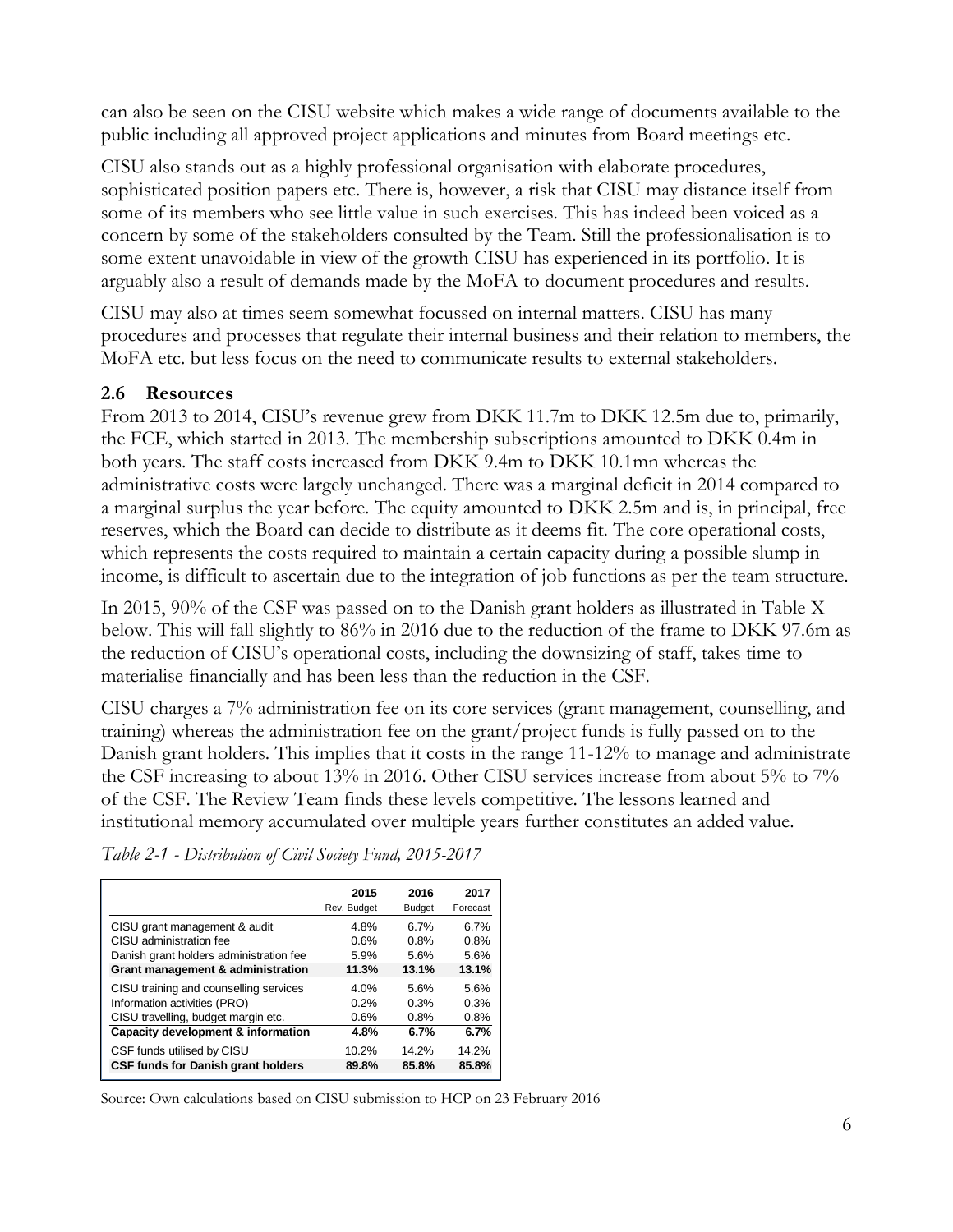can also be seen on the CISU website which makes a wide range of documents available to the public including all approved project applications and minutes from Board meetings etc.

CISU also stands out as a highly professional organisation with elaborate procedures, sophisticated position papers etc. There is, however, a risk that CISU may distance itself from some of its members who see little value in such exercises. This has indeed been voiced as a concern by some of the stakeholders consulted by the Team. Still the professionalisation is to some extent unavoidable in view of the growth CISU has experienced in its portfolio. It is arguably also a result of demands made by the MoFA to document procedures and results.

CISU may also at times seem somewhat focussed on internal matters. CISU has many procedures and processes that regulate their internal business and their relation to members, the MoFA etc. but less focus on the need to communicate results to external stakeholders.

### 2.6 Resources

From 2013 to 2014, CISU's revenue grew from DKK 11.7m to DKK 12.5m due to, primarily, the FCE, which started in 2013. The membership subscriptions amounted to DKK 0.4m in both years. The staff costs increased from DKK 9.4m to DKK 10.1mn whereas the administrative costs were largely unchanged. There was a marginal deficit in 2014 compared to a marginal surplus the year before. The equity amounted to DKK 2.5m and is, in principal, free reserves, which the Board can decide to distribute as it deems fit. The core operational costs, which represents the costs required to maintain a certain capacity during a possible slump in income, is difficult to ascertain due to the integration of job functions as per the team structure.

In 2015, 90% of the CSF was passed on to the Danish grant holders as illustrated in Table X below. This will fall slightly to 86% in 2016 due to the reduction of the frame to DKK 97.6m as the reduction of CISU's operational costs, including the downsizing of staff, takes time to materialise financially and has been less than the reduction in the CSF.

CISU charges a 7% administration fee on its core services (grant management, counselling, and training) whereas the administration fee on the grant/project funds is fully passed on to the Danish grant holders. This implies that it costs in the range 11-12% to manage and administrate the CSF increasing to about 13% in 2016. Other CISU services increase from about 5% to 7% of the CSF. The Review Team finds these levels competitive. The lessons learned and institutional memory accumulated over multiple years further constitutes an added value.

*Table 2-1 - Distribution of Civil Society Fund, 2015-2017*

| | 2015 Rev. Budget | 2016 Budget | 2017 Forecast |
|---|---|---|---|
| CISU grant management & audit | 4.8% | 6.7% | 6.7% |
| CISU administration fee | 0.6% | 0.8% | 0.8% |
| Danish grant holders administration fee | 5.9% | 5.6% | 5.6% |
| **Grant management & administration** | **11.3%** | **13.1%** | **13.1%** |
| CISU training and counselling services | 4.0% | 5.6% | 5.6% |
| Information activities (PRO) | 0.2% | 0.3% | 0.3% |
| CISU travelling, budget margin etc. | 0.6% | 0.8% | 0.8% |
| **Capacity development & information** | **4.8%** | **6.7%** | **6.7%** |
| CSF funds utilised by CISU | 10.2% | 14.2% | 14.2% |
| **CSF funds for Danish grant holders** | **89.8%** | **85.8%** | **85.8%** |

Source: Own calculations based on CISU submission to HCP on 23 February 2016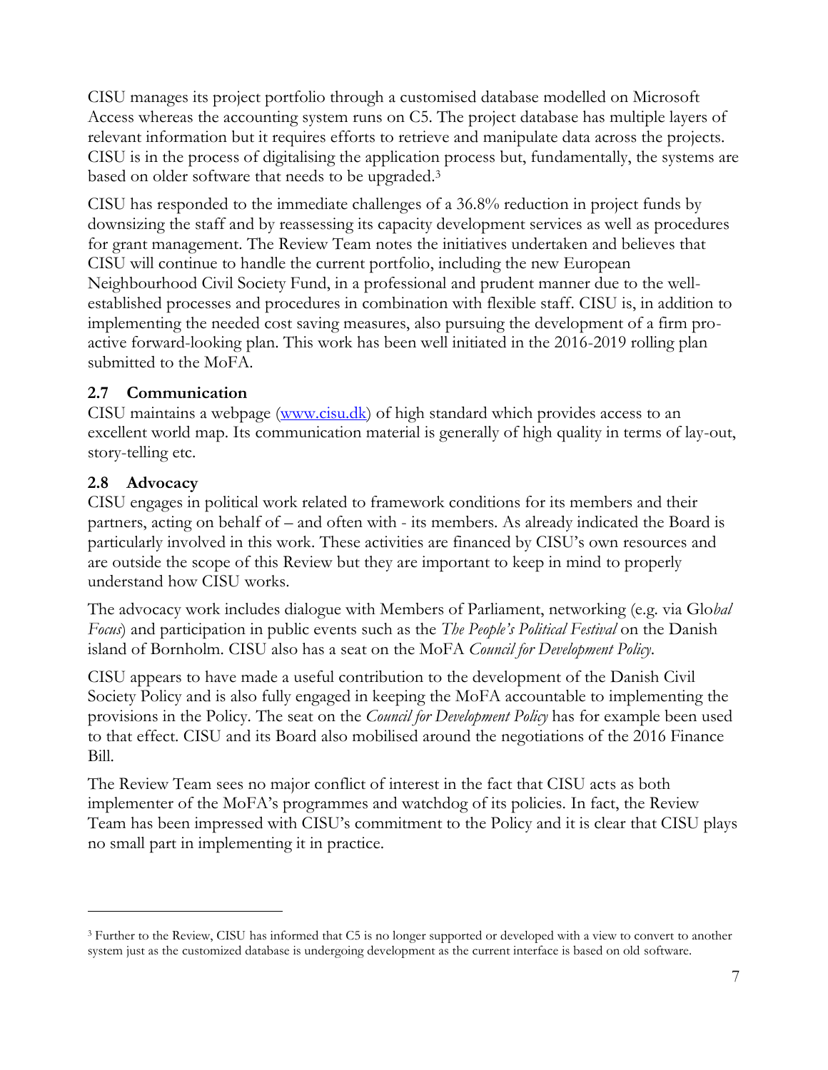CISU manages its project portfolio through a customised database modelled on Microsoft Access whereas the accounting system runs on C5. The project database has multiple layers of relevant information but it requires efforts to retrieve and manipulate data across the projects. CISU is in the process of digitalising the application process but, fundamentally, the systems are based on older software that needs to be upgraded.[3]

CISU has responded to the immediate challenges of a 36.8% reduction in project funds by downsizing the staff and by reassessing its capacity development services as well as procedures for grant management. The Review Team notes the initiatives undertaken and believes that CISU will continue to handle the current portfolio, including the new European Neighbourhood Civil Society Fund, in a professional and prudent manner due to the well-established processes and procedures in combination with flexible staff. CISU is, in addition to implementing the needed cost saving measures, also pursuing the development of a firm pro-active forward-looking plan. This work has been well initiated in the 2016-2019 rolling plan submitted to the MoFA.

### 2.7 Communication

CISU maintains a webpage (www.cisu.dk) of high standard which provides access to an excellent world map. Its communication material is generally of high quality in terms of lay-out, story-telling etc.

### 2.8 Advocacy

CISU engages in political work related to framework conditions for its members and their partners, acting on behalf of – and often with - its members. As already indicated the Board is particularly involved in this work. These activities are financed by CISU's own resources and are outside the scope of this Review but they are important to keep in mind to properly understand how CISU works.

The advocacy work includes dialogue with Members of Parliament, networking (e.g. via Glo*bal Focus*) and participation in public events such as the *The People's Political Festival* on the Danish island of Bornholm. CISU also has a seat on the MoFA *Council for Development Policy*.

CISU appears to have made a useful contribution to the development of the Danish Civil Society Policy and is also fully engaged in keeping the MoFA accountable to implementing the provisions in the Policy. The seat on the *Council for Development Policy* has for example been used to that effect. CISU and its Board also mobilised around the negotiations of the 2016 Finance Bill.

The Review Team sees no major conflict of interest in the fact that CISU acts as both implementer of the MoFA's programmes and watchdog of its policies. In fact, the Review Team has been impressed with CISU's commitment to the Policy and it is clear that CISU plays no small part in implementing it in practice.

---

[3] Further to the Review, CISU has informed that C5 is no longer supported or developed with a view to convert to another system just as the customized database is undergoing development as the current interface is based on old software.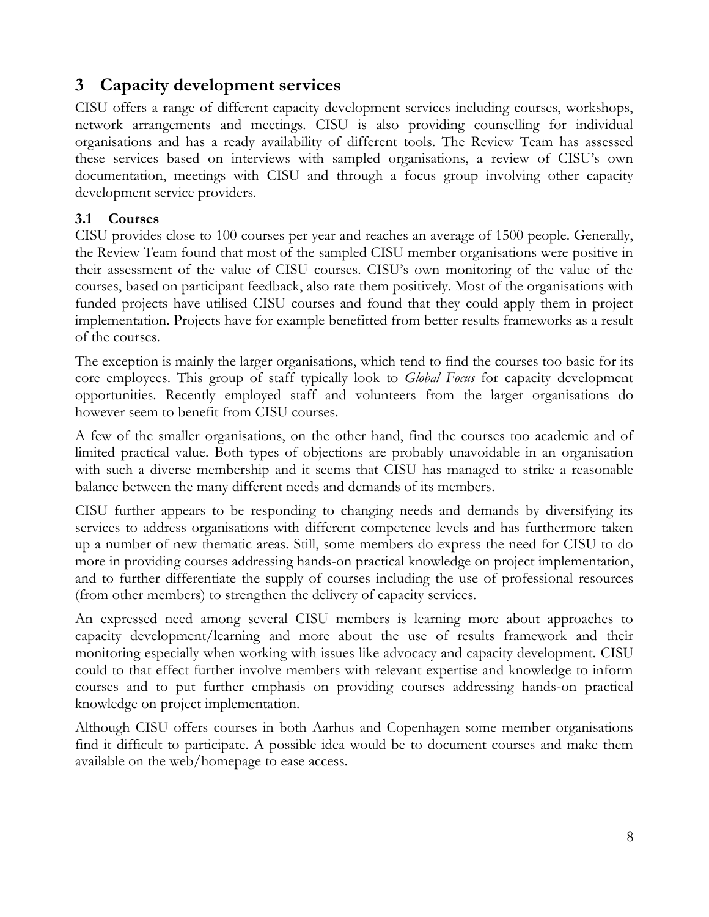# 3 Capacity development services

CISU offers a range of different capacity development services including courses, workshops, network arrangements and meetings. CISU is also providing counselling for individual organisations and has a ready availability of different tools. The Review Team has assessed these services based on interviews with sampled organisations, a review of CISU's own documentation, meetings with CISU and through a focus group involving other capacity development service providers.

## 3.1 Courses

CISU provides close to 100 courses per year and reaches an average of 1500 people. Generally, the Review Team found that most of the sampled CISU member organisations were positive in their assessment of the value of CISU courses. CISU's own monitoring of the value of the courses, based on participant feedback, also rate them positively. Most of the organisations with funded projects have utilised CISU courses and found that they could apply them in project implementation. Projects have for example benefitted from better results frameworks as a result of the courses.

The exception is mainly the larger organisations, which tend to find the courses too basic for its core employees. This group of staff typically look to *Global Focus* for capacity development opportunities. Recently employed staff and volunteers from the larger organisations do however seem to benefit from CISU courses.

A few of the smaller organisations, on the other hand, find the courses too academic and of limited practical value. Both types of objections are probably unavoidable in an organisation with such a diverse membership and it seems that CISU has managed to strike a reasonable balance between the many different needs and demands of its members.

CISU further appears to be responding to changing needs and demands by diversifying its services to address organisations with different competence levels and has furthermore taken up a number of new thematic areas. Still, some members do express the need for CISU to do more in providing courses addressing hands-on practical knowledge on project implementation, and to further differentiate the supply of courses including the use of professional resources (from other members) to strengthen the delivery of capacity services.

An expressed need among several CISU members is learning more about approaches to capacity development/learning and more about the use of results framework and their monitoring especially when working with issues like advocacy and capacity development. CISU could to that effect further involve members with relevant expertise and knowledge to inform courses and to put further emphasis on providing courses addressing hands-on practical knowledge on project implementation.

Although CISU offers courses in both Aarhus and Copenhagen some member organisations find it difficult to participate. A possible idea would be to document courses and make them available on the web/homepage to ease access.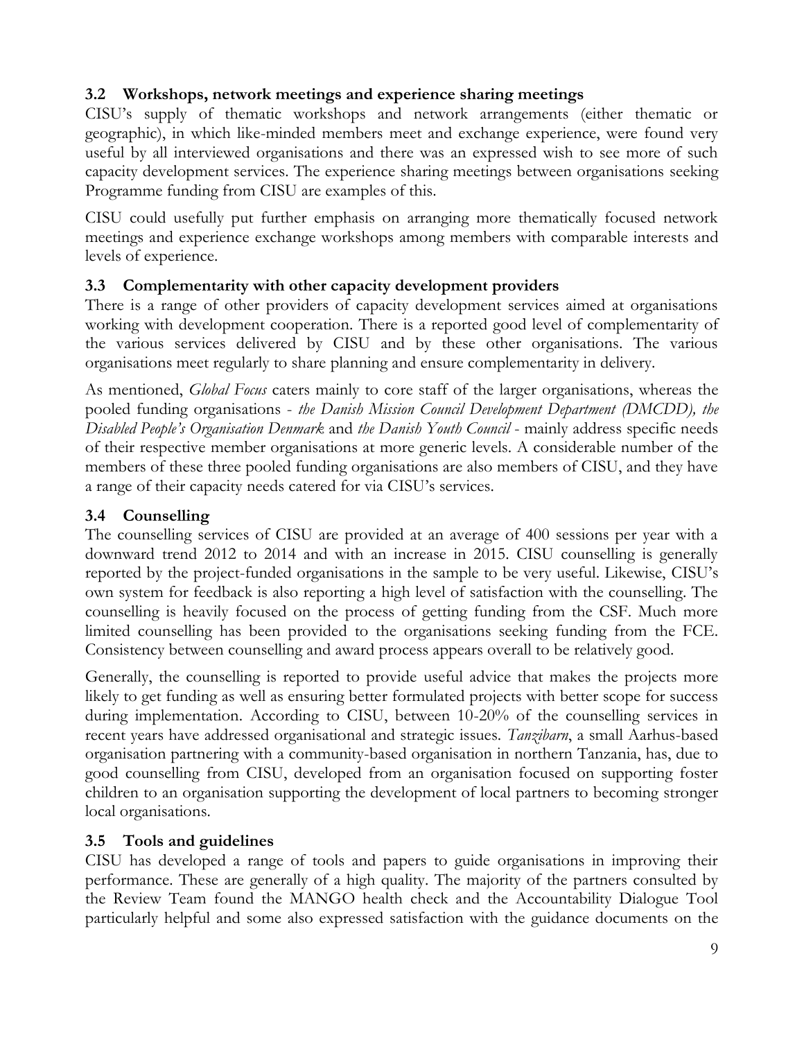### 3.2 Workshops, network meetings and experience sharing meetings

CISU's supply of thematic workshops and network arrangements (either thematic or geographic), in which like-minded members meet and exchange experience, were found very useful by all interviewed organisations and there was an expressed wish to see more of such capacity development services. The experience sharing meetings between organisations seeking Programme funding from CISU are examples of this.

CISU could usefully put further emphasis on arranging more thematically focused network meetings and experience exchange workshops among members with comparable interests and levels of experience.

### 3.3 Complementarity with other capacity development providers

There is a range of other providers of capacity development services aimed at organisations working with development cooperation. There is a reported good level of complementarity of the various services delivered by CISU and by these other organisations. The various organisations meet regularly to share planning and ensure complementarity in delivery.

As mentioned, *Global Focus* caters mainly to core staff of the larger organisations, whereas the pooled funding organisations - *the Danish Mission Council Development Department (DMCDD), the Disabled People's Organisation Denmark* and *the Danish Youth Council* - mainly address specific needs of their respective member organisations at more generic levels. A considerable number of the members of these three pooled funding organisations are also members of CISU, and they have a range of their capacity needs catered for via CISU's services.

### 3.4 Counselling

The counselling services of CISU are provided at an average of 400 sessions per year with a downward trend 2012 to 2014 and with an increase in 2015. CISU counselling is generally reported by the project-funded organisations in the sample to be very useful. Likewise, CISU's own system for feedback is also reporting a high level of satisfaction with the counselling. The counselling is heavily focused on the process of getting funding from the CSF. Much more limited counselling has been provided to the organisations seeking funding from the FCE. Consistency between counselling and award process appears overall to be relatively good.

Generally, the counselling is reported to provide useful advice that makes the projects more likely to get funding as well as ensuring better formulated projects with better scope for success during implementation. According to CISU, between 10-20% of the counselling services in recent years have addressed organisational and strategic issues. *Tanzibarn*, a small Aarhus-based organisation partnering with a community-based organisation in northern Tanzania, has, due to good counselling from CISU, developed from an organisation focused on supporting foster children to an organisation supporting the development of local partners to becoming stronger local organisations.

### 3.5 Tools and guidelines

CISU has developed a range of tools and papers to guide organisations in improving their performance. These are generally of a high quality. The majority of the partners consulted by the Review Team found the MANGO health check and the Accountability Dialogue Tool particularly helpful and some also expressed satisfaction with the guidance documents on the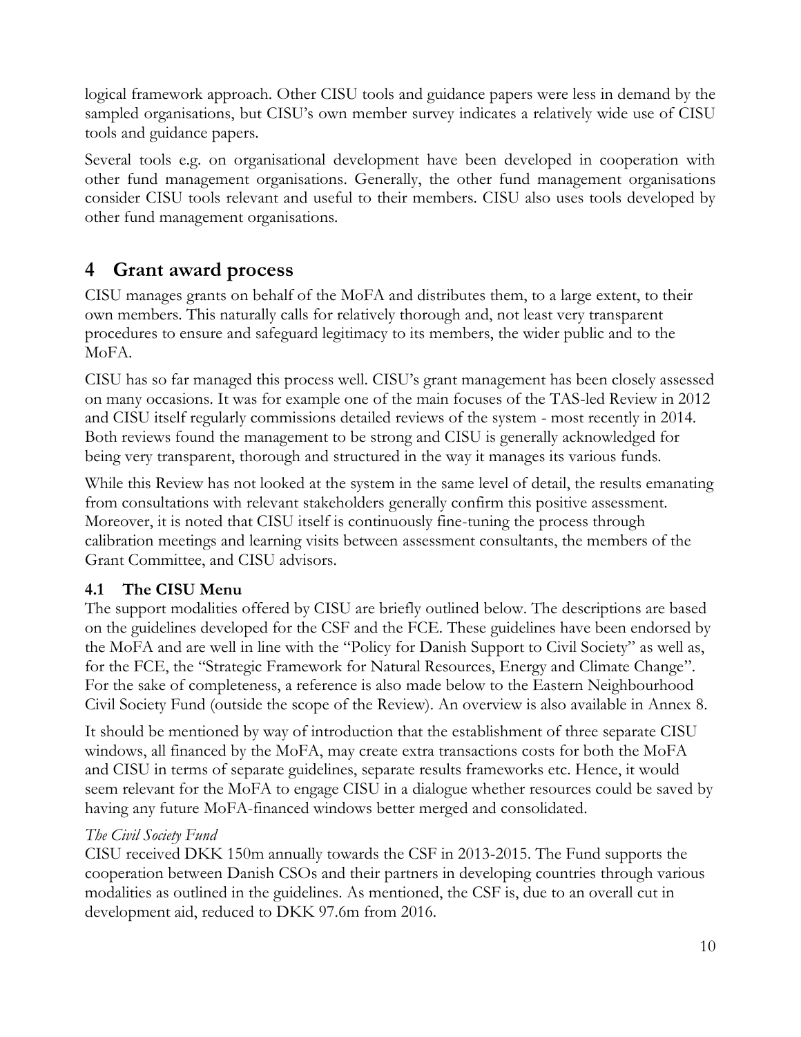logical framework approach. Other CISU tools and guidance papers were less in demand by the sampled organisations, but CISU's own member survey indicates a relatively wide use of CISU tools and guidance papers.

Several tools e.g. on organisational development have been developed in cooperation with other fund management organisations. Generally, the other fund management organisations consider CISU tools relevant and useful to their members. CISU also uses tools developed by other fund management organisations.

# 4 Grant award process

CISU manages grants on behalf of the MoFA and distributes them, to a large extent, to their own members. This naturally calls for relatively thorough and, not least very transparent procedures to ensure and safeguard legitimacy to its members, the wider public and to the MoFA.

CISU has so far managed this process well. CISU's grant management has been closely assessed on many occasions. It was for example one of the main focuses of the TAS-led Review in 2012 and CISU itself regularly commissions detailed reviews of the system - most recently in 2014. Both reviews found the management to be strong and CISU is generally acknowledged for being very transparent, thorough and structured in the way it manages its various funds.

While this Review has not looked at the system in the same level of detail, the results emanating from consultations with relevant stakeholders generally confirm this positive assessment. Moreover, it is noted that CISU itself is continuously fine-tuning the process through calibration meetings and learning visits between assessment consultants, the members of the Grant Committee, and CISU advisors.

## 4.1 The CISU Menu

The support modalities offered by CISU are briefly outlined below. The descriptions are based on the guidelines developed for the CSF and the FCE. These guidelines have been endorsed by the MoFA and are well in line with the "Policy for Danish Support to Civil Society" as well as, for the FCE, the "Strategic Framework for Natural Resources, Energy and Climate Change". For the sake of completeness, a reference is also made below to the Eastern Neighbourhood Civil Society Fund (outside the scope of the Review). An overview is also available in Annex 8.

It should be mentioned by way of introduction that the establishment of three separate CISU windows, all financed by the MoFA, may create extra transactions costs for both the MoFA and CISU in terms of separate guidelines, separate results frameworks etc. Hence, it would seem relevant for the MoFA to engage CISU in a dialogue whether resources could be saved by having any future MoFA-financed windows better merged and consolidated.

*The Civil Society Fund*

CISU received DKK 150m annually towards the CSF in 2013-2015. The Fund supports the cooperation between Danish CSOs and their partners in developing countries through various modalities as outlined in the guidelines. As mentioned, the CSF is, due to an overall cut in development aid, reduced to DKK 97.6m from 2016.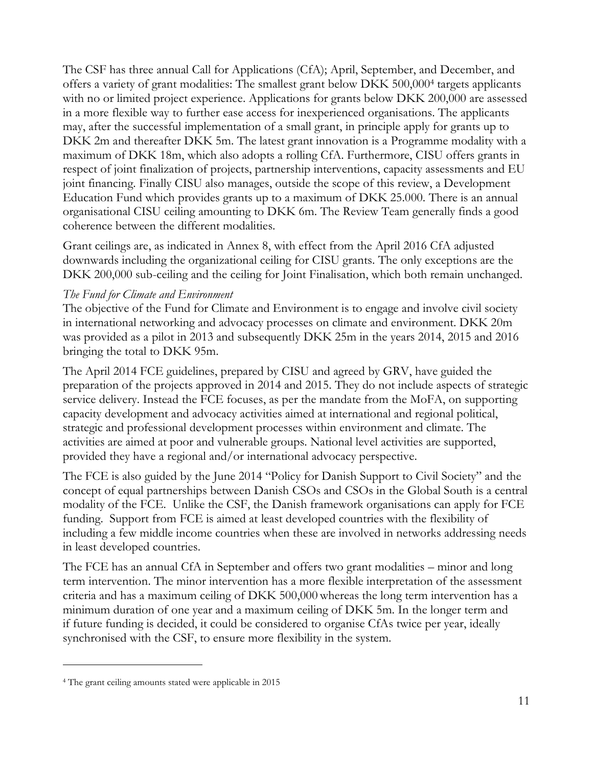The CSF has three annual Call for Applications (CfA); April, September, and December, and offers a variety of grant modalities: The smallest grant below DKK 500,000[4] targets applicants with no or limited project experience. Applications for grants below DKK 200,000 are assessed in a more flexible way to further ease access for inexperienced organisations. The applicants may, after the successful implementation of a small grant, in principle apply for grants up to DKK 2m and thereafter DKK 5m. The latest grant innovation is a Programme modality with a maximum of DKK 18m, which also adopts a rolling CfA. Furthermore, CISU offers grants in respect of joint finalization of projects, partnership interventions, capacity assessments and EU joint financing. Finally CISU also manages, outside the scope of this review, a Development Education Fund which provides grants up to a maximum of DKK 25.000. There is an annual organisational CISU ceiling amounting to DKK 6m. The Review Team generally finds a good coherence between the different modalities.

Grant ceilings are, as indicated in Annex 8, with effect from the April 2016 CfA adjusted downwards including the organizational ceiling for CISU grants. The only exceptions are the DKK 200,000 sub-ceiling and the ceiling for Joint Finalisation, which both remain unchanged.

*The Fund for Climate and Environment*

The objective of the Fund for Climate and Environment is to engage and involve civil society in international networking and advocacy processes on climate and environment. DKK 20m was provided as a pilot in 2013 and subsequently DKK 25m in the years 2014, 2015 and 2016 bringing the total to DKK 95m.

The April 2014 FCE guidelines, prepared by CISU and agreed by GRV, have guided the preparation of the projects approved in 2014 and 2015. They do not include aspects of strategic service delivery. Instead the FCE focuses, as per the mandate from the MoFA, on supporting capacity development and advocacy activities aimed at international and regional political, strategic and professional development processes within environment and climate. The activities are aimed at poor and vulnerable groups. National level activities are supported, provided they have a regional and/or international advocacy perspective.

The FCE is also guided by the June 2014 "Policy for Danish Support to Civil Society" and the concept of equal partnerships between Danish CSOs and CSOs in the Global South is a central modality of the FCE. Unlike the CSF, the Danish framework organisations can apply for FCE funding. Support from FCE is aimed at least developed countries with the flexibility of including a few middle income countries when these are involved in networks addressing needs in least developed countries.

The FCE has an annual CfA in September and offers two grant modalities – minor and long term intervention. The minor intervention has a more flexible interpretation of the assessment criteria and has a maximum ceiling of DKK 500,000 whereas the long term intervention has a minimum duration of one year and a maximum ceiling of DKK 5m. In the longer term and if future funding is decided, it could be considered to organise CfAs twice per year, ideally synchronised with the CSF, to ensure more flexibility in the system.

---

[4] The grant ceiling amounts stated were applicable in 2015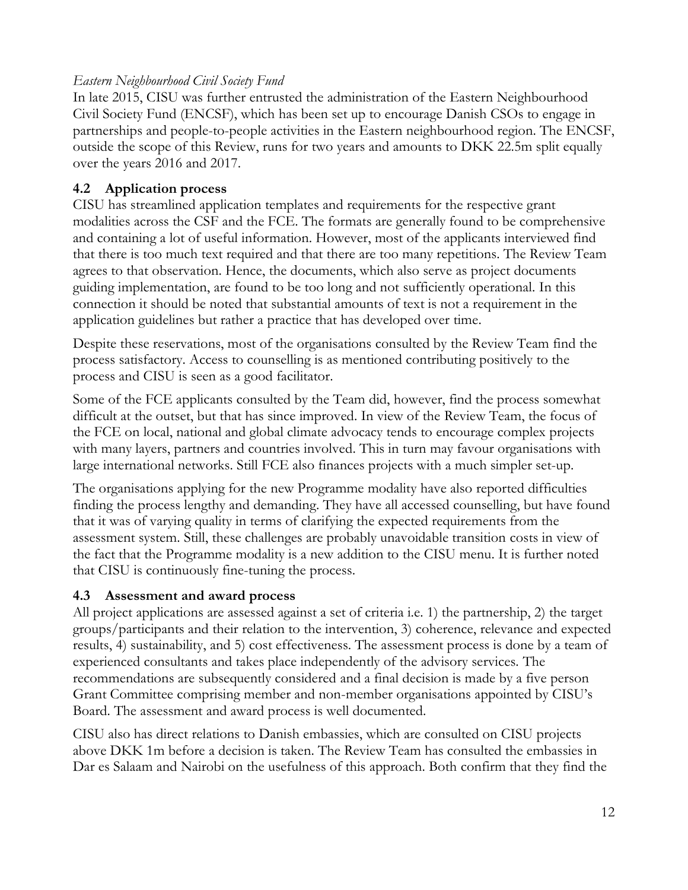*Eastern Neighbourhood Civil Society Fund*

In late 2015, CISU was further entrusted the administration of the Eastern Neighbourhood Civil Society Fund (ENCSF), which has been set up to encourage Danish CSOs to engage in partnerships and people-to-people activities in the Eastern neighbourhood region. The ENCSF, outside the scope of this Review, runs for two years and amounts to DKK 22.5m split equally over the years 2016 and 2017.

### 4.2 Application process

CISU has streamlined application templates and requirements for the respective grant modalities across the CSF and the FCE. The formats are generally found to be comprehensive and containing a lot of useful information. However, most of the applicants interviewed find that there is too much text required and that there are too many repetitions. The Review Team agrees to that observation. Hence, the documents, which also serve as project documents guiding implementation, are found to be too long and not sufficiently operational. In this connection it should be noted that substantial amounts of text is not a requirement in the application guidelines but rather a practice that has developed over time.

Despite these reservations, most of the organisations consulted by the Review Team find the process satisfactory. Access to counselling is as mentioned contributing positively to the process and CISU is seen as a good facilitator.

Some of the FCE applicants consulted by the Team did, however, find the process somewhat difficult at the outset, but that has since improved. In view of the Review Team, the focus of the FCE on local, national and global climate advocacy tends to encourage complex projects with many layers, partners and countries involved. This in turn may favour organisations with large international networks. Still FCE also finances projects with a much simpler set-up.

The organisations applying for the new Programme modality have also reported difficulties finding the process lengthy and demanding. They have all accessed counselling, but have found that it was of varying quality in terms of clarifying the expected requirements from the assessment system. Still, these challenges are probably unavoidable transition costs in view of the fact that the Programme modality is a new addition to the CISU menu. It is further noted that CISU is continuously fine-tuning the process.

### 4.3 Assessment and award process

All project applications are assessed against a set of criteria i.e. 1) the partnership, 2) the target groups/participants and their relation to the intervention, 3) coherence, relevance and expected results, 4) sustainability, and 5) cost effectiveness. The assessment process is done by a team of experienced consultants and takes place independently of the advisory services. The recommendations are subsequently considered and a final decision is made by a five person Grant Committee comprising member and non-member organisations appointed by CISU's Board. The assessment and award process is well documented.

CISU also has direct relations to Danish embassies, which are consulted on CISU projects above DKK 1m before a decision is taken. The Review Team has consulted the embassies in Dar es Salaam and Nairobi on the usefulness of this approach. Both confirm that they find the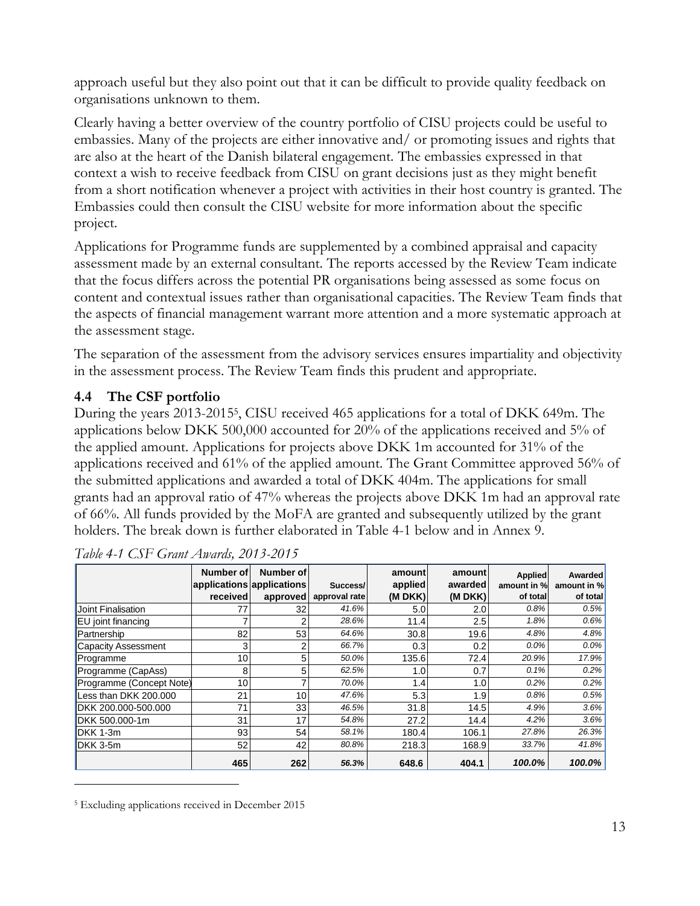approach useful but they also point out that it can be difficult to provide quality feedback on organisations unknown to them.

Clearly having a better overview of the country portfolio of CISU projects could be useful to embassies. Many of the projects are either innovative and/ or promoting issues and rights that are also at the heart of the Danish bilateral engagement. The embassies expressed in that context a wish to receive feedback from CISU on grant decisions just as they might benefit from a short notification whenever a project with activities in their host country is granted. The Embassies could then consult the CISU website for more information about the specific project.

Applications for Programme funds are supplemented by a combined appraisal and capacity assessment made by an external consultant. The reports accessed by the Review Team indicate that the focus differs across the potential PR organisations being assessed as some focus on content and contextual issues rather than organisational capacities. The Review Team finds that the aspects of financial management warrant more attention and a more systematic approach at the assessment stage.

The separation of the assessment from the advisory services ensures impartiality and objectivity in the assessment process. The Review Team finds this prudent and appropriate.

## 4.4 The CSF portfolio

During the years 2013-2015[5], CISU received 465 applications for a total of DKK 649m. The applications below DKK 500,000 accounted for 20% of the applications received and 5% of the applied amount. Applications for projects above DKK 1m accounted for 31% of the applications received and 61% of the applied amount. The Grant Committee approved 56% of the submitted applications and awarded a total of DKK 404m. The applications for small grants had an approval ratio of 47% whereas the projects above DKK 1m had an approval rate of 66%. All funds provided by the MoFA are granted and subsequently utilized by the grant holders. The break down is further elaborated in Table 4-1 below and in Annex 9.

*Table 4-1 CSF Grant Awards, 2013-2015*

| | Number of applications received | Number of applications approved | Success/ approval rate | amount applied (M DKK) | amount awarded (M DKK) | Applied amount in % of total | Awarded amount in % of total |
|---|---|---|---|---|---|---|---|
| Joint Finalisation | 77 | 32 | 41.6% | 5.0 | 2.0 | 0.8% | 0.5% |
| EU joint financing | 7 | 2 | 28.6% | 11.4 | 2.5 | 1.8% | 0.6% |
| Partnership | 82 | 53 | 64.6% | 30.8 | 19.6 | 4.8% | 4.8% |
| Capacity Assessment | 3 | 2 | 66.7% | 0.3 | 0.2 | 0.0% | 0.0% |
| Programme | 10 | 5 | 50.0% | 135.6 | 72.4 | 20.9% | 17.9% |
| Programme (CapAss) | 8 | 5 | 62.5% | 1.0 | 0.7 | 0.1% | 0.2% |
| Programme (Concept Note) | 10 | 7 | 70.0% | 1.4 | 1.0 | 0.2% | 0.2% |
| Less than DKK 200.000 | 21 | 10 | 47.6% | 5.3 | 1.9 | 0.8% | 0.5% |
| DKK 200.000-500.000 | 71 | 33 | 46.5% | 31.8 | 14.5 | 4.9% | 3.6% |
| DKK 500.000-1m | 31 | 17 | 54.8% | 27.2 | 14.4 | 4.2% | 3.6% |
| DKK 1-3m | 93 | 54 | 58.1% | 180.4 | 106.1 | 27.8% | 26.3% |
| DKK 3-5m | 52 | 42 | 80.8% | 218.3 | 168.9 | 33.7% | 41.8% |
| | **465** | **262** | **56.3%** | **648.6** | **404.1** | **100.0%** | **100.0%** |

[5] Excluding applications received in December 2015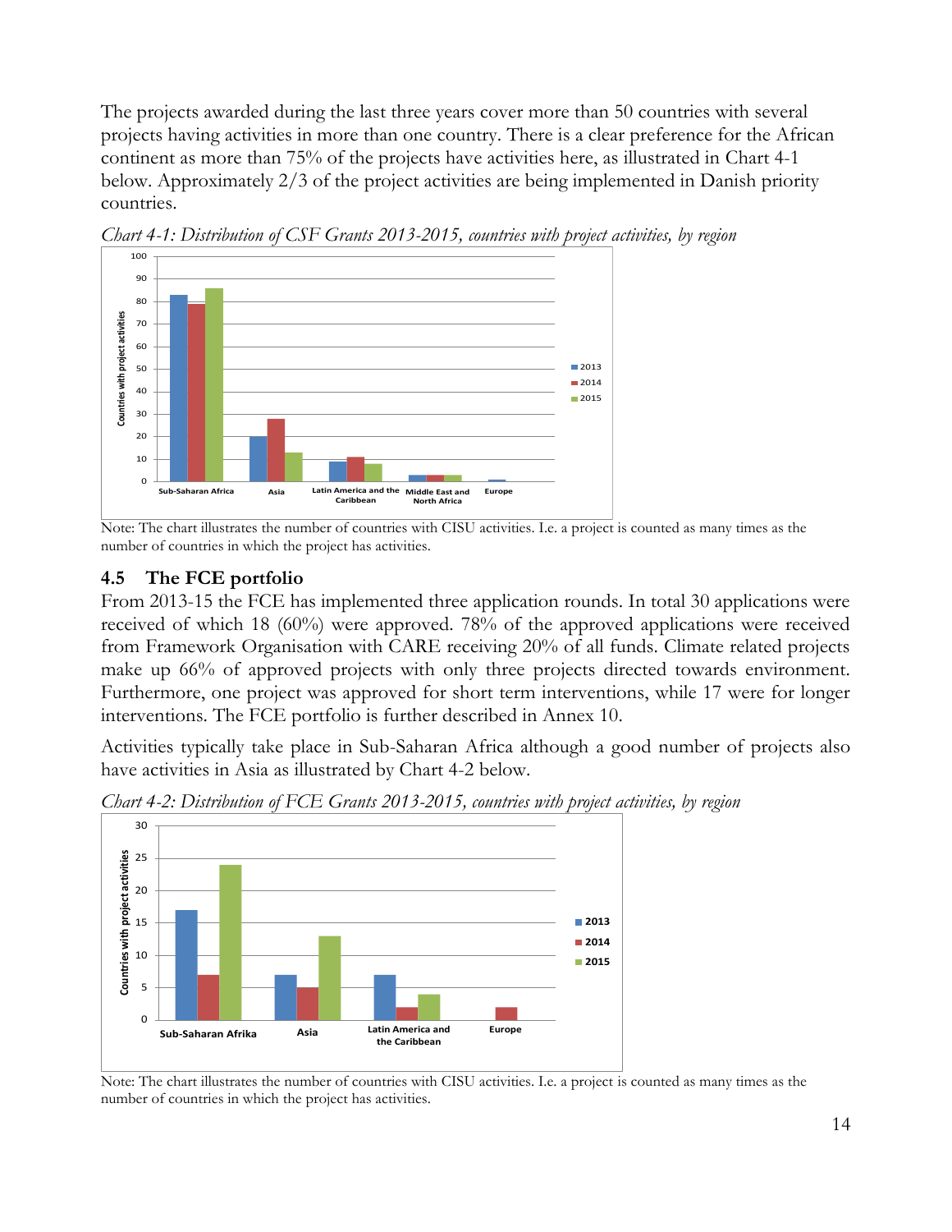The projects awarded during the last three years cover more than 50 countries with several projects having activities in more than one country. There is a clear preference for the African continent as more than 75% of the projects have activities here, as illustrated in Chart 4-1 below. Approximately 2/3 of the project activities are being implemented in Danish priority countries.

*Chart 4-1: Distribution of CSF Grants 2013-2015, countries with project activities, by region*

Note: The chart illustrates the number of countries with CISU activities. I.e. a project is counted as many times as the number of countries in which the project has activities.

## 4.5 The FCE portfolio

From 2013-15 the FCE has implemented three application rounds. In total 30 applications were received of which 18 (60%) were approved. 78% of the approved applications were received from Framework Organisation with CARE receiving 20% of all funds. Climate related projects make up 66% of approved projects with only three projects directed towards environment. Furthermore, one project was approved for short term interventions, while 17 were for longer interventions. The FCE portfolio is further described in Annex 10.

Activities typically take place in Sub-Saharan Africa although a good number of projects also have activities in Asia as illustrated by Chart 4-2 below.

*Chart 4-2: Distribution of FCE Grants 2013-2015, countries with project activities, by region*

Note: The chart illustrates the number of countries with CISU activities. I.e. a project is counted as many times as the number of countries in which the project has activities.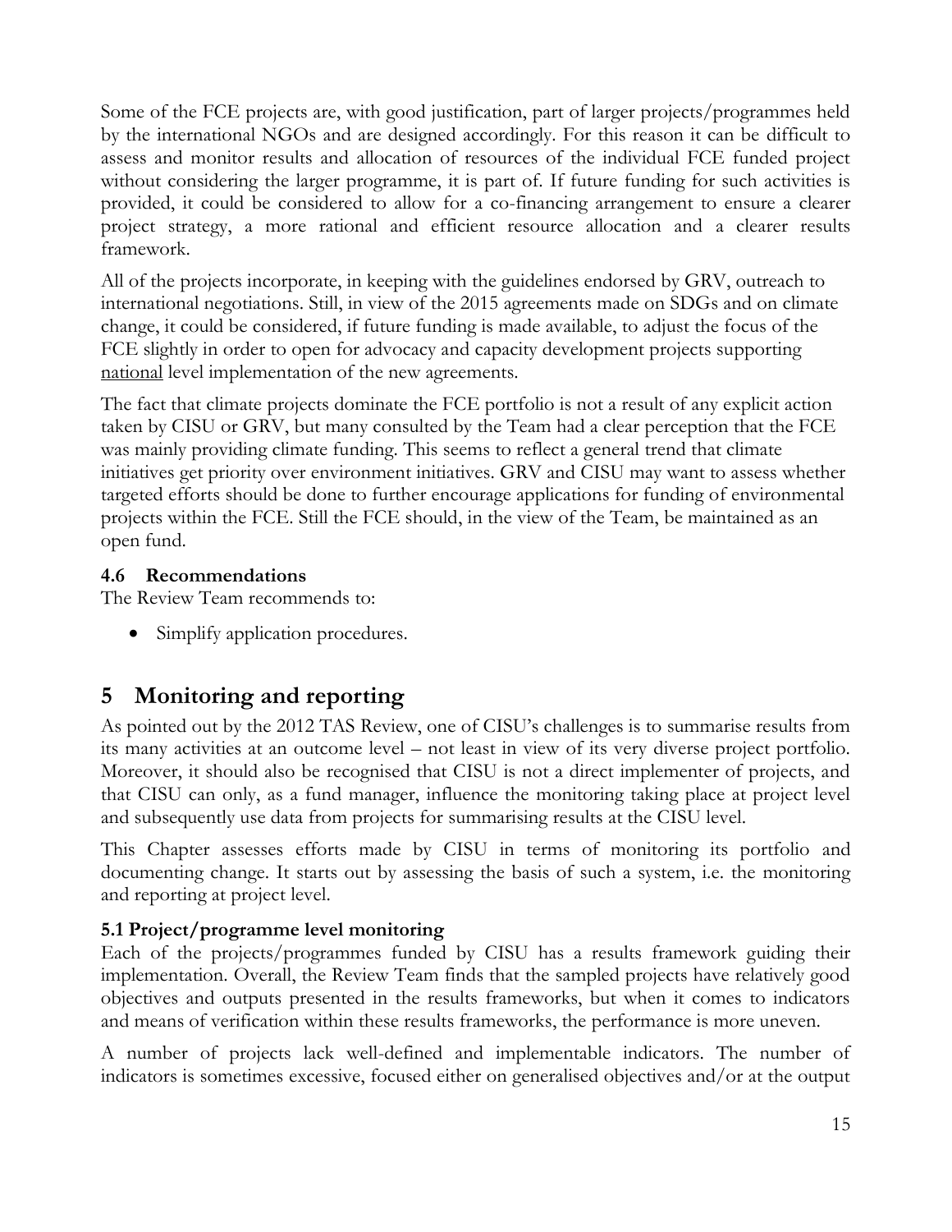Some of the FCE projects are, with good justification, part of larger projects/programmes held by the international NGOs and are designed accordingly. For this reason it can be difficult to assess and monitor results and allocation of resources of the individual FCE funded project without considering the larger programme, it is part of. If future funding for such activities is provided, it could be considered to allow for a co-financing arrangement to ensure a clearer project strategy, a more rational and efficient resource allocation and a clearer results framework.

All of the projects incorporate, in keeping with the guidelines endorsed by GRV, outreach to international negotiations. Still, in view of the 2015 agreements made on SDGs and on climate change, it could be considered, if future funding is made available, to adjust the focus of the FCE slightly in order to open for advocacy and capacity development projects supporting national level implementation of the new agreements.

The fact that climate projects dominate the FCE portfolio is not a result of any explicit action taken by CISU or GRV, but many consulted by the Team had a clear perception that the FCE was mainly providing climate funding. This seems to reflect a general trend that climate initiatives get priority over environment initiatives. GRV and CISU may want to assess whether targeted efforts should be done to further encourage applications for funding of environmental projects within the FCE. Still the FCE should, in the view of the Team, be maintained as an open fund.

### 4.6 Recommendations

The Review Team recommends to:

- Simplify application procedures.

## 5 Monitoring and reporting

As pointed out by the 2012 TAS Review, one of CISU's challenges is to summarise results from its many activities at an outcome level – not least in view of its very diverse project portfolio. Moreover, it should also be recognised that CISU is not a direct implementer of projects, and that CISU can only, as a fund manager, influence the monitoring taking place at project level and subsequently use data from projects for summarising results at the CISU level.

This Chapter assesses efforts made by CISU in terms of monitoring its portfolio and documenting change. It starts out by assessing the basis of such a system, i.e. the monitoring and reporting at project level.

### 5.1 Project/programme level monitoring

Each of the projects/programmes funded by CISU has a results framework guiding their implementation. Overall, the Review Team finds that the sampled projects have relatively good objectives and outputs presented in the results frameworks, but when it comes to indicators and means of verification within these results frameworks, the performance is more uneven.

A number of projects lack well-defined and implementable indicators. The number of indicators is sometimes excessive, focused either on generalised objectives and/or at the output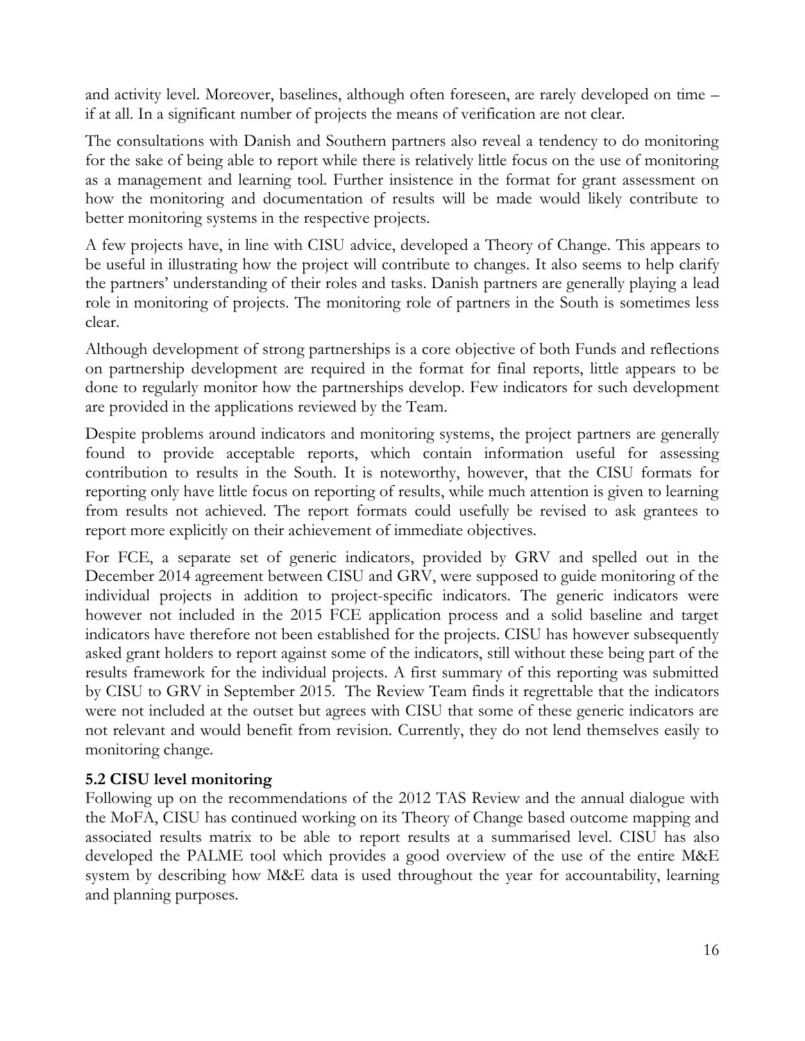and activity level. Moreover, baselines, although often foreseen, are rarely developed on time – if at all. In a significant number of projects the means of verification are not clear.

The consultations with Danish and Southern partners also reveal a tendency to do monitoring for the sake of being able to report while there is relatively little focus on the use of monitoring as a management and learning tool. Further insistence in the format for grant assessment on how the monitoring and documentation of results will be made would likely contribute to better monitoring systems in the respective projects.

A few projects have, in line with CISU advice, developed a Theory of Change. This appears to be useful in illustrating how the project will contribute to changes. It also seems to help clarify the partners' understanding of their roles and tasks. Danish partners are generally playing a lead role in monitoring of projects. The monitoring role of partners in the South is sometimes less clear.

Although development of strong partnerships is a core objective of both Funds and reflections on partnership development are required in the format for final reports, little appears to be done to regularly monitor how the partnerships develop. Few indicators for such development are provided in the applications reviewed by the Team.

Despite problems around indicators and monitoring systems, the project partners are generally found to provide acceptable reports, which contain information useful for assessing contribution to results in the South. It is noteworthy, however, that the CISU formats for reporting only have little focus on reporting of results, while much attention is given to learning from results not achieved. The report formats could usefully be revised to ask grantees to report more explicitly on their achievement of immediate objectives.

For FCE, a separate set of generic indicators, provided by GRV and spelled out in the December 2014 agreement between CISU and GRV, were supposed to guide monitoring of the individual projects in addition to project-specific indicators. The generic indicators were however not included in the 2015 FCE application process and a solid baseline and target indicators have therefore not been established for the projects. CISU has however subsequently asked grant holders to report against some of the indicators, still without these being part of the results framework for the individual projects. A first summary of this reporting was submitted by CISU to GRV in September 2015. The Review Team finds it regrettable that the indicators were not included at the outset but agrees with CISU that some of these generic indicators are not relevant and would benefit from revision. Currently, they do not lend themselves easily to monitoring change.

### 5.2 CISU level monitoring

Following up on the recommendations of the 2012 TAS Review and the annual dialogue with the MoFA, CISU has continued working on its Theory of Change based outcome mapping and associated results matrix to be able to report results at a summarised level. CISU has also developed the PALME tool which provides a good overview of the use of the entire M&E system by describing how M&E data is used throughout the year for accountability, learning and planning purposes.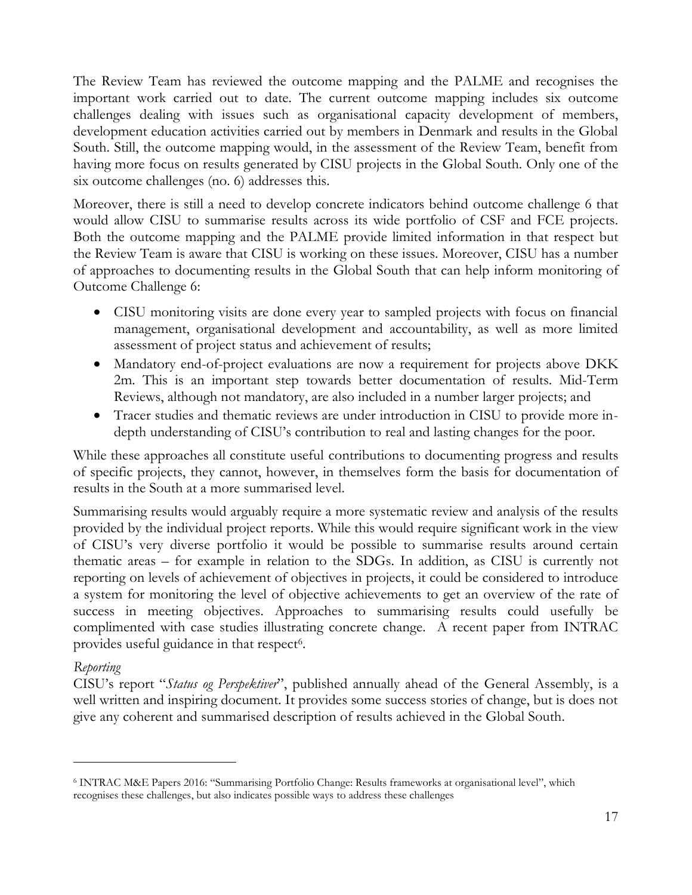The Review Team has reviewed the outcome mapping and the PALME and recognises the important work carried out to date. The current outcome mapping includes six outcome challenges dealing with issues such as organisational capacity development of members, development education activities carried out by members in Denmark and results in the Global South. Still, the outcome mapping would, in the assessment of the Review Team, benefit from having more focus on results generated by CISU projects in the Global South. Only one of the six outcome challenges (no. 6) addresses this.

Moreover, there is still a need to develop concrete indicators behind outcome challenge 6 that would allow CISU to summarise results across its wide portfolio of CSF and FCE projects. Both the outcome mapping and the PALME provide limited information in that respect but the Review Team is aware that CISU is working on these issues. Moreover, CISU has a number of approaches to documenting results in the Global South that can help inform monitoring of Outcome Challenge 6:

- CISU monitoring visits are done every year to sampled projects with focus on financial management, organisational development and accountability, as well as more limited assessment of project status and achievement of results;
- Mandatory end-of-project evaluations are now a requirement for projects above DKK 2m. This is an important step towards better documentation of results. Mid-Term Reviews, although not mandatory, are also included in a number larger projects; and
- Tracer studies and thematic reviews are under introduction in CISU to provide more in-depth understanding of CISU's contribution to real and lasting changes for the poor.

While these approaches all constitute useful contributions to documenting progress and results of specific projects, they cannot, however, in themselves form the basis for documentation of results in the South at a more summarised level.

Summarising results would arguably require a more systematic review and analysis of the results provided by the individual project reports. While this would require significant work in the view of CISU's very diverse portfolio it would be possible to summarise results around certain thematic areas – for example in relation to the SDGs. In addition, as CISU is currently not reporting on levels of achievement of objectives in projects, it could be considered to introduce a system for monitoring the level of objective achievements to get an overview of the rate of success in meeting objectives. Approaches to summarising results could usefully be complimented with case studies illustrating concrete change. A recent paper from INTRAC provides useful guidance in that respect[6].

*Reporting*

CISU's report "*Status og Perspektiver*", published annually ahead of the General Assembly, is a well written and inspiring document. It provides some success stories of change, but is does not give any coherent and summarised description of results achieved in the Global South.

---

[6] INTRAC M&E Papers 2016: "Summarising Portfolio Change: Results frameworks at organisational level", which recognises these challenges, but also indicates possible ways to address these challenges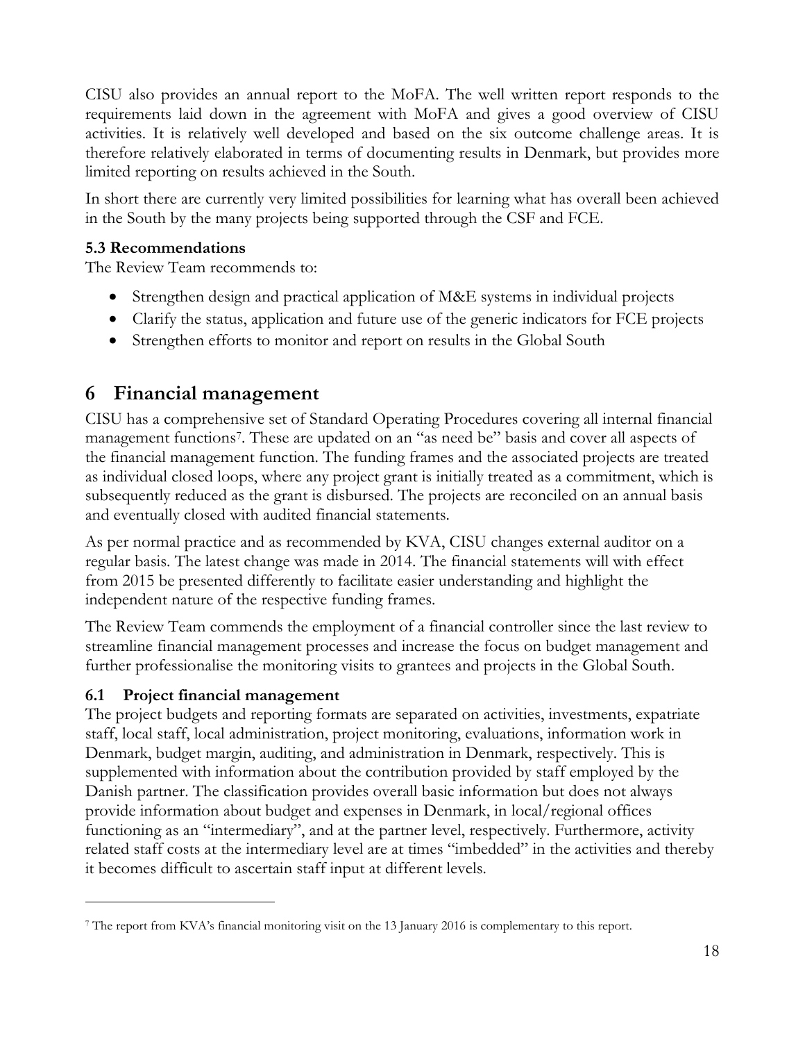CISU also provides an annual report to the MoFA. The well written report responds to the requirements laid down in the agreement with MoFA and gives a good overview of CISU activities. It is relatively well developed and based on the six outcome challenge areas. It is therefore relatively elaborated in terms of documenting results in Denmark, but provides more limited reporting on results achieved in the South.

In short there are currently very limited possibilities for learning what has overall been achieved in the South by the many projects being supported through the CSF and FCE.

### 5.3 Recommendations

The Review Team recommends to:

- Strengthen design and practical application of M&E systems in individual projects
- Clarify the status, application and future use of the generic indicators for FCE projects
- Strengthen efforts to monitor and report on results in the Global South

# 6 Financial management

CISU has a comprehensive set of Standard Operating Procedures covering all internal financial management functions[7]. These are updated on an "as need be" basis and cover all aspects of the financial management function. The funding frames and the associated projects are treated as individual closed loops, where any project grant is initially treated as a commitment, which is subsequently reduced as the grant is disbursed. The projects are reconciled on an annual basis and eventually closed with audited financial statements.

As per normal practice and as recommended by KVA, CISU changes external auditor on a regular basis. The latest change was made in 2014. The financial statements will with effect from 2015 be presented differently to facilitate easier understanding and highlight the independent nature of the respective funding frames.

The Review Team commends the employment of a financial controller since the last review to streamline financial management processes and increase the focus on budget management and further professionalise the monitoring visits to grantees and projects in the Global South.

### 6.1 Project financial management

The project budgets and reporting formats are separated on activities, investments, expatriate staff, local staff, local administration, project monitoring, evaluations, information work in Denmark, budget margin, auditing, and administration in Denmark, respectively. This is supplemented with information about the contribution provided by staff employed by the Danish partner. The classification provides overall basic information but does not always provide information about budget and expenses in Denmark, in local/regional offices functioning as an "intermediary", and at the partner level, respectively. Furthermore, activity related staff costs at the intermediary level are at times "imbedded" in the activities and thereby it becomes difficult to ascertain staff input at different levels.

---

[7] The report from KVA's financial monitoring visit on the 13 January 2016 is complementary to this report.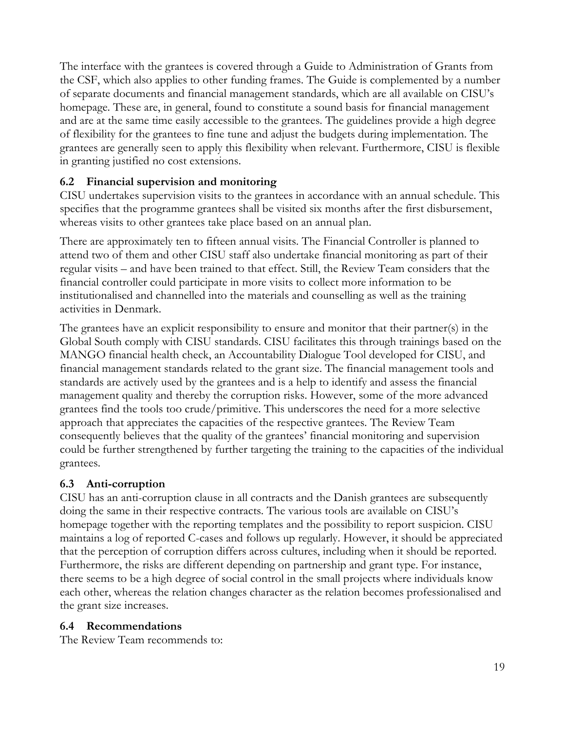The interface with the grantees is covered through a Guide to Administration of Grants from the CSF, which also applies to other funding frames. The Guide is complemented by a number of separate documents and financial management standards, which are all available on CISU's homepage. These are, in general, found to constitute a sound basis for financial management and are at the same time easily accessible to the grantees. The guidelines provide a high degree of flexibility for the grantees to fine tune and adjust the budgets during implementation. The grantees are generally seen to apply this flexibility when relevant. Furthermore, CISU is flexible in granting justified no cost extensions.

## 6.2 Financial supervision and monitoring

CISU undertakes supervision visits to the grantees in accordance with an annual schedule. This specifies that the programme grantees shall be visited six months after the first disbursement, whereas visits to other grantees take place based on an annual plan.

There are approximately ten to fifteen annual visits. The Financial Controller is planned to attend two of them and other CISU staff also undertake financial monitoring as part of their regular visits – and have been trained to that effect. Still, the Review Team considers that the financial controller could participate in more visits to collect more information to be institutionalised and channelled into the materials and counselling as well as the training activities in Denmark.

The grantees have an explicit responsibility to ensure and monitor that their partner(s) in the Global South comply with CISU standards. CISU facilitates this through trainings based on the MANGO financial health check, an Accountability Dialogue Tool developed for CISU, and financial management standards related to the grant size. The financial management tools and standards are actively used by the grantees and is a help to identify and assess the financial management quality and thereby the corruption risks. However, some of the more advanced grantees find the tools too crude/primitive. This underscores the need for a more selective approach that appreciates the capacities of the respective grantees. The Review Team consequently believes that the quality of the grantees' financial monitoring and supervision could be further strengthened by further targeting the training to the capacities of the individual grantees.

## 6.3 Anti-corruption

CISU has an anti-corruption clause in all contracts and the Danish grantees are subsequently doing the same in their respective contracts. The various tools are available on CISU's homepage together with the reporting templates and the possibility to report suspicion. CISU maintains a log of reported C-cases and follows up regularly. However, it should be appreciated that the perception of corruption differs across cultures, including when it should be reported. Furthermore, the risks are different depending on partnership and grant type. For instance, there seems to be a high degree of social control in the small projects where individuals know each other, whereas the relation changes character as the relation becomes professionalised and the grant size increases.

## 6.4 Recommendations

The Review Team recommends to: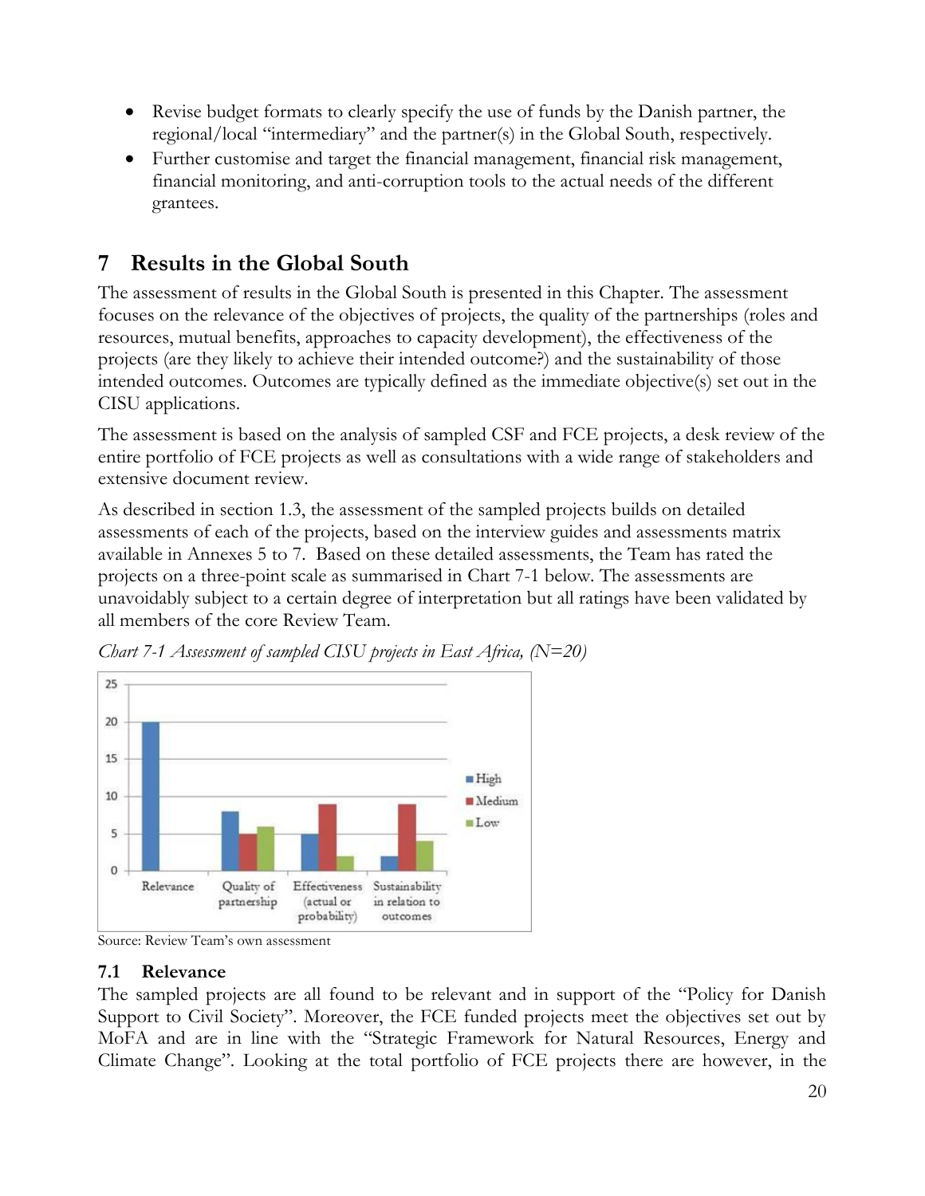- Revise budget formats to clearly specify the use of funds by the Danish partner, the regional/local "intermediary" and the partner(s) in the Global South, respectively.
- Further customise and target the financial management, financial risk management, financial monitoring, and anti-corruption tools to the actual needs of the different grantees.

# 7 Results in the Global South

The assessment of results in the Global South is presented in this Chapter. The assessment focuses on the relevance of the objectives of projects, the quality of the partnerships (roles and resources, mutual benefits, approaches to capacity development), the effectiveness of the projects (are they likely to achieve their intended outcome?) and the sustainability of those intended outcomes. Outcomes are typically defined as the immediate objective(s) set out in the CISU applications.

The assessment is based on the analysis of sampled CSF and FCE projects, a desk review of the entire portfolio of FCE projects as well as consultations with a wide range of stakeholders and extensive document review.

As described in section 1.3, the assessment of the sampled projects builds on detailed assessments of each of the projects, based on the interview guides and assessments matrix available in Annexes 5 to 7. Based on these detailed assessments, the Team has rated the projects on a three-point scale as summarised in Chart 7-1 below. The assessments are unavoidably subject to a certain degree of interpretation but all ratings have been validated by all members of the core Review Team.

*Chart 7-1 Assessment of sampled CISU projects in East Africa, (N=20)*

| | High | Medium | Low |
|---|---|---|---|
| Relevance | 20 | | |
| Quality of partnership | 8 | 5 | 6 |
| Effectiveness (actual or probability) | 5 | 9 | 2 |
| Sustainability in relation to outcomes | 2 | 9 | 4 |

Source: Review Team's own assessment

## 7.1 Relevance

The sampled projects are all found to be relevant and in support of the "Policy for Danish Support to Civil Society". Moreover, the FCE funded projects meet the objectives set out by MoFA and are in line with the "Strategic Framework for Natural Resources, Energy and Climate Change". Looking at the total portfolio of FCE projects there are however, in the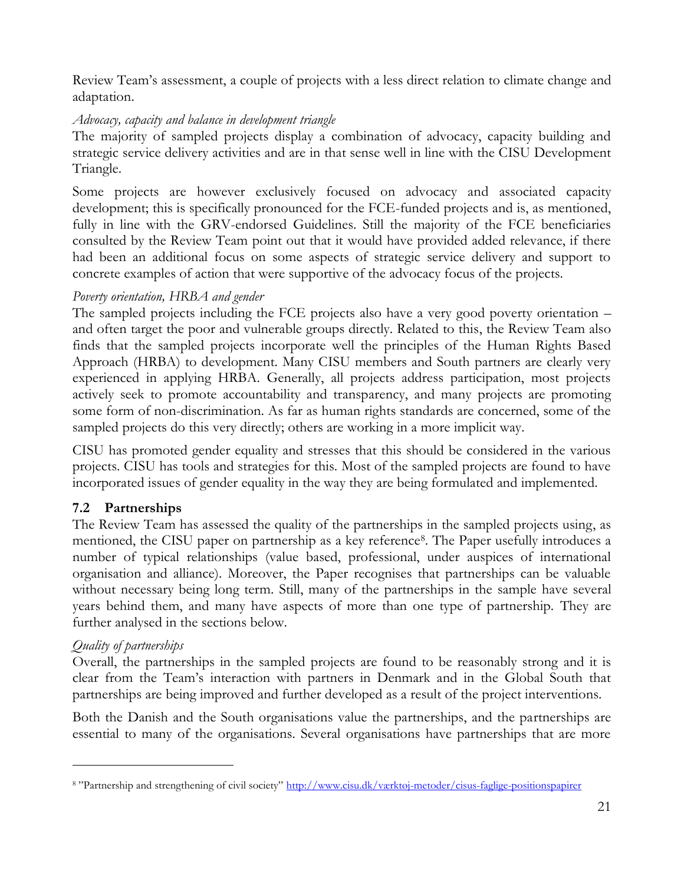Review Team's assessment, a couple of projects with a less direct relation to climate change and adaptation.

*Advocacy, capacity and balance in development triangle*

The majority of sampled projects display a combination of advocacy, capacity building and strategic service delivery activities and are in that sense well in line with the CISU Development Triangle.

Some projects are however exclusively focused on advocacy and associated capacity development; this is specifically pronounced for the FCE-funded projects and is, as mentioned, fully in line with the GRV-endorsed Guidelines. Still the majority of the FCE beneficiaries consulted by the Review Team point out that it would have provided added relevance, if there had been an additional focus on some aspects of strategic service delivery and support to concrete examples of action that were supportive of the advocacy focus of the projects.

*Poverty orientation, HRBA and gender*

The sampled projects including the FCE projects also have a very good poverty orientation – and often target the poor and vulnerable groups directly. Related to this, the Review Team also finds that the sampled projects incorporate well the principles of the Human Rights Based Approach (HRBA) to development. Many CISU members and South partners are clearly very experienced in applying HRBA. Generally, all projects address participation, most projects actively seek to promote accountability and transparency, and many projects are promoting some form of non-discrimination. As far as human rights standards are concerned, some of the sampled projects do this very directly; others are working in a more implicit way.

CISU has promoted gender equality and stresses that this should be considered in the various projects. CISU has tools and strategies for this. Most of the sampled projects are found to have incorporated issues of gender equality in the way they are being formulated and implemented.

## 7.2 Partnerships

The Review Team has assessed the quality of the partnerships in the sampled projects using, as mentioned, the CISU paper on partnership as a key reference[8]. The Paper usefully introduces a number of typical relationships (value based, professional, under auspices of international organisation and alliance). Moreover, the Paper recognises that partnerships can be valuable without necessary being long term. Still, many of the partnerships in the sample have several years behind them, and many have aspects of more than one type of partnership. They are further analysed in the sections below.

*Quality of partnerships*

Overall, the partnerships in the sampled projects are found to be reasonably strong and it is clear from the Team's interaction with partners in Denmark and in the Global South that partnerships are being improved and further developed as a result of the project interventions.

Both the Danish and the South organisations value the partnerships, and the partnerships are essential to many of the organisations. Several organisations have partnerships that are more

---

[8] "Partnership and strengthening of civil society" http://www.cisu.dk/værktøj-metoder/cisus-faglige-positionspapirer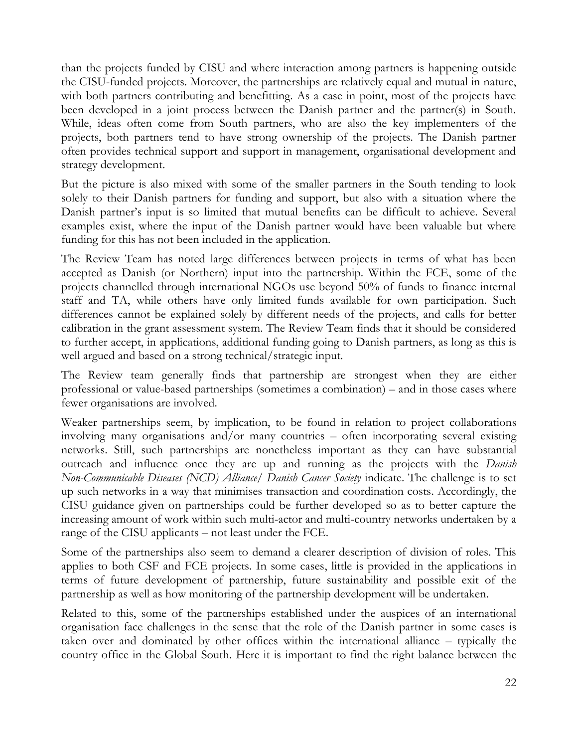than the projects funded by CISU and where interaction among partners is happening outside the CISU-funded projects. Moreover, the partnerships are relatively equal and mutual in nature, with both partners contributing and benefitting. As a case in point, most of the projects have been developed in a joint process between the Danish partner and the partner(s) in South. While, ideas often come from South partners, who are also the key implementers of the projects, both partners tend to have strong ownership of the projects. The Danish partner often provides technical support and support in management, organisational development and strategy development.

But the picture is also mixed with some of the smaller partners in the South tending to look solely to their Danish partners for funding and support, but also with a situation where the Danish partner's input is so limited that mutual benefits can be difficult to achieve. Several examples exist, where the input of the Danish partner would have been valuable but where funding for this has not been included in the application.

The Review Team has noted large differences between projects in terms of what has been accepted as Danish (or Northern) input into the partnership. Within the FCE, some of the projects channelled through international NGOs use beyond 50% of funds to finance internal staff and TA, while others have only limited funds available for own participation. Such differences cannot be explained solely by different needs of the projects, and calls for better calibration in the grant assessment system. The Review Team finds that it should be considered to further accept, in applications, additional funding going to Danish partners, as long as this is well argued and based on a strong technical/strategic input.

The Review team generally finds that partnership are strongest when they are either professional or value-based partnerships (sometimes a combination) – and in those cases where fewer organisations are involved.

Weaker partnerships seem, by implication, to be found in relation to project collaborations involving many organisations and/or many countries – often incorporating several existing networks. Still, such partnerships are nonetheless important as they can have substantial outreach and influence once they are up and running as the projects with the *Danish Non-Communicable Diseases (NCD) Alliance/ Danish Cancer Society* indicate. The challenge is to set up such networks in a way that minimises transaction and coordination costs. Accordingly, the CISU guidance given on partnerships could be further developed so as to better capture the increasing amount of work within such multi-actor and multi-country networks undertaken by a range of the CISU applicants – not least under the FCE.

Some of the partnerships also seem to demand a clearer description of division of roles. This applies to both CSF and FCE projects. In some cases, little is provided in the applications in terms of future development of partnership, future sustainability and possible exit of the partnership as well as how monitoring of the partnership development will be undertaken.

Related to this, some of the partnerships established under the auspices of an international organisation face challenges in the sense that the role of the Danish partner in some cases is taken over and dominated by other offices within the international alliance – typically the country office in the Global South. Here it is important to find the right balance between the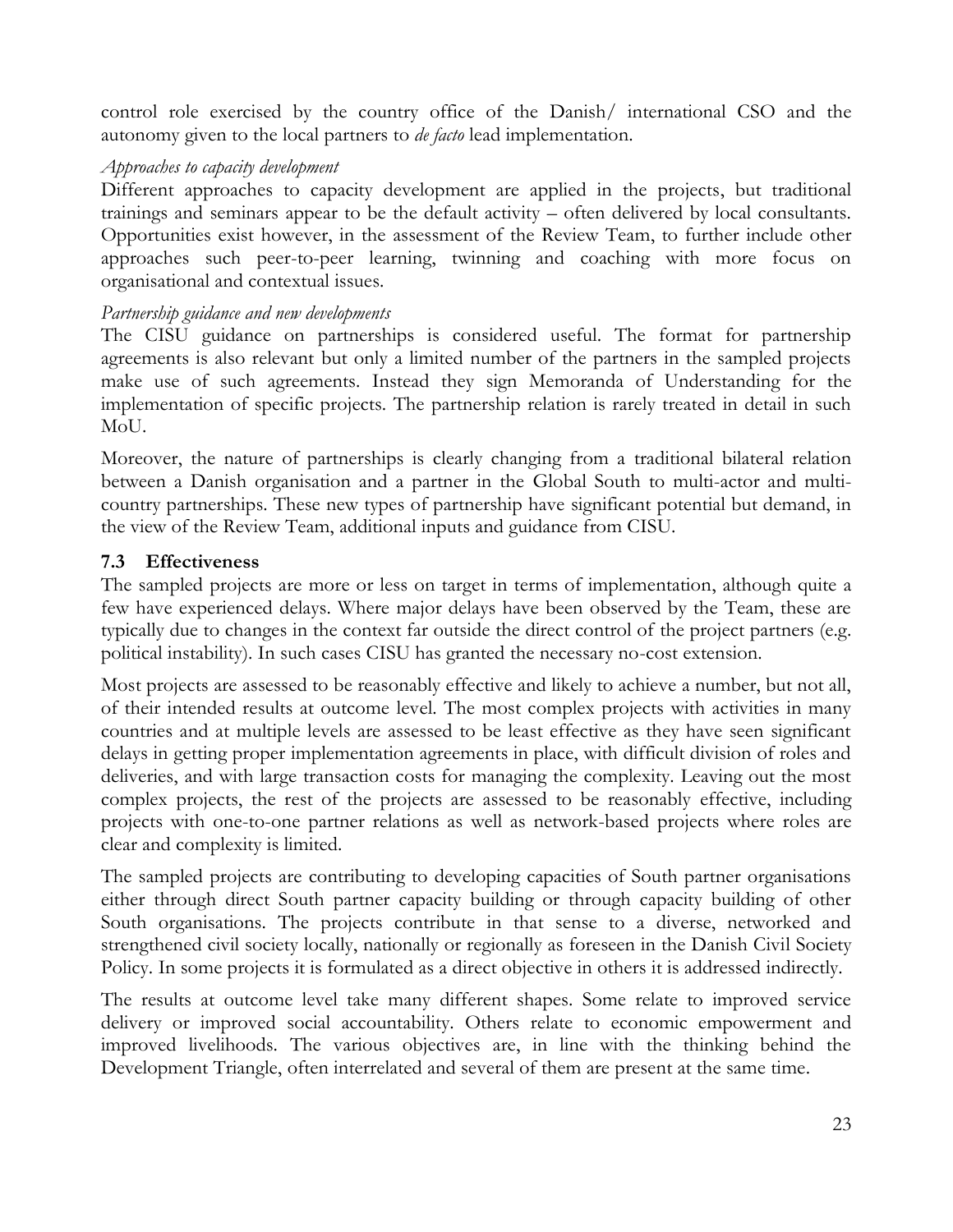control role exercised by the country office of the Danish/ international CSO and the autonomy given to the local partners to *de facto* lead implementation.

*Approaches to capacity development*

Different approaches to capacity development are applied in the projects, but traditional trainings and seminars appear to be the default activity – often delivered by local consultants. Opportunities exist however, in the assessment of the Review Team, to further include other approaches such peer-to-peer learning, twinning and coaching with more focus on organisational and contextual issues.

*Partnership guidance and new developments*

The CISU guidance on partnerships is considered useful. The format for partnership agreements is also relevant but only a limited number of the partners in the sampled projects make use of such agreements. Instead they sign Memoranda of Understanding for the implementation of specific projects. The partnership relation is rarely treated in detail in such MoU.

Moreover, the nature of partnerships is clearly changing from a traditional bilateral relation between a Danish organisation and a partner in the Global South to multi-actor and multi-country partnerships. These new types of partnership have significant potential but demand, in the view of the Review Team, additional inputs and guidance from CISU.

## 7.3 Effectiveness

The sampled projects are more or less on target in terms of implementation, although quite a few have experienced delays. Where major delays have been observed by the Team, these are typically due to changes in the context far outside the direct control of the project partners (e.g. political instability). In such cases CISU has granted the necessary no-cost extension.

Most projects are assessed to be reasonably effective and likely to achieve a number, but not all, of their intended results at outcome level. The most complex projects with activities in many countries and at multiple levels are assessed to be least effective as they have seen significant delays in getting proper implementation agreements in place, with difficult division of roles and deliveries, and with large transaction costs for managing the complexity. Leaving out the most complex projects, the rest of the projects are assessed to be reasonably effective, including projects with one-to-one partner relations as well as network-based projects where roles are clear and complexity is limited.

The sampled projects are contributing to developing capacities of South partner organisations either through direct South partner capacity building or through capacity building of other South organisations. The projects contribute in that sense to a diverse, networked and strengthened civil society locally, nationally or regionally as foreseen in the Danish Civil Society Policy. In some projects it is formulated as a direct objective in others it is addressed indirectly.

The results at outcome level take many different shapes. Some relate to improved service delivery or improved social accountability. Others relate to economic empowerment and improved livelihoods. The various objectives are, in line with the thinking behind the Development Triangle, often interrelated and several of them are present at the same time.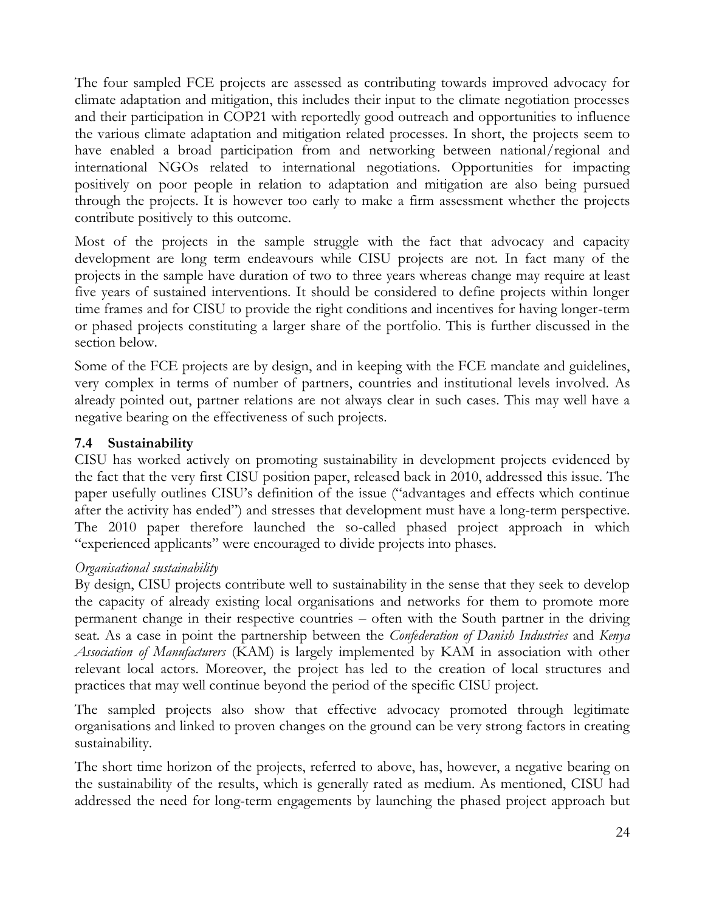The four sampled FCE projects are assessed as contributing towards improved advocacy for climate adaptation and mitigation, this includes their input to the climate negotiation processes and their participation in COP21 with reportedly good outreach and opportunities to influence the various climate adaptation and mitigation related processes. In short, the projects seem to have enabled a broad participation from and networking between national/regional and international NGOs related to international negotiations. Opportunities for impacting positively on poor people in relation to adaptation and mitigation are also being pursued through the projects. It is however too early to make a firm assessment whether the projects contribute positively to this outcome.

Most of the projects in the sample struggle with the fact that advocacy and capacity development are long term endeavours while CISU projects are not. In fact many of the projects in the sample have duration of two to three years whereas change may require at least five years of sustained interventions. It should be considered to define projects within longer time frames and for CISU to provide the right conditions and incentives for having longer-term or phased projects constituting a larger share of the portfolio. This is further discussed in the section below.

Some of the FCE projects are by design, and in keeping with the FCE mandate and guidelines, very complex in terms of number of partners, countries and institutional levels involved. As already pointed out, partner relations are not always clear in such cases. This may well have a negative bearing on the effectiveness of such projects.

### 7.4 Sustainability

CISU has worked actively on promoting sustainability in development projects evidenced by the fact that the very first CISU position paper, released back in 2010, addressed this issue. The paper usefully outlines CISU's definition of the issue ("advantages and effects which continue after the activity has ended") and stresses that development must have a long-term perspective. The 2010 paper therefore launched the so-called phased project approach in which "experienced applicants" were encouraged to divide projects into phases.

*Organisational sustainability*

By design, CISU projects contribute well to sustainability in the sense that they seek to develop the capacity of already existing local organisations and networks for them to promote more permanent change in their respective countries – often with the South partner in the driving seat. As a case in point the partnership between the *Confederation of Danish Industries* and *Kenya Association of Manufacturers* (KAM) is largely implemented by KAM in association with other relevant local actors. Moreover, the project has led to the creation of local structures and practices that may well continue beyond the period of the specific CISU project.

The sampled projects also show that effective advocacy promoted through legitimate organisations and linked to proven changes on the ground can be very strong factors in creating sustainability.

The short time horizon of the projects, referred to above, has, however, a negative bearing on the sustainability of the results, which is generally rated as medium. As mentioned, CISU had addressed the need for long-term engagements by launching the phased project approach but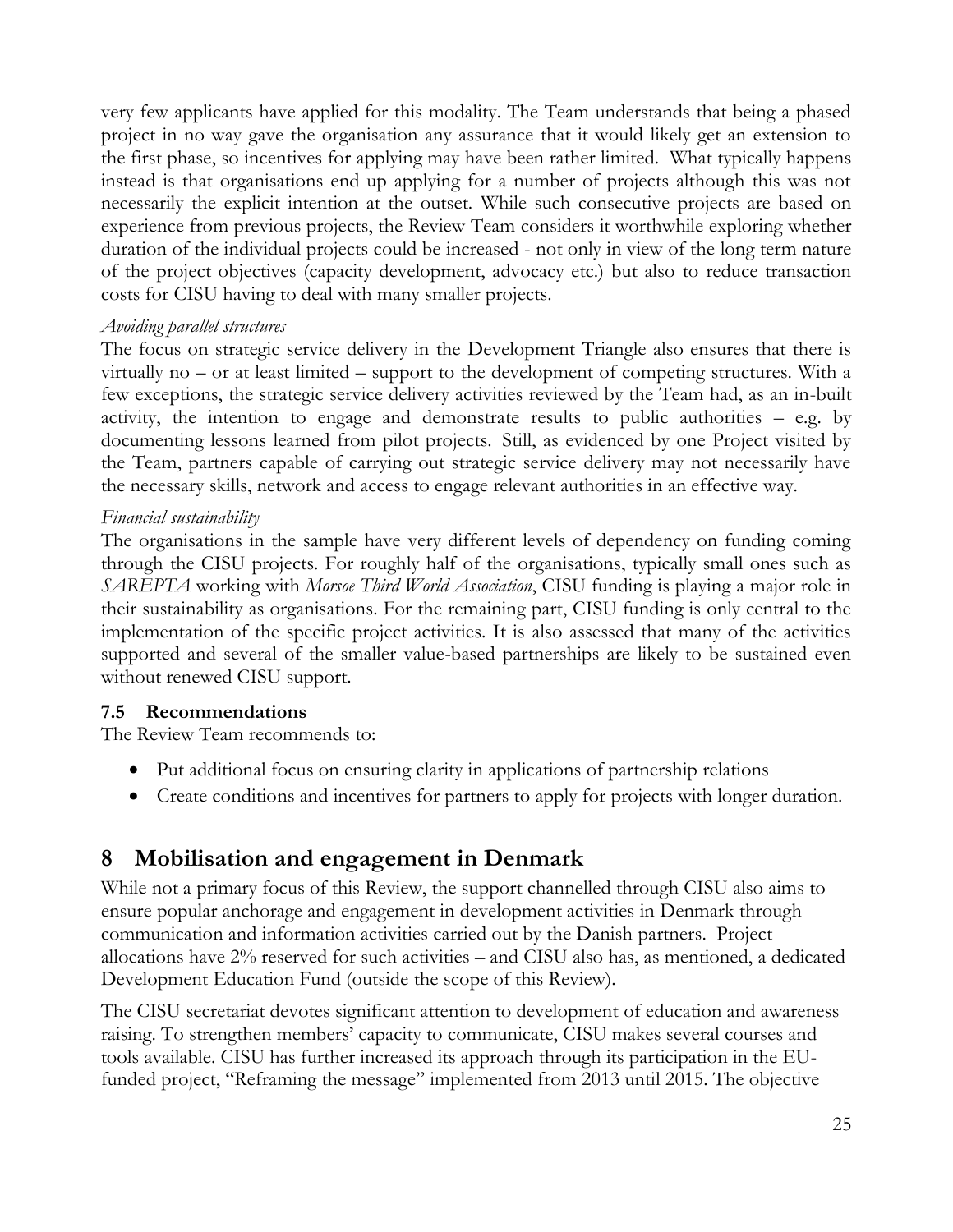very few applicants have applied for this modality. The Team understands that being a phased project in no way gave the organisation any assurance that it would likely get an extension to the first phase, so incentives for applying may have been rather limited. What typically happens instead is that organisations end up applying for a number of projects although this was not necessarily the explicit intention at the outset. While such consecutive projects are based on experience from previous projects, the Review Team considers it worthwhile exploring whether duration of the individual projects could be increased - not only in view of the long term nature of the project objectives (capacity development, advocacy etc.) but also to reduce transaction costs for CISU having to deal with many smaller projects.

*Avoiding parallel structures*

The focus on strategic service delivery in the Development Triangle also ensures that there is virtually no – or at least limited – support to the development of competing structures. With a few exceptions, the strategic service delivery activities reviewed by the Team had, as an in-built activity, the intention to engage and demonstrate results to public authorities – e.g. by documenting lessons learned from pilot projects. Still, as evidenced by one Project visited by the Team, partners capable of carrying out strategic service delivery may not necessarily have the necessary skills, network and access to engage relevant authorities in an effective way.

*Financial sustainability*

The organisations in the sample have very different levels of dependency on funding coming through the CISU projects. For roughly half of the organisations, typically small ones such as *SAREPTA* working with *Morsoe Third World Association*, CISU funding is playing a major role in their sustainability as organisations. For the remaining part, CISU funding is only central to the implementation of the specific project activities. It is also assessed that many of the activities supported and several of the smaller value-based partnerships are likely to be sustained even without renewed CISU support.

### 7.5 Recommendations

The Review Team recommends to:

- Put additional focus on ensuring clarity in applications of partnership relations
- Create conditions and incentives for partners to apply for projects with longer duration.

# 8 Mobilisation and engagement in Denmark

While not a primary focus of this Review, the support channelled through CISU also aims to ensure popular anchorage and engagement in development activities in Denmark through communication and information activities carried out by the Danish partners. Project allocations have 2% reserved for such activities – and CISU also has, as mentioned, a dedicated Development Education Fund (outside the scope of this Review).

The CISU secretariat devotes significant attention to development of education and awareness raising. To strengthen members' capacity to communicate, CISU makes several courses and tools available. CISU has further increased its approach through its participation in the EU-funded project, "Reframing the message" implemented from 2013 until 2015. The objective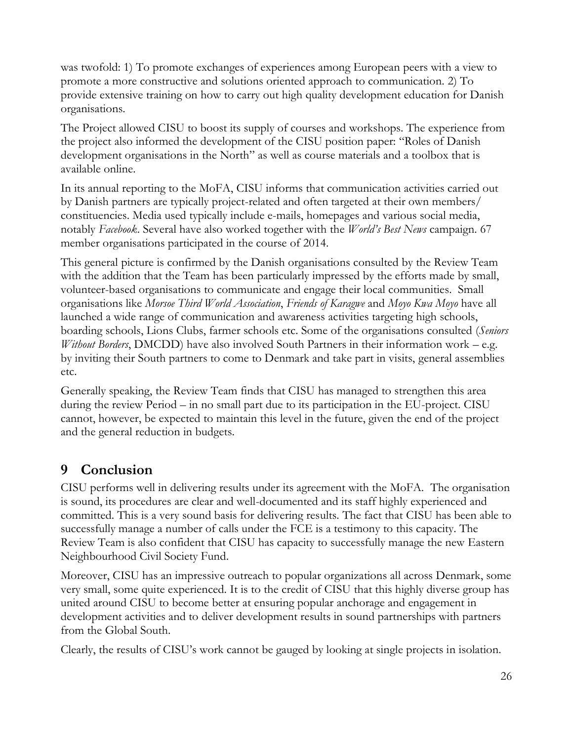was twofold: 1) To promote exchanges of experiences among European peers with a view to promote a more constructive and solutions oriented approach to communication. 2) To provide extensive training on how to carry out high quality development education for Danish organisations.

The Project allowed CISU to boost its supply of courses and workshops. The experience from the project also informed the development of the CISU position paper: "Roles of Danish development organisations in the North" as well as course materials and a toolbox that is available online.

In its annual reporting to the MoFA, CISU informs that communication activities carried out by Danish partners are typically project-related and often targeted at their own members/ constituencies. Media used typically include e-mails, homepages and various social media, notably *Facebook*. Several have also worked together with the *World's Best News* campaign. 67 member organisations participated in the course of 2014.

This general picture is confirmed by the Danish organisations consulted by the Review Team with the addition that the Team has been particularly impressed by the efforts made by small, volunteer-based organisations to communicate and engage their local communities. Small organisations like *Morsoe Third World Association*, *Friends of Karagwe* and *Moyo Kwa Moyo* have all launched a wide range of communication and awareness activities targeting high schools, boarding schools, Lions Clubs, farmer schools etc. Some of the organisations consulted (*Seniors Without Borders*, DMCDD) have also involved South Partners in their information work – e.g. by inviting their South partners to come to Denmark and take part in visits, general assemblies etc.

Generally speaking, the Review Team finds that CISU has managed to strengthen this area during the review Period – in no small part due to its participation in the EU-project. CISU cannot, however, be expected to maintain this level in the future, given the end of the project and the general reduction in budgets.

# 9 Conclusion

CISU performs well in delivering results under its agreement with the MoFA. The organisation is sound, its procedures are clear and well-documented and its staff highly experienced and committed. This is a very sound basis for delivering results. The fact that CISU has been able to successfully manage a number of calls under the FCE is a testimony to this capacity. The Review Team is also confident that CISU has capacity to successfully manage the new Eastern Neighbourhood Civil Society Fund.

Moreover, CISU has an impressive outreach to popular organizations all across Denmark, some very small, some quite experienced. It is to the credit of CISU that this highly diverse group has united around CISU to become better at ensuring popular anchorage and engagement in development activities and to deliver development results in sound partnerships with partners from the Global South.

Clearly, the results of CISU's work cannot be gauged by looking at single projects in isolation.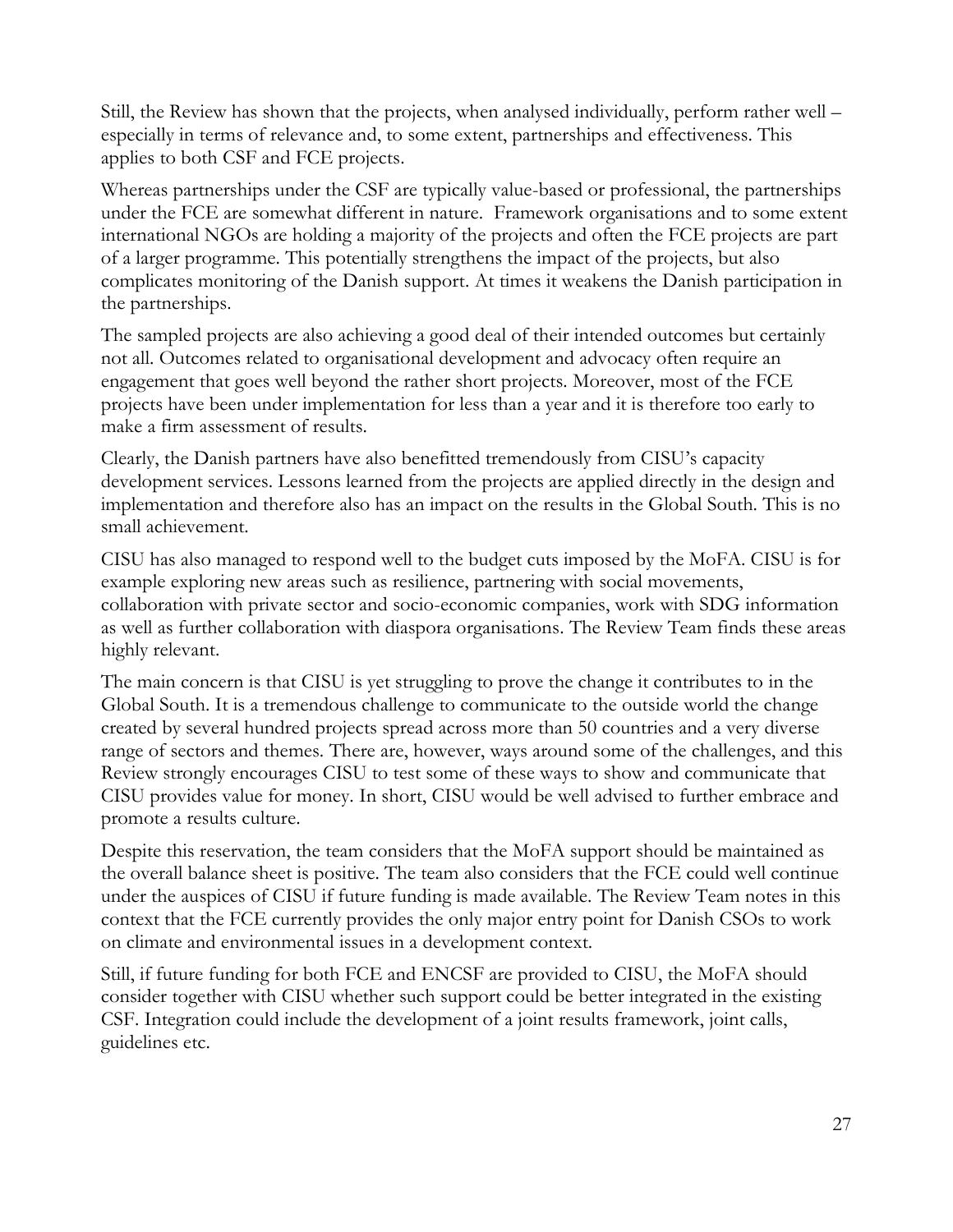Still, the Review has shown that the projects, when analysed individually, perform rather well – especially in terms of relevance and, to some extent, partnerships and effectiveness. This applies to both CSF and FCE projects.

Whereas partnerships under the CSF are typically value-based or professional, the partnerships under the FCE are somewhat different in nature. Framework organisations and to some extent international NGOs are holding a majority of the projects and often the FCE projects are part of a larger programme. This potentially strengthens the impact of the projects, but also complicates monitoring of the Danish support. At times it weakens the Danish participation in the partnerships.

The sampled projects are also achieving a good deal of their intended outcomes but certainly not all. Outcomes related to organisational development and advocacy often require an engagement that goes well beyond the rather short projects. Moreover, most of the FCE projects have been under implementation for less than a year and it is therefore too early to make a firm assessment of results.

Clearly, the Danish partners have also benefitted tremendously from CISU's capacity development services. Lessons learned from the projects are applied directly in the design and implementation and therefore also has an impact on the results in the Global South. This is no small achievement.

CISU has also managed to respond well to the budget cuts imposed by the MoFA. CISU is for example exploring new areas such as resilience, partnering with social movements, collaboration with private sector and socio-economic companies, work with SDG information as well as further collaboration with diaspora organisations. The Review Team finds these areas highly relevant.

The main concern is that CISU is yet struggling to prove the change it contributes to in the Global South. It is a tremendous challenge to communicate to the outside world the change created by several hundred projects spread across more than 50 countries and a very diverse range of sectors and themes. There are, however, ways around some of the challenges, and this Review strongly encourages CISU to test some of these ways to show and communicate that CISU provides value for money. In short, CISU would be well advised to further embrace and promote a results culture.

Despite this reservation, the team considers that the MoFA support should be maintained as the overall balance sheet is positive. The team also considers that the FCE could well continue under the auspices of CISU if future funding is made available. The Review Team notes in this context that the FCE currently provides the only major entry point for Danish CSOs to work on climate and environmental issues in a development context.

Still, if future funding for both FCE and ENCSF are provided to CISU, the MoFA should consider together with CISU whether such support could be better integrated in the existing CSF. Integration could include the development of a joint results framework, joint calls, guidelines etc.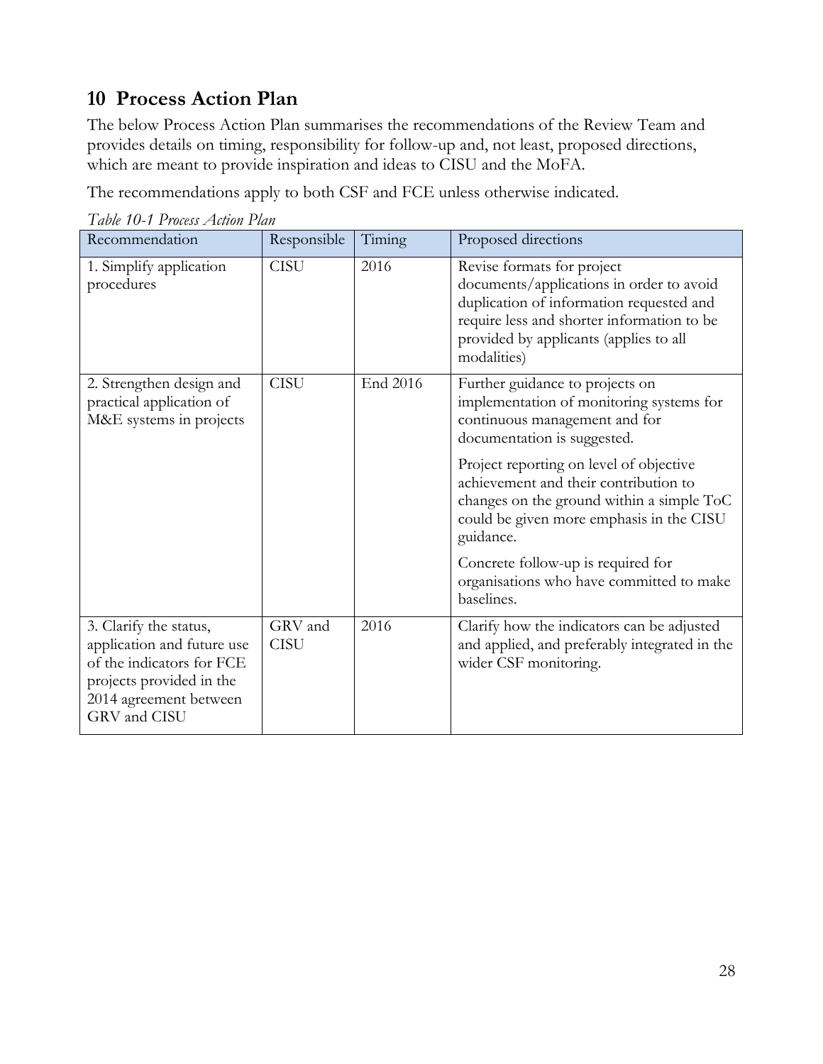# 10 Process Action Plan

The below Process Action Plan summarises the recommendations of the Review Team and provides details on timing, responsibility for follow-up and, not least, proposed directions, which are meant to provide inspiration and ideas to CISU and the MoFA.

The recommendations apply to both CSF and FCE unless otherwise indicated.

*Table 10-1 Process Action Plan*

| Recommendation | Responsible | Timing | Proposed directions |
|---|---|---|---|
| 1. Simplify application procedures | CISU | 2016 | Revise formats for project documents/applications in order to avoid duplication of information requested and require less and shorter information to be provided by applicants (applies to all modalities) |
| 2. Strengthen design and practical application of M&E systems in projects | CISU | End 2016 | Further guidance to projects on implementation of monitoring systems for continuous management and for documentation is suggested.<br><br>Project reporting on level of objective achievement and their contribution to changes on the ground within a simple ToC could be given more emphasis in the CISU guidance.<br><br>Concrete follow-up is required for organisations who have committed to make baselines. |
| 3. Clarify the status, application and future use of the indicators for FCE projects provided in the 2014 agreement between GRV and CISU | GRV and CISU | 2016 | Clarify how the indicators can be adjusted and applied, and preferably integrated in the wider CSF monitoring. |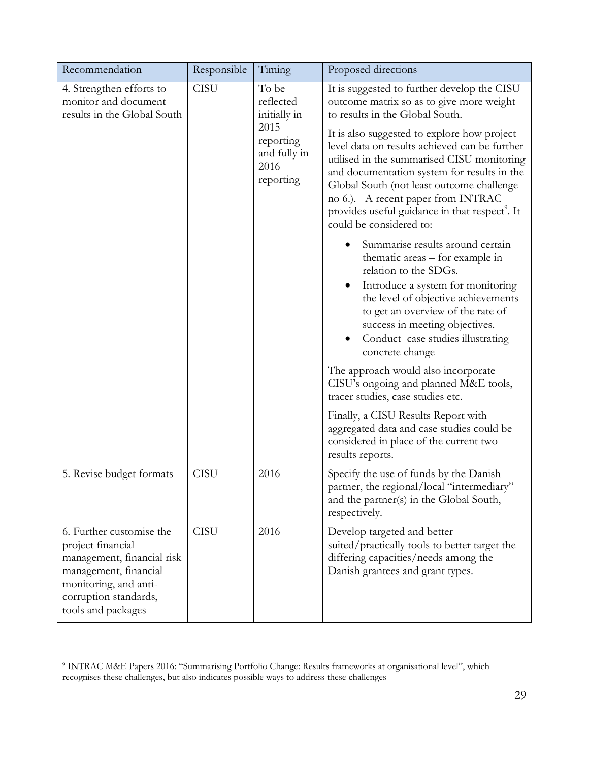| Recommendation | Responsible | Timing | Proposed directions |
|---|---|---|---|
| 4. Strengthen efforts to monitor and document results in the Global South | CISU | To be reflected initially in 2015 reporting and fully in 2016 reporting | It is suggested to further develop the CISU outcome matrix so as to give more weight to results in the Global South.<br><br>It is also suggested to explore how project level data on results achieved can be further utilised in the summarised CISU monitoring and documentation system for results in the Global South (not least outcome challenge no 6.). A recent paper from INTRAC provides useful guidance in that respect[9]. It could be considered to:<br><br>• Summarise results around certain thematic areas – for example in relation to the SDGs.<br>• Introduce a system for monitoring the level of objective achievements to get an overview of the rate of success in meeting objectives.<br>• Conduct case studies illustrating concrete change<br><br>The approach would also incorporate CISU's ongoing and planned M&E tools, tracer studies, case studies etc.<br><br>Finally, a CISU Results Report with aggregated data and case studies could be considered in place of the current two results reports. |
| 5. Revise budget formats | CISU | 2016 | Specify the use of funds by the Danish partner, the regional/local "intermediary" and the partner(s) in the Global South, respectively. |
| 6. Further customise the project financial management, financial risk management, financial monitoring, and anti-corruption standards, tools and packages | CISU | 2016 | Develop targeted and better suited/practically tools to better target the differing capacities/needs among the Danish grantees and grant types. |

[9] INTRAC M&E Papers 2016: "Summarising Portfolio Change: Results frameworks at organisational level", which recognises these challenges, but also indicates possible ways to address these challenges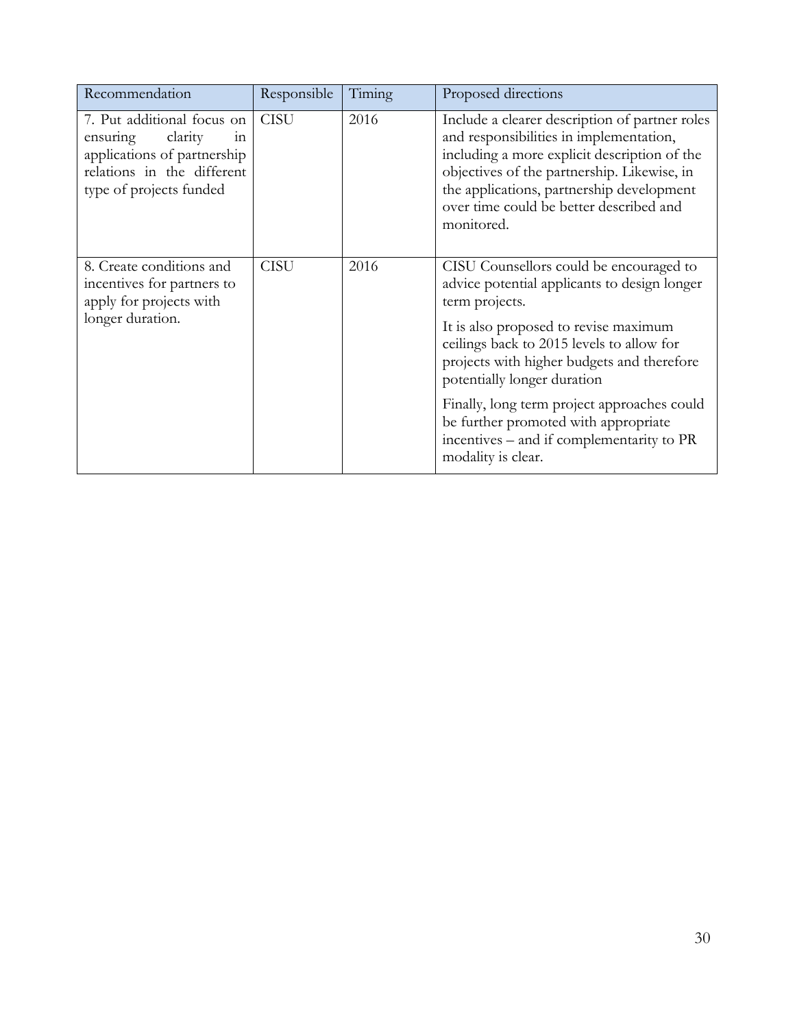| Recommendation | Responsible | Timing | Proposed directions |
|---|---|---|---|
| 7. Put additional focus on ensuring clarity in applications of partnership relations in the different type of projects funded | CISU | 2016 | Include a clearer description of partner roles and responsibilities in implementation, including a more explicit description of the objectives of the partnership. Likewise, in the applications, partnership development over time could be better described and monitored. |
| 8. Create conditions and incentives for partners to apply for projects with longer duration. | CISU | 2016 | CISU Counsellors could be encouraged to advice potential applicants to design longer term projects.<br><br>It is also proposed to revise maximum ceilings back to 2015 levels to allow for projects with higher budgets and therefore potentially longer duration<br><br>Finally, long term project approaches could be further promoted with appropriate incentives – and if complementarity to PR modality is clear. |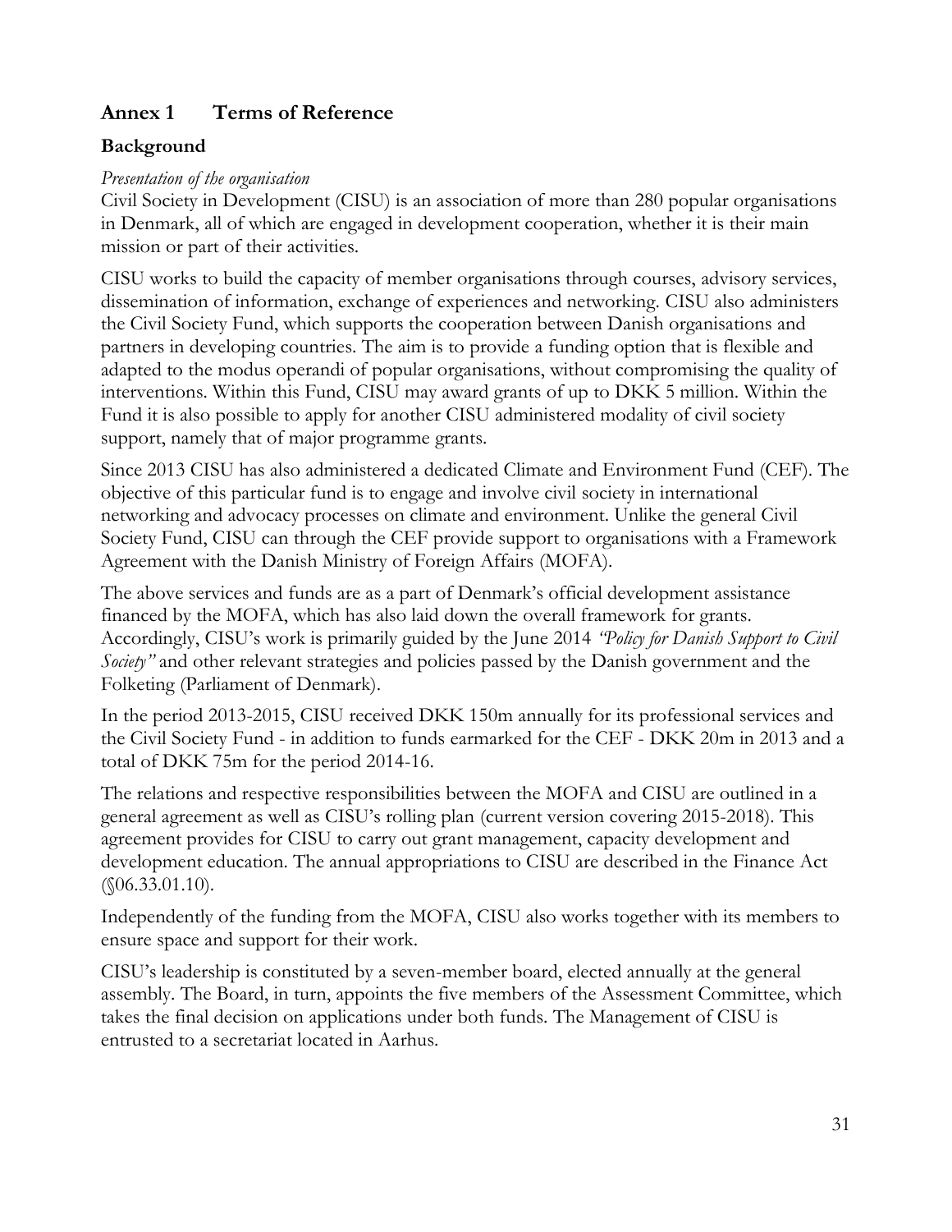## Annex 1 Terms of Reference

### Background

*Presentation of the organisation*

Civil Society in Development (CISU) is an association of more than 280 popular organisations in Denmark, all of which are engaged in development cooperation, whether it is their main mission or part of their activities.

CISU works to build the capacity of member organisations through courses, advisory services, dissemination of information, exchange of experiences and networking. CISU also administers the Civil Society Fund, which supports the cooperation between Danish organisations and partners in developing countries. The aim is to provide a funding option that is flexible and adapted to the modus operandi of popular organisations, without compromising the quality of interventions. Within this Fund, CISU may award grants of up to DKK 5 million. Within the Fund it is also possible to apply for another CISU administered modality of civil society support, namely that of major programme grants.

Since 2013 CISU has also administered a dedicated Climate and Environment Fund (CEF). The objective of this particular fund is to engage and involve civil society in international networking and advocacy processes on climate and environment. Unlike the general Civil Society Fund, CISU can through the CEF provide support to organisations with a Framework Agreement with the Danish Ministry of Foreign Affairs (MOFA).

The above services and funds are as a part of Denmark's official development assistance financed by the MOFA, which has also laid down the overall framework for grants. Accordingly, CISU's work is primarily guided by the June 2014 *"Policy for Danish Support to Civil Society"* and other relevant strategies and policies passed by the Danish government and the Folketing (Parliament of Denmark).

In the period 2013-2015, CISU received DKK 150m annually for its professional services and the Civil Society Fund - in addition to funds earmarked for the CEF - DKK 20m in 2013 and a total of DKK 75m for the period 2014-16.

The relations and respective responsibilities between the MOFA and CISU are outlined in a general agreement as well as CISU's rolling plan (current version covering 2015-2018). This agreement provides for CISU to carry out grant management, capacity development and development education. The annual appropriations to CISU are described in the Finance Act (§06.33.01.10).

Independently of the funding from the MOFA, CISU also works together with its members to ensure space and support for their work.

CISU's leadership is constituted by a seven-member board, elected annually at the general assembly. The Board, in turn, appoints the five members of the Assessment Committee, which takes the final decision on applications under both funds. The Management of CISU is entrusted to a secretariat located in Aarhus.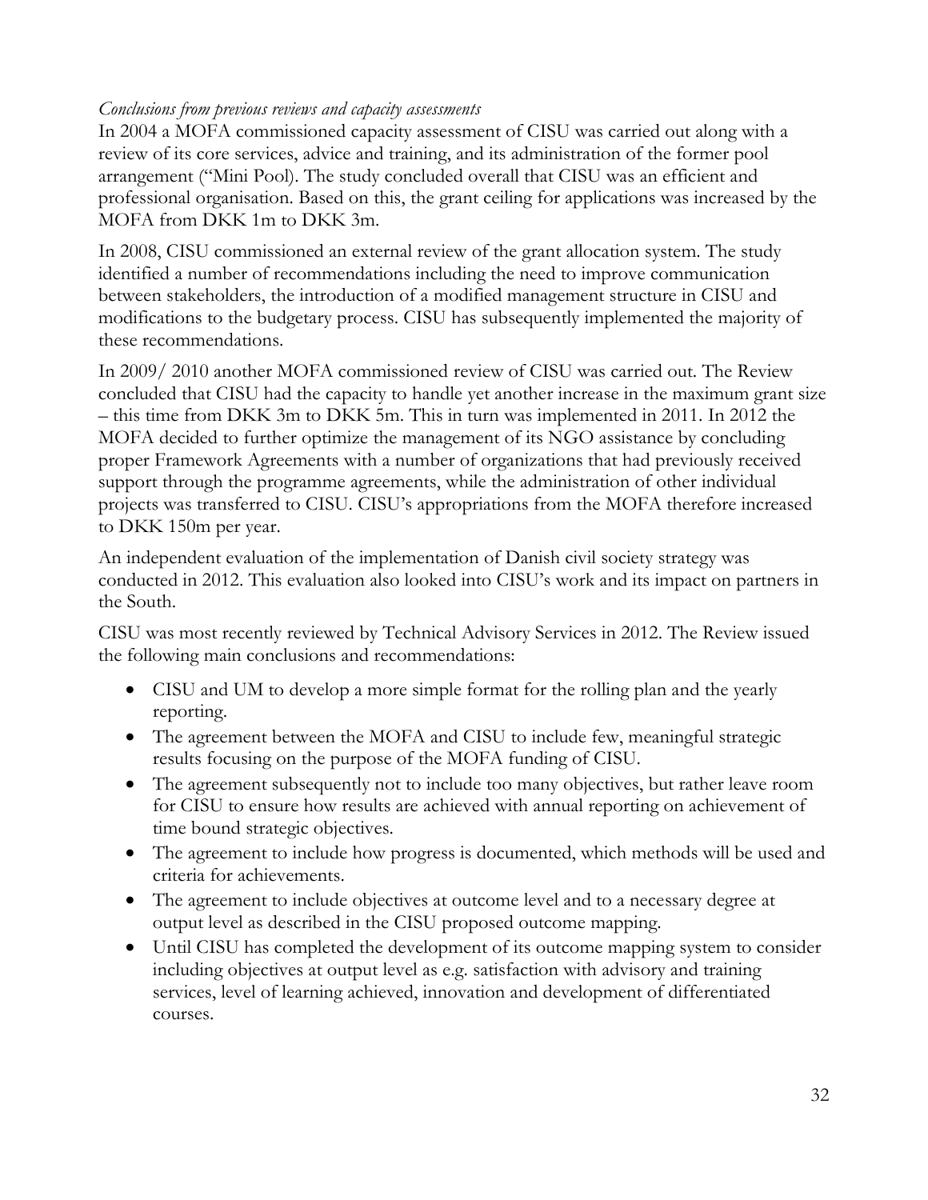*Conclusions from previous reviews and capacity assessments*

In 2004 a MOFA commissioned capacity assessment of CISU was carried out along with a review of its core services, advice and training, and its administration of the former pool arrangement ("Mini Pool). The study concluded overall that CISU was an efficient and professional organisation. Based on this, the grant ceiling for applications was increased by the MOFA from DKK 1m to DKK 3m.

In 2008, CISU commissioned an external review of the grant allocation system. The study identified a number of recommendations including the need to improve communication between stakeholders, the introduction of a modified management structure in CISU and modifications to the budgetary process. CISU has subsequently implemented the majority of these recommendations.

In 2009/ 2010 another MOFA commissioned review of CISU was carried out. The Review concluded that CISU had the capacity to handle yet another increase in the maximum grant size – this time from DKK 3m to DKK 5m. This in turn was implemented in 2011. In 2012 the MOFA decided to further optimize the management of its NGO assistance by concluding proper Framework Agreements with a number of organizations that had previously received support through the programme agreements, while the administration of other individual projects was transferred to CISU. CISU's appropriations from the MOFA therefore increased to DKK 150m per year.

An independent evaluation of the implementation of Danish civil society strategy was conducted in 2012. This evaluation also looked into CISU's work and its impact on partners in the South.

CISU was most recently reviewed by Technical Advisory Services in 2012. The Review issued the following main conclusions and recommendations:

- CISU and UM to develop a more simple format for the rolling plan and the yearly reporting.
- The agreement between the MOFA and CISU to include few, meaningful strategic results focusing on the purpose of the MOFA funding of CISU.
- The agreement subsequently not to include too many objectives, but rather leave room for CISU to ensure how results are achieved with annual reporting on achievement of time bound strategic objectives.
- The agreement to include how progress is documented, which methods will be used and criteria for achievements.
- The agreement to include objectives at outcome level and to a necessary degree at output level as described in the CISU proposed outcome mapping.
- Until CISU has completed the development of its outcome mapping system to consider including objectives at output level as e.g. satisfaction with advisory and training services, level of learning achieved, innovation and development of differentiated courses.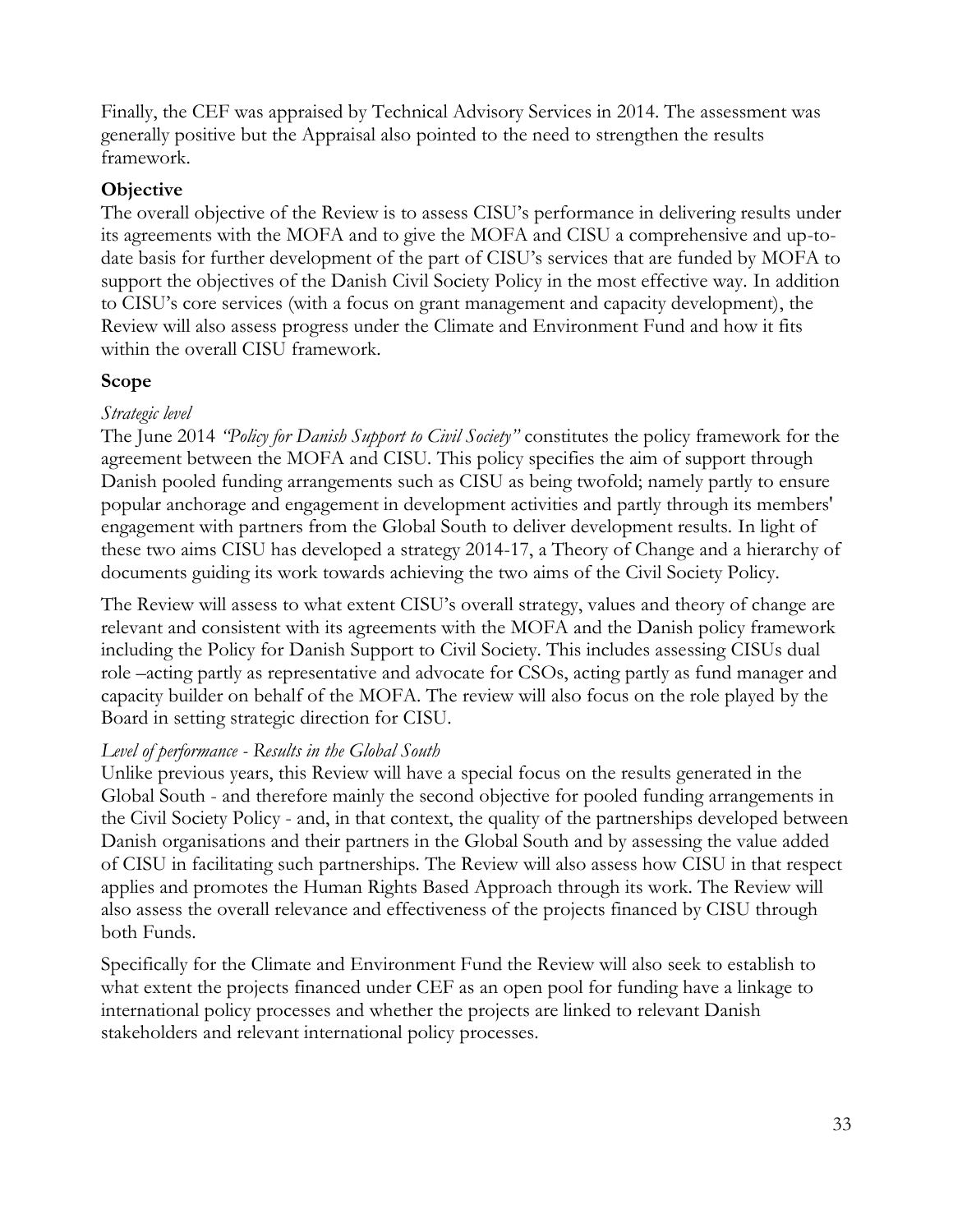Finally, the CEF was appraised by Technical Advisory Services in 2014. The assessment was generally positive but the Appraisal also pointed to the need to strengthen the results framework.

**Objective**

The overall objective of the Review is to assess CISU's performance in delivering results under its agreements with the MOFA and to give the MOFA and CISU a comprehensive and up-to-date basis for further development of the part of CISU's services that are funded by MOFA to support the objectives of the Danish Civil Society Policy in the most effective way. In addition to CISU's core services (with a focus on grant management and capacity development), the Review will also assess progress under the Climate and Environment Fund and how it fits within the overall CISU framework.

**Scope**

*Strategic level*

The June 2014 *"Policy for Danish Support to Civil Society"* constitutes the policy framework for the agreement between the MOFA and CISU. This policy specifies the aim of support through Danish pooled funding arrangements such as CISU as being twofold; namely partly to ensure popular anchorage and engagement in development activities and partly through its members' engagement with partners from the Global South to deliver development results. In light of these two aims CISU has developed a strategy 2014-17, a Theory of Change and a hierarchy of documents guiding its work towards achieving the two aims of the Civil Society Policy.

The Review will assess to what extent CISU's overall strategy, values and theory of change are relevant and consistent with its agreements with the MOFA and the Danish policy framework including the Policy for Danish Support to Civil Society. This includes assessing CISUs dual role –acting partly as representative and advocate for CSOs, acting partly as fund manager and capacity builder on behalf of the MOFA. The review will also focus on the role played by the Board in setting strategic direction for CISU.

*Level of performance - Results in the Global South*

Unlike previous years, this Review will have a special focus on the results generated in the Global South - and therefore mainly the second objective for pooled funding arrangements in the Civil Society Policy - and, in that context, the quality of the partnerships developed between Danish organisations and their partners in the Global South and by assessing the value added of CISU in facilitating such partnerships. The Review will also assess how CISU in that respect applies and promotes the Human Rights Based Approach through its work. The Review will also assess the overall relevance and effectiveness of the projects financed by CISU through both Funds.

Specifically for the Climate and Environment Fund the Review will also seek to establish to what extent the projects financed under CEF as an open pool for funding have a linkage to international policy processes and whether the projects are linked to relevant Danish stakeholders and relevant international policy processes.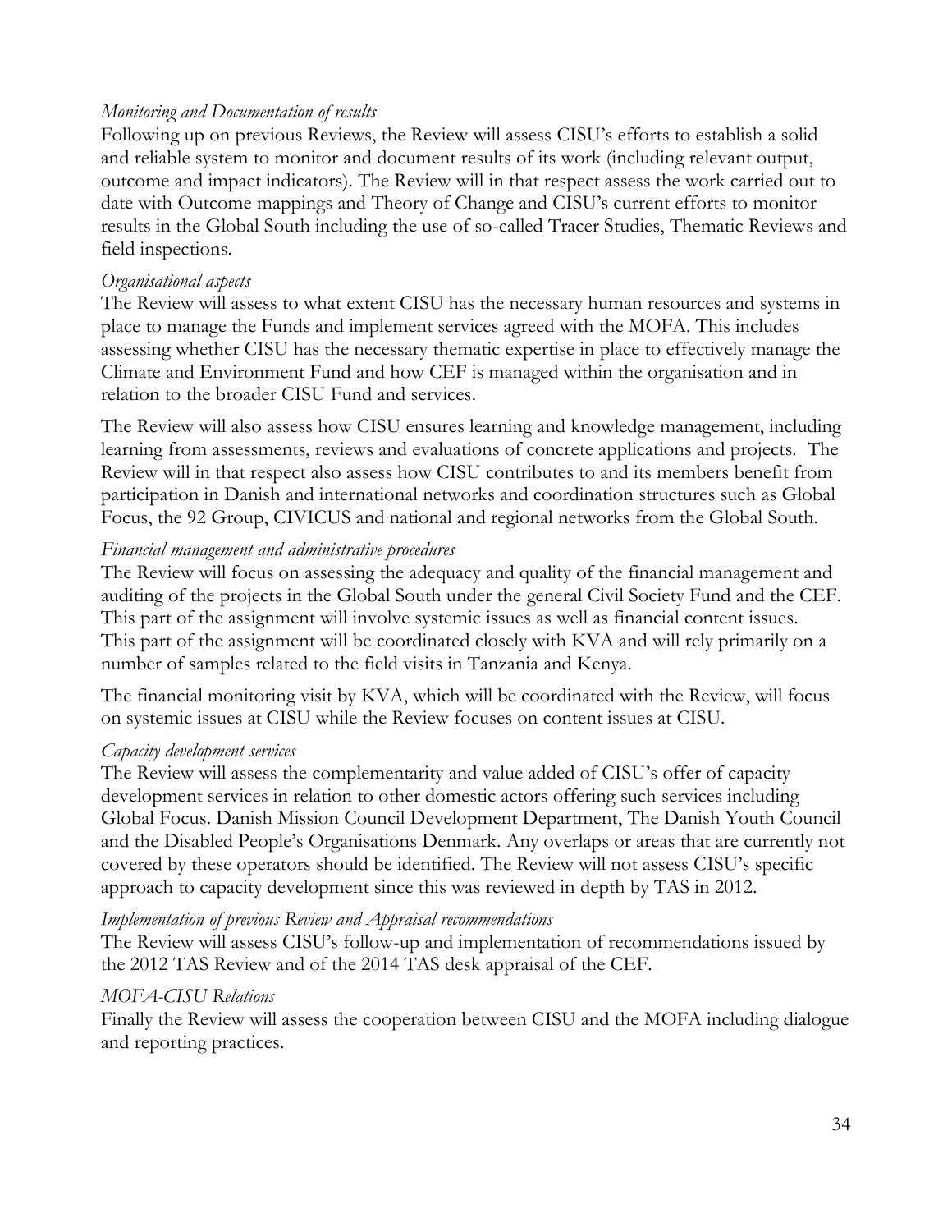*Monitoring and Documentation of results*

Following up on previous Reviews, the Review will assess CISU's efforts to establish a solid and reliable system to monitor and document results of its work (including relevant output, outcome and impact indicators). The Review will in that respect assess the work carried out to date with Outcome mappings and Theory of Change and CISU's current efforts to monitor results in the Global South including the use of so-called Tracer Studies, Thematic Reviews and field inspections.

*Organisational aspects*

The Review will assess to what extent CISU has the necessary human resources and systems in place to manage the Funds and implement services agreed with the MOFA. This includes assessing whether CISU has the necessary thematic expertise in place to effectively manage the Climate and Environment Fund and how CEF is managed within the organisation and in relation to the broader CISU Fund and services.

The Review will also assess how CISU ensures learning and knowledge management, including learning from assessments, reviews and evaluations of concrete applications and projects. The Review will in that respect also assess how CISU contributes to and its members benefit from participation in Danish and international networks and coordination structures such as Global Focus, the 92 Group, CIVICUS and national and regional networks from the Global South.

*Financial management and administrative procedures*

The Review will focus on assessing the adequacy and quality of the financial management and auditing of the projects in the Global South under the general Civil Society Fund and the CEF. This part of the assignment will involve systemic issues as well as financial content issues. This part of the assignment will be coordinated closely with KVA and will rely primarily on a number of samples related to the field visits in Tanzania and Kenya.

The financial monitoring visit by KVA, which will be coordinated with the Review, will focus on systemic issues at CISU while the Review focuses on content issues at CISU.

*Capacity development services*

The Review will assess the complementarity and value added of CISU's offer of capacity development services in relation to other domestic actors offering such services including Global Focus. Danish Mission Council Development Department, The Danish Youth Council and the Disabled People's Organisations Denmark. Any overlaps or areas that are currently not covered by these operators should be identified. The Review will not assess CISU's specific approach to capacity development since this was reviewed in depth by TAS in 2012.

*Implementation of previous Review and Appraisal recommendations*

The Review will assess CISU's follow-up and implementation of recommendations issued by the 2012 TAS Review and of the 2014 TAS desk appraisal of the CEF.

*MOFA-CISU Relations*

Finally the Review will assess the cooperation between CISU and the MOFA including dialogue and reporting practices.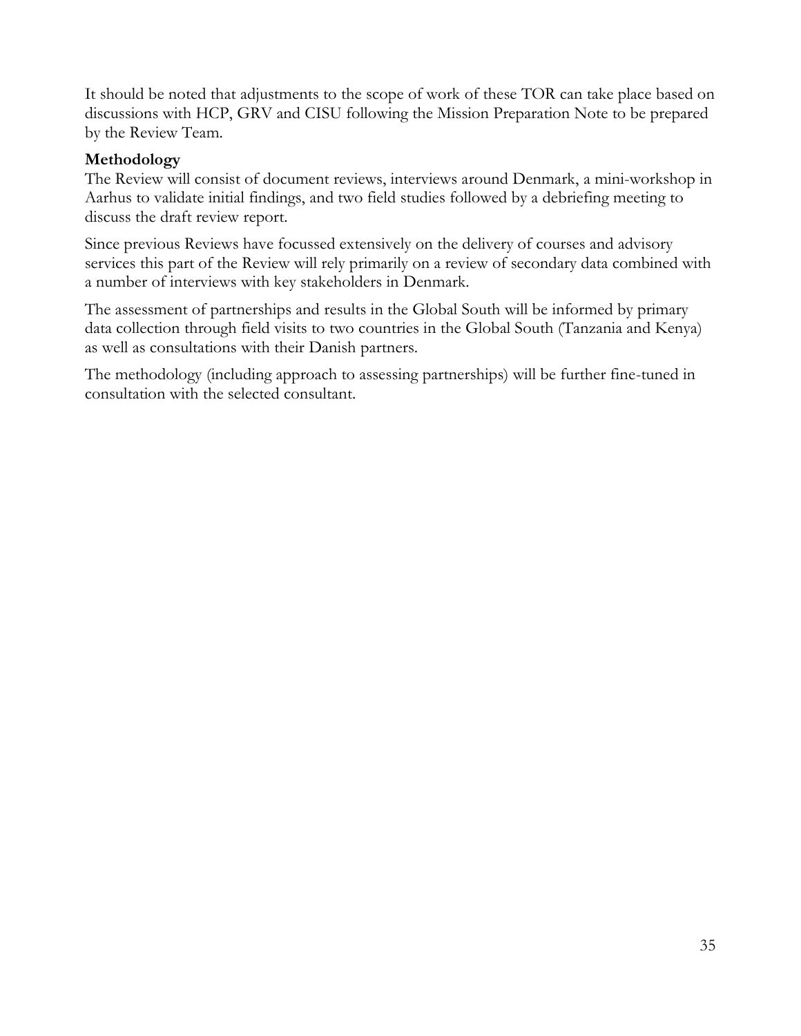It should be noted that adjustments to the scope of work of these TOR can take place based on discussions with HCP, GRV and CISU following the Mission Preparation Note to be prepared by the Review Team.

**Methodology**

The Review will consist of document reviews, interviews around Denmark, a mini-workshop in Aarhus to validate initial findings, and two field studies followed by a debriefing meeting to discuss the draft review report.

Since previous Reviews have focussed extensively on the delivery of courses and advisory services this part of the Review will rely primarily on a review of secondary data combined with a number of interviews with key stakeholders in Denmark.

The assessment of partnerships and results in the Global South will be informed by primary data collection through field visits to two countries in the Global South (Tanzania and Kenya) as well as consultations with their Danish partners.

The methodology (including approach to assessing partnerships) will be further fine-tuned in consultation with the selected consultant.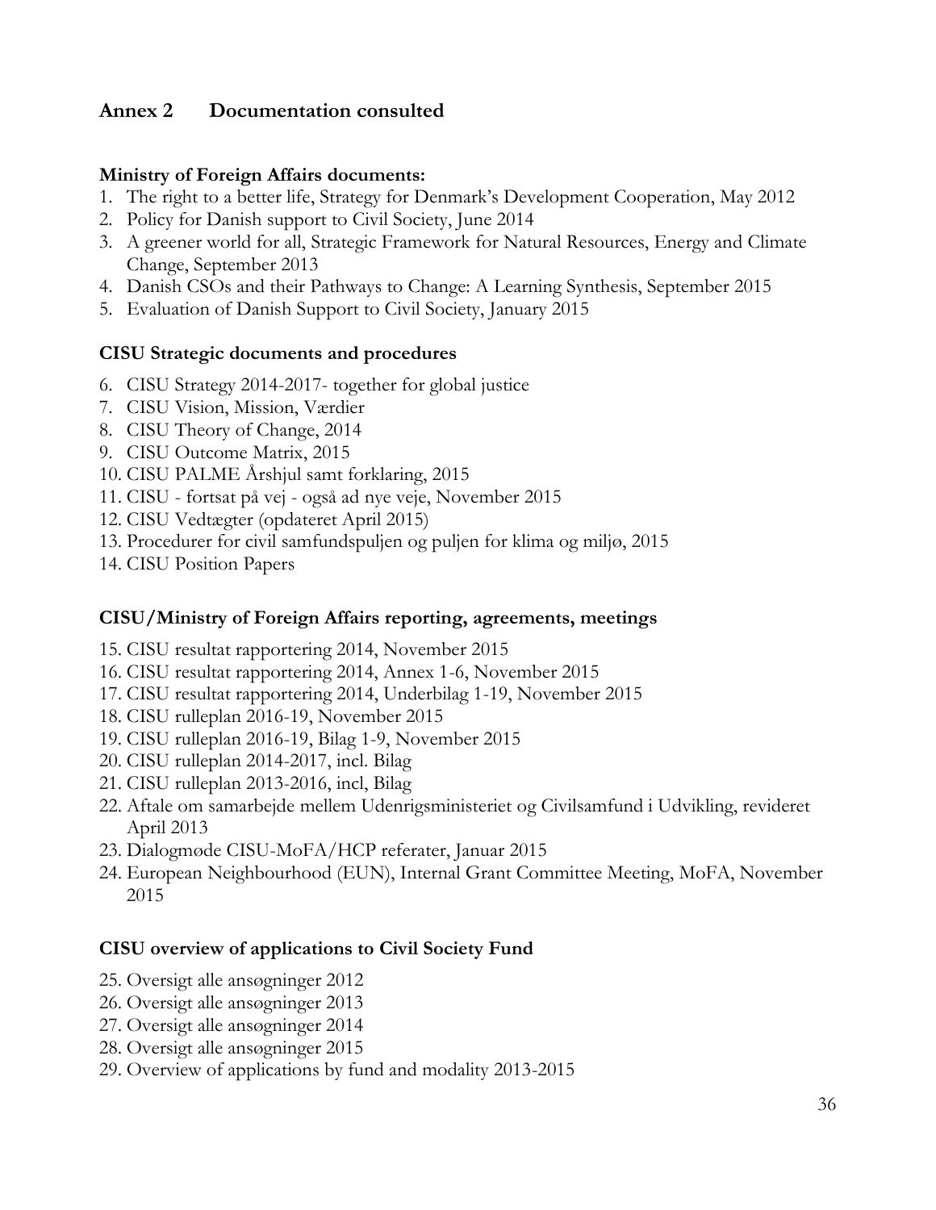## Annex 2 Documentation consulted

**Ministry of Foreign Affairs documents:**

1. The right to a better life, Strategy for Denmark's Development Cooperation, May 2012
2. Policy for Danish support to Civil Society, June 2014
3. A greener world for all, Strategic Framework for Natural Resources, Energy and Climate Change, September 2013
4. Danish CSOs and their Pathways to Change: A Learning Synthesis, September 2015
5. Evaluation of Danish Support to Civil Society, January 2015

**CISU Strategic documents and procedures**

6. CISU Strategy 2014-2017- together for global justice
7. CISU Vision, Mission, Værdier
8. CISU Theory of Change, 2014
9. CISU Outcome Matrix, 2015
10. CISU PALME Årshjul samt forklaring, 2015
11. CISU - fortsat på vej - også ad nye veje, November 2015
12. CISU Vedtægter (opdateret April 2015)
13. Procedurer for civil samfundspuljen og puljen for klima og miljø, 2015
14. CISU Position Papers

**CISU/Ministry of Foreign Affairs reporting, agreements, meetings**

15. CISU resultat rapportering 2014, November 2015
16. CISU resultat rapportering 2014, Annex 1-6, November 2015
17. CISU resultat rapportering 2014, Underbilag 1-19, November 2015
18. CISU rulleplan 2016-19, November 2015
19. CISU rulleplan 2016-19, Bilag 1-9, November 2015
20. CISU rulleplan 2014-2017, incl. Bilag
21. CISU rulleplan 2013-2016, incl, Bilag
22. Aftale om samarbejde mellem Udenrigsministeriet og Civilsamfund i Udvikling, revideret April 2013
23. Dialogmøde CISU-MoFA/HCP referater, Januar 2015
24. European Neighbourhood (EUN), Internal Grant Committee Meeting, MoFA, November 2015

**CISU overview of applications to Civil Society Fund**

25. Oversigt alle ansøgninger 2012
26. Oversigt alle ansøgninger 2013
27. Oversigt alle ansøgninger 2014
28. Oversigt alle ansøgninger 2015
29. Overview of applications by fund and modality 2013-2015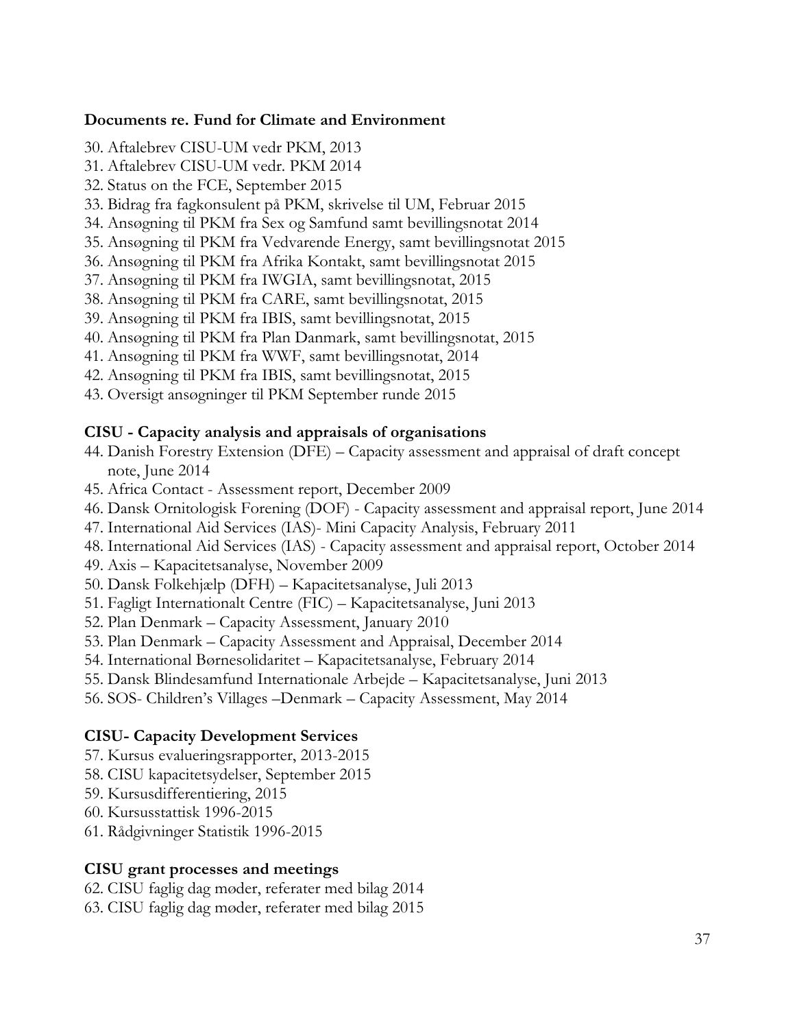**Documents re. Fund for Climate and Environment**

30. Aftalebrev CISU-UM vedr PKM, 2013
31. Aftalebrev CISU-UM vedr. PKM 2014
32. Status on the FCE, September 2015
33. Bidrag fra fagkonsulent på PKM, skrivelse til UM, Februar 2015
34. Ansøgning til PKM fra Sex og Samfund samt bevillingsnotat 2014
35. Ansøgning til PKM fra Vedvarende Energy, samt bevillingsnotat 2015
36. Ansøgning til PKM fra Afrika Kontakt, samt bevillingsnotat 2015
37. Ansøgning til PKM fra IWGIA, samt bevillingsnotat, 2015
38. Ansøgning til PKM fra CARE, samt bevillingsnotat, 2015
39. Ansøgning til PKM fra IBIS, samt bevillingsnotat, 2015
40. Ansøgning til PKM fra Plan Danmark, samt bevillingsnotat, 2015
41. Ansøgning til PKM fra WWF, samt bevillingsnotat, 2014
42. Ansøgning til PKM fra IBIS, samt bevillingsnotat, 2015
43. Oversigt ansøgninger til PKM September runde 2015

**CISU - Capacity analysis and appraisals of organisations**

44. Danish Forestry Extension (DFE) – Capacity assessment and appraisal of draft concept note, June 2014
45. Africa Contact - Assessment report, December 2009
46. Dansk Ornitologisk Forening (DOF) - Capacity assessment and appraisal report, June 2014
47. International Aid Services (IAS)- Mini Capacity Analysis, February 2011
48. International Aid Services (IAS) - Capacity assessment and appraisal report, October 2014
49. Axis – Kapacitetsanalyse, November 2009
50. Dansk Folkehjælp (DFH) – Kapacitetsanalyse, Juli 2013
51. Fagligt Internationalt Centre (FIC) – Kapacitetsanalyse, Juni 2013
52. Plan Denmark – Capacity Assessment, January 2010
53. Plan Denmark – Capacity Assessment and Appraisal, December 2014
54. International Børnesolidaritet – Kapacitetsanalyse, February 2014
55. Dansk Blindesamfund Internationale Arbejde – Kapacitetsanalyse, Juni 2013
56. SOS- Children's Villages –Denmark – Capacity Assessment, May 2014

**CISU- Capacity Development Services**

57. Kursus evalueringsrapporter, 2013-2015
58. CISU kapacitetsydelser, September 2015
59. Kursusdifferentiering, 2015
60. Kursusstattisk 1996-2015
61. Rådgivninger Statistik 1996-2015

**CISU grant processes and meetings**

62. CISU faglig dag møder, referater med bilag 2014
63. CISU faglig dag møder, referater med bilag 2015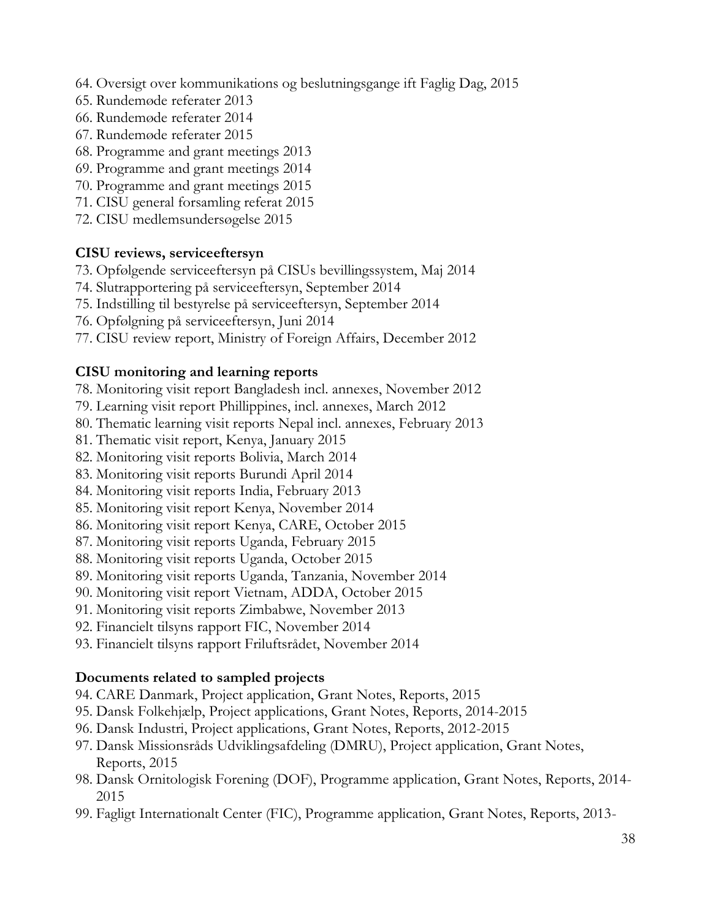64. Oversigt over kommunikations og beslutningsgange ift Faglig Dag, 2015
65. Rundemøde referater 2013
66. Rundemøde referater 2014
67. Rundemøde referater 2015
68. Programme and grant meetings 2013
69. Programme and grant meetings 2014
70. Programme and grant meetings 2015
71. CISU general forsamling referat 2015
72. CISU medlemsundersøgelse 2015

**CISU reviews, serviceeftersyn**

73. Opfølgende serviceeftersyn på CISUs bevillingssystem, Maj 2014
74. Slutrapportering på serviceeftersyn, September 2014
75. Indstilling til bestyrelse på serviceeftersyn, September 2014
76. Opfølgning på serviceeftersyn, Juni 2014
77. CISU review report, Ministry of Foreign Affairs, December 2012

**CISU monitoring and learning reports**

78. Monitoring visit report Bangladesh incl. annexes, November 2012
79. Learning visit report Phillippines, incl. annexes, March 2012
80. Thematic learning visit reports Nepal incl. annexes, February 2013
81. Thematic visit report, Kenya, January 2015
82. Monitoring visit reports Bolivia, March 2014
83. Monitoring visit reports Burundi April 2014
84. Monitoring visit reports India, February 2013
85. Monitoring visit report Kenya, November 2014
86. Monitoring visit report Kenya, CARE, October 2015
87. Monitoring visit reports Uganda, February 2015
88. Monitoring visit reports Uganda, October 2015
89. Monitoring visit reports Uganda, Tanzania, November 2014
90. Monitoring visit report Vietnam, ADDA, October 2015
91. Monitoring visit reports Zimbabwe, November 2013
92. Financielt tilsyns rapport FIC, November 2014
93. Financielt tilsyns rapport Friluftsrådet, November 2014

**Documents related to sampled projects**

94. CARE Danmark, Project application, Grant Notes, Reports, 2015
95. Dansk Folkehjælp, Project applications, Grant Notes, Reports, 2014-2015
96. Dansk Industri, Project applications, Grant Notes, Reports, 2012-2015
97. Dansk Missionsråds Udviklingsafdeling (DMRU), Project application, Grant Notes, Reports, 2015
98. Dansk Ornitologisk Forening (DOF), Programme application, Grant Notes, Reports, 2014-2015
99. Fagligt Internationalt Center (FIC), Programme application, Grant Notes, Reports, 2013-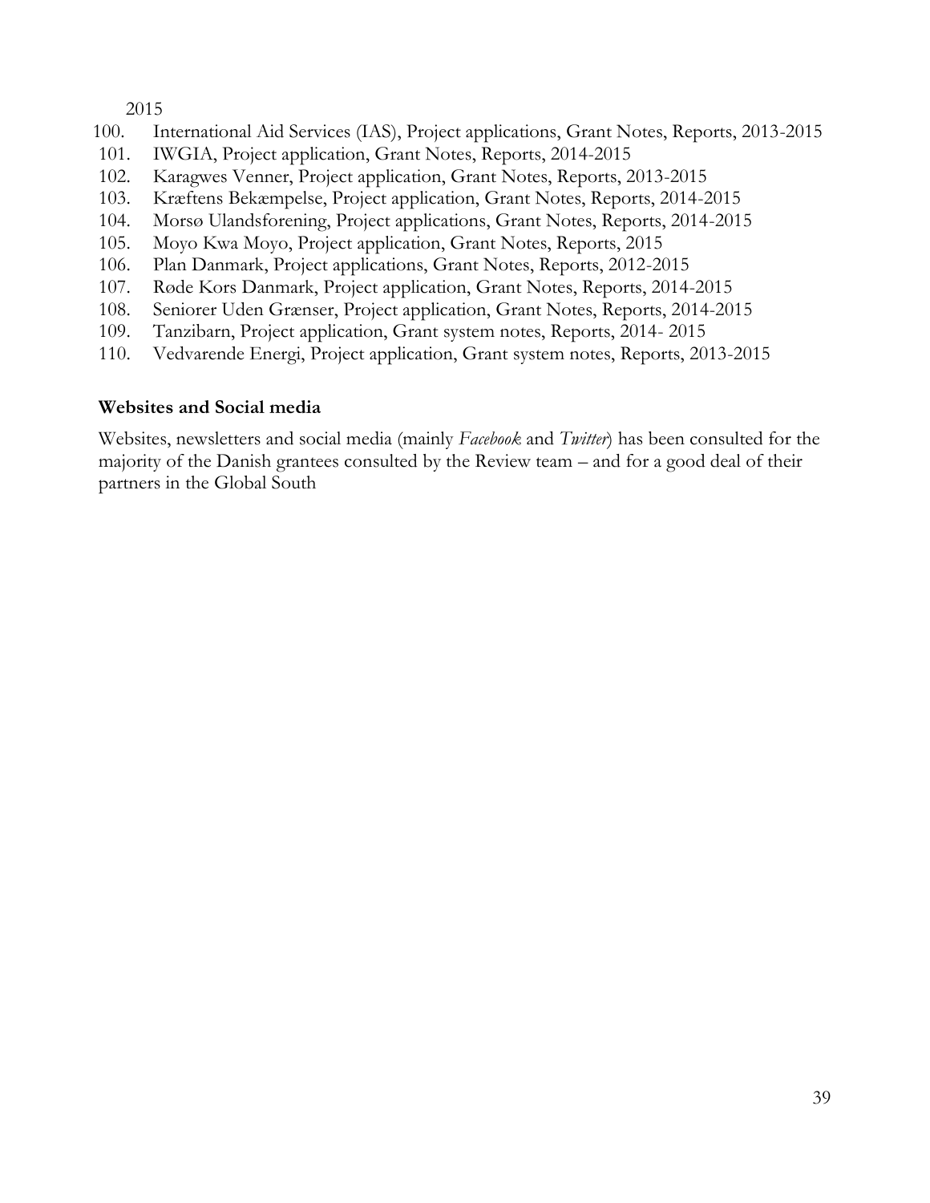2015

100. International Aid Services (IAS), Project applications, Grant Notes, Reports, 2013-2015
101. IWGIA, Project application, Grant Notes, Reports, 2014-2015
102. Karagwes Venner, Project application, Grant Notes, Reports, 2013-2015
103. Kræftens Bekæmpelse, Project application, Grant Notes, Reports, 2014-2015
104. Morsø Ulandsforening, Project applications, Grant Notes, Reports, 2014-2015
105. Moyo Kwa Moyo, Project application, Grant Notes, Reports, 2015
106. Plan Danmark, Project applications, Grant Notes, Reports, 2012-2015
107. Røde Kors Danmark, Project application, Grant Notes, Reports, 2014-2015
108. Seniorer Uden Grænser, Project application, Grant Notes, Reports, 2014-2015
109. Tanzibarn, Project application, Grant system notes, Reports, 2014- 2015
110. Vedvarende Energi, Project application, Grant system notes, Reports, 2013-2015

**Websites and Social media**

Websites, newsletters and social media (mainly *Facebook* and *Twitter*) has been consulted for the majority of the Danish grantees consulted by the Review team – and for a good deal of their partners in the Global South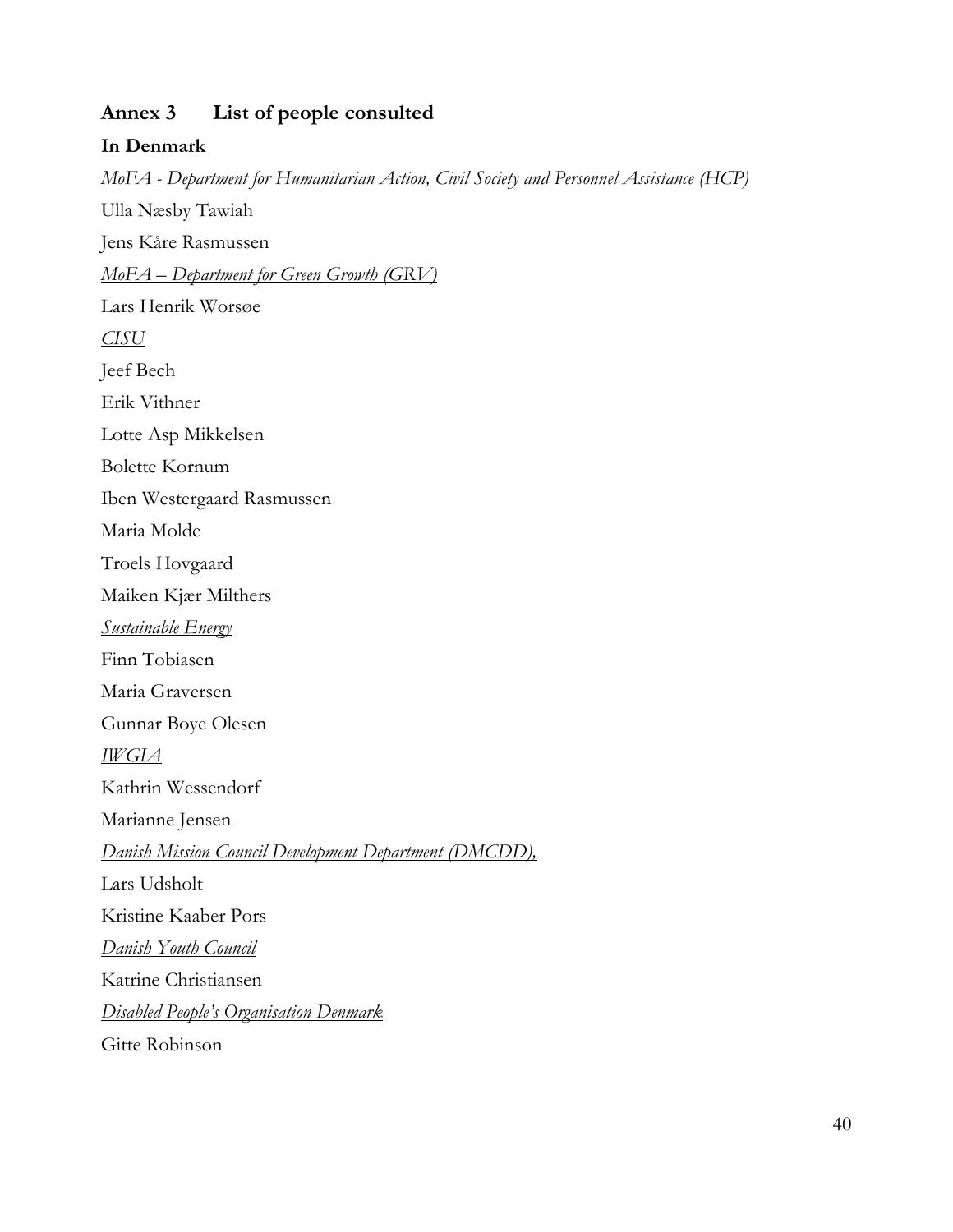## Annex 3 List of people consulted

### In Denmark

*MoFA - Department for Humanitarian Action, Civil Society and Personnel Assistance (HCP)*

Ulla Næsby Tawiah

Jens Kåre Rasmussen

*MoFA – Department for Green Growth (GRV)*

Lars Henrik Worsøe

*CISU*

Jeef Bech

Erik Vithner

Lotte Asp Mikkelsen

Bolette Kornum

Iben Westergaard Rasmussen

Maria Molde

Troels Hovgaard

Maiken Kjær Milthers

*Sustainable Energy*

Finn Tobiasen

Maria Graversen

Gunnar Boye Olesen

*IWGIA*

Kathrin Wessendorf

Marianne Jensen

*Danish Mission Council Development Department (DMCDD),*

Lars Udsholt

Kristine Kaaber Pors

*Danish Youth Council*

Katrine Christiansen

*Disabled People's Organisation Denmark*

Gitte Robinson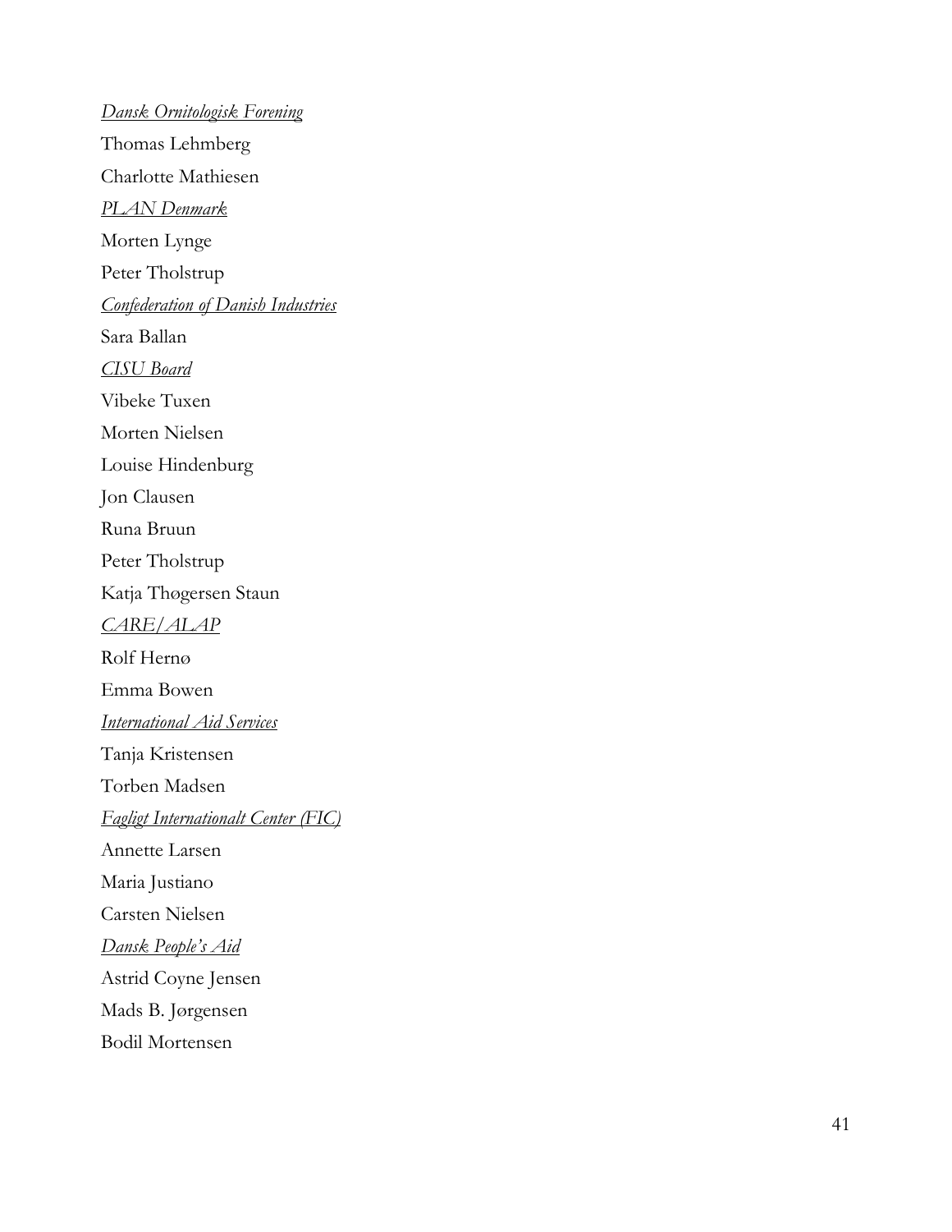*Dansk Ornitologisk Forening*

Thomas Lehmberg

Charlotte Mathiesen

*PLAN Denmark*

Morten Lynge

Peter Tholstrup

*Confederation of Danish Industries*

Sara Ballan

*CISU Board*

Vibeke Tuxen

Morten Nielsen

Louise Hindenburg

Jon Clausen

Runa Bruun

Peter Tholstrup

Katja Thøgersen Staun

*CARE/ALAP*

Rolf Hernø

Emma Bowen

*International Aid Services*

Tanja Kristensen

Torben Madsen

*Fagligt Internationalt Center (FIC)*

Annette Larsen

Maria Justiano

Carsten Nielsen

*Dansk People's Aid*

Astrid Coyne Jensen

Mads B. Jørgensen

Bodil Mortensen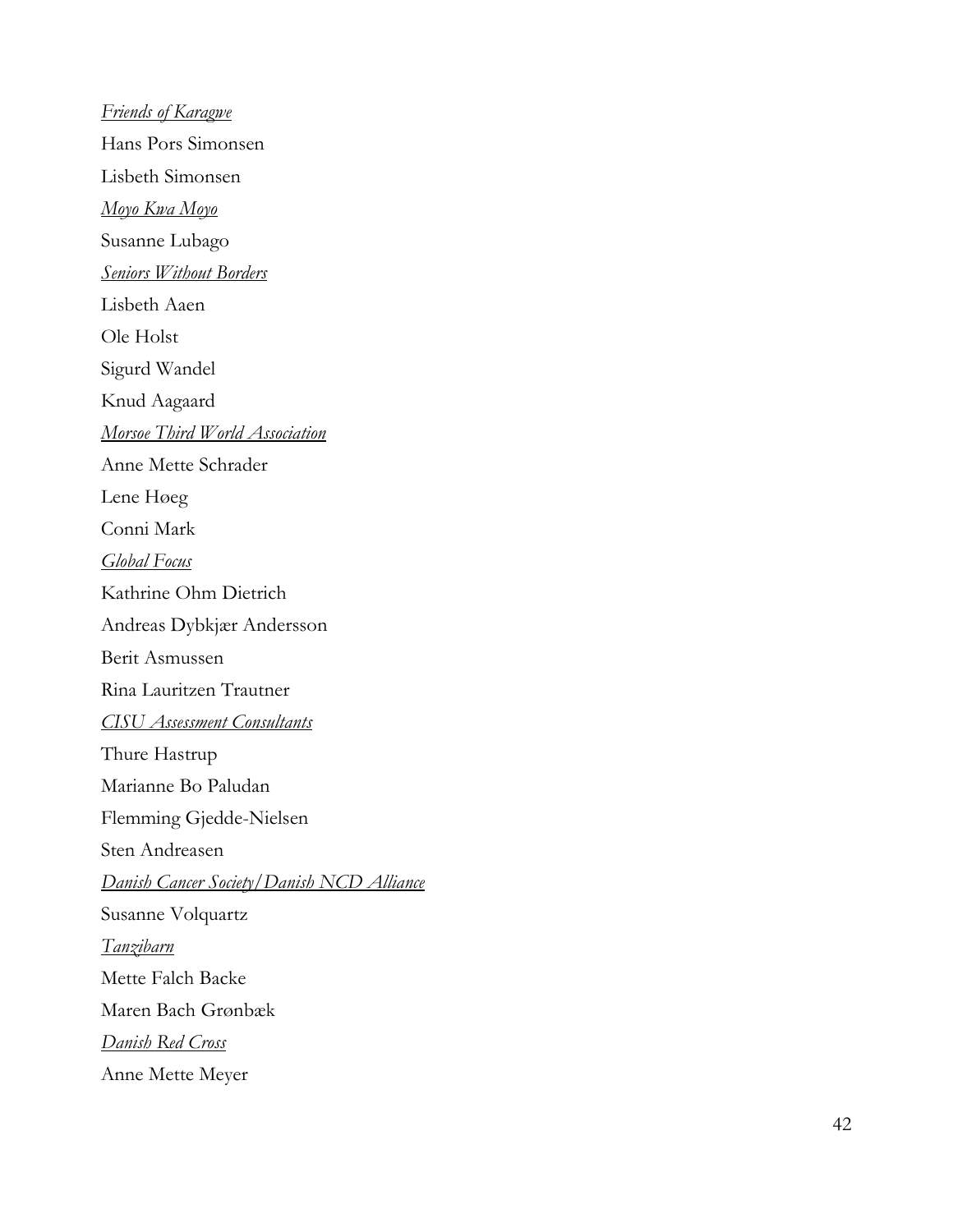*Friends of Karagwe*

Hans Pors Simonsen

Lisbeth Simonsen

*Moyo Kwa Moyo*

Susanne Lubago

*Seniors Without Borders*

Lisbeth Aaen

Ole Holst

Sigurd Wandel

Knud Aagaard

*Morsoe Third World Association*

Anne Mette Schrader

Lene Høeg

Conni Mark

*Global Focus*

Kathrine Ohm Dietrich

Andreas Dybkjær Andersson

Berit Asmussen

Rina Lauritzen Trautner

*CISU Assessment Consultants*

Thure Hastrup

Marianne Bo Paludan

Flemming Gjedde-Nielsen

Sten Andreasen

*Danish Cancer Society/Danish NCD Alliance*

Susanne Volquartz

*Tanzibarn*

Mette Falch Backe

Maren Bach Grønbæk

*Danish Red Cross*

Anne Mette Meyer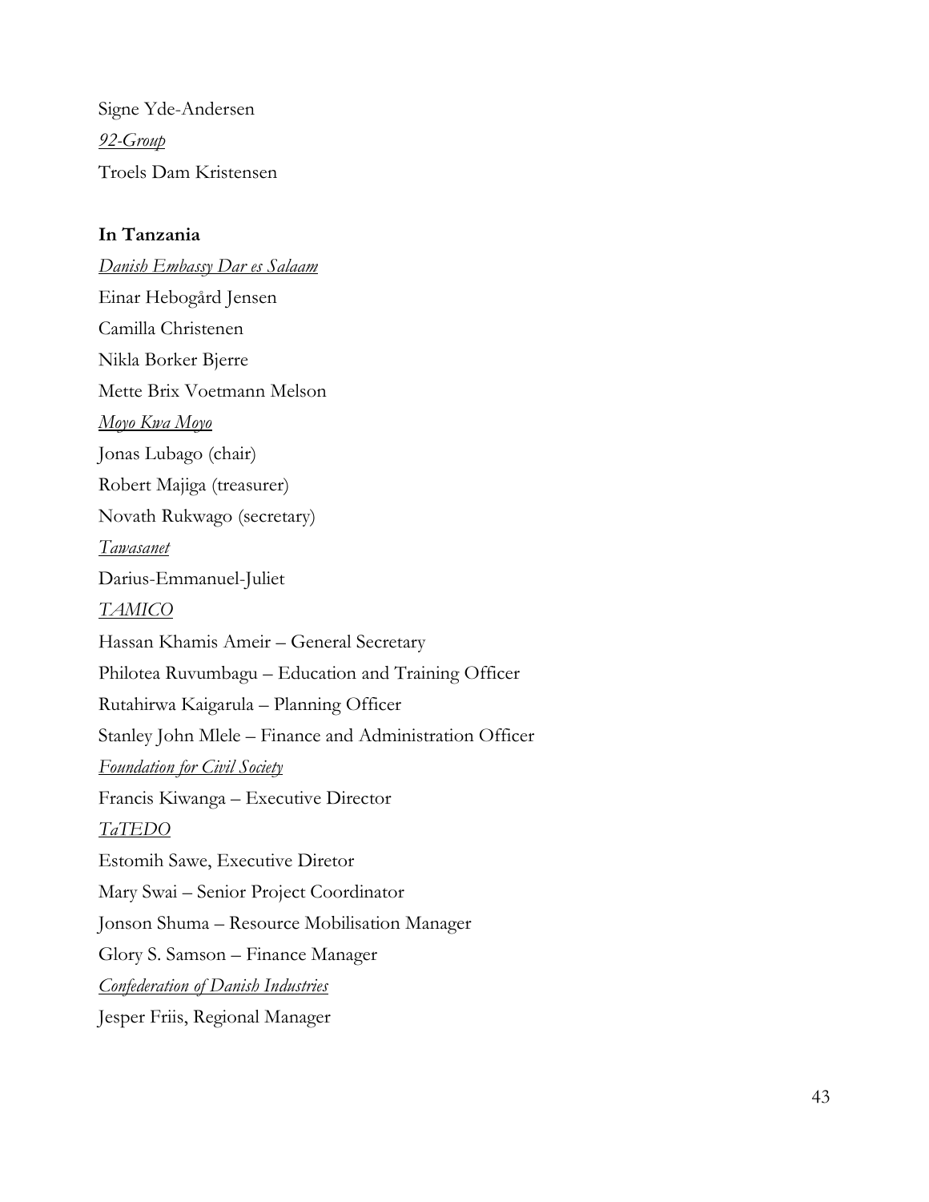Signe Yde-Andersen

*92-Group*

Troels Dam Kristensen

**In Tanzania**

*Danish Embassy Dar es Salaam*

Einar Hebogård Jensen

Camilla Christenen

Nikla Borker Bjerre

Mette Brix Voetmann Melson

*Moyo Kwa Moyo*

Jonas Lubago (chair)

Robert Majiga (treasurer)

Novath Rukwago (secretary)

*Tawasanet*

Darius-Emmanuel-Juliet

*TAMICO*

Hassan Khamis Ameir – General Secretary

Philotea Ruvumbagu – Education and Training Officer

Rutahirwa Kaigarula – Planning Officer

Stanley John Mlele – Finance and Administration Officer

*Foundation for Civil Society*

Francis Kiwanga – Executive Director

*TaTEDO*

Estomih Sawe, Executive Diretor

Mary Swai – Senior Project Coordinator

Jonson Shuma – Resource Mobilisation Manager

Glory S. Samson – Finance Manager

*Confederation of Danish Industries*

Jesper Friis, Regional Manager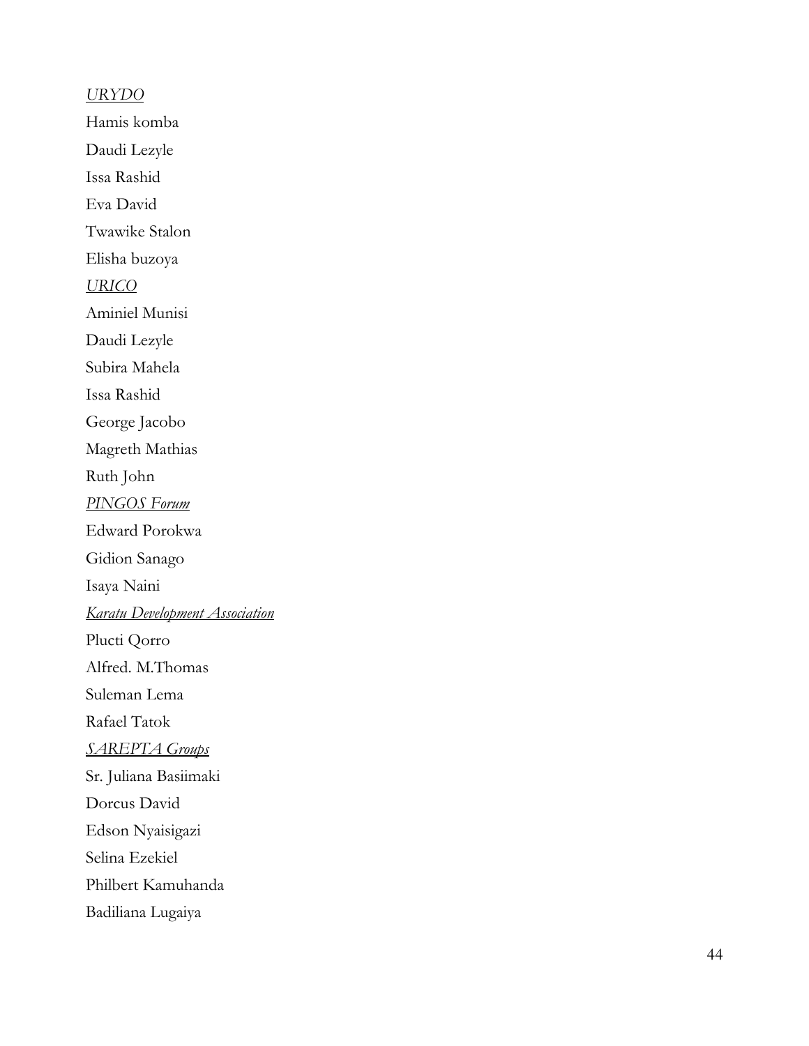_URYDO_

Hamis komba

Daudi Lezyle

Issa Rashid

Eva David

Twawike Stalon

Elisha buzoya

_URICO_

Aminiel Munisi

Daudi Lezyle

Subira Mahela

Issa Rashid

George Jacobo

Magreth Mathias

Ruth John

_PINGOS Forum_

Edward Porokwa

Gidion Sanago

Isaya Naini

_Karatu Development Association_

Plucti Qorro

Alfred. M.Thomas

Suleman Lema

Rafael Tatok

_SAREPTA Groups_

Sr. Juliana Basiimaki

Dorcus David

Edson Nyaisigazi

Selina Ezekiel

Philbert Kamuhanda

Badiliana Lugaiya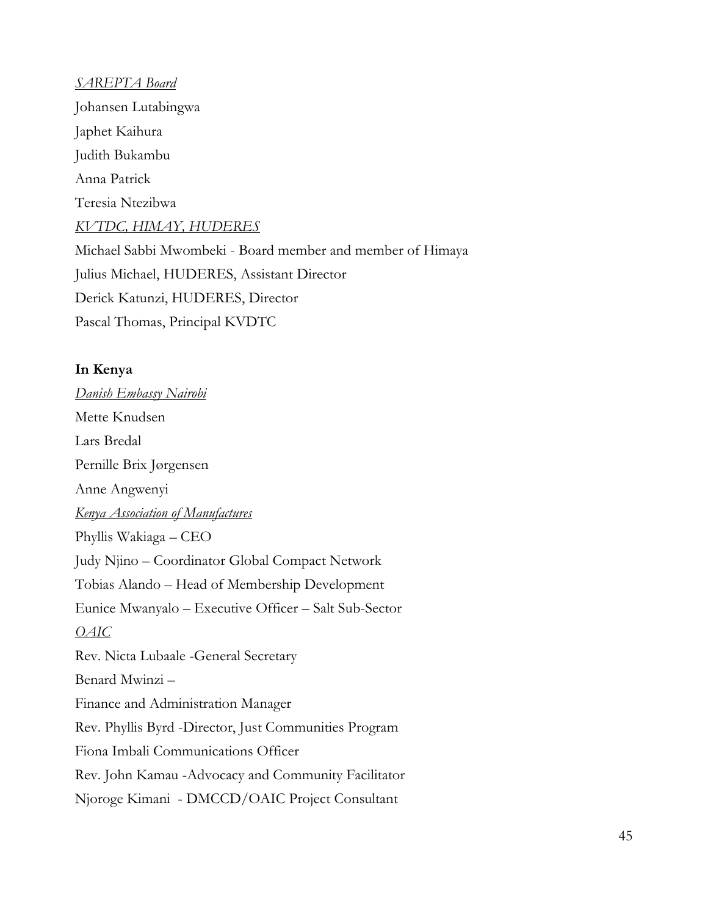*SAREPTA Board*

Johansen Lutabingwa

Japhet Kaihura

Judith Bukambu

Anna Patrick

Teresia Ntezibwa

*KVTDC, HIMAY, HUDERES*

Michael Sabbi Mwombeki - Board member and member of Himaya

Julius Michael, HUDERES, Assistant Director

Derick Katunzi, HUDERES, Director

Pascal Thomas, Principal KVDTC

**In Kenya**

*Danish Embassy Nairobi*

Mette Knudsen

Lars Bredal

Pernille Brix Jørgensen

Anne Angwenyi

*Kenya Association of Manufactures*

Phyllis Wakiaga – CEO

Judy Njino – Coordinator Global Compact Network

Tobias Alando – Head of Membership Development

Eunice Mwanyalo – Executive Officer – Salt Sub-Sector

*OAIC*

Rev. Nicta Lubaale -General Secretary

Benard Mwinzi –

Finance and Administration Manager

Rev. Phyllis Byrd -Director, Just Communities Program

Fiona Imbali Communications Officer

Rev. John Kamau -Advocacy and Community Facilitator

Njoroge Kimani - DMCCD/OAIC Project Consultant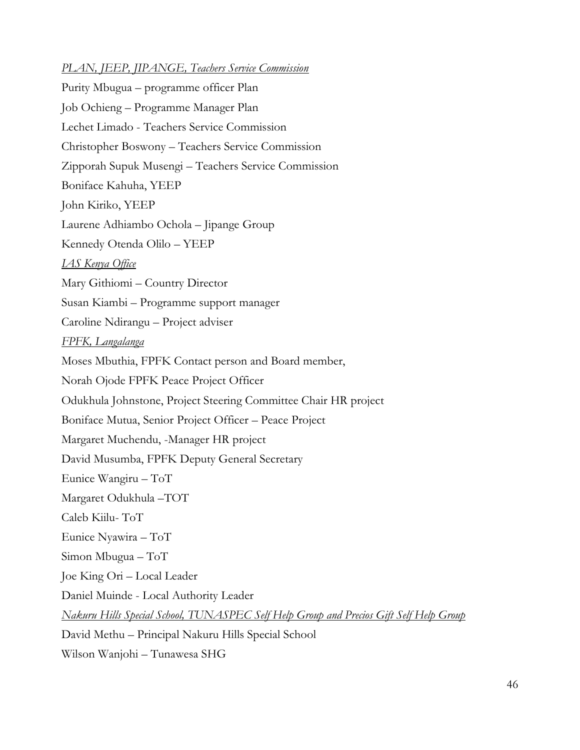*<u>PLAN, JEEP, JIPANGE, Teachers Service Commission</u>*

Purity Mbugua – programme officer Plan

Job Ochieng – Programme Manager Plan

Lechet Limado - Teachers Service Commission

Christopher Boswony – Teachers Service Commission

Zipporah Supuk Musengi – Teachers Service Commission

Boniface Kahuha, YEEP

John Kiriko, YEEP

Laurene Adhiambo Ochola – Jipange Group

Kennedy Otenda Olilo – YEEP

*<u>IAS Kenya Office</u>*

Mary Githiomi – Country Director

Susan Kiambi – Programme support manager

Caroline Ndirangu – Project adviser

*<u>FPFK, Langalanga</u>*

Moses Mbuthia, FPFK Contact person and Board member,

Norah Ojode FPFK Peace Project Officer

Odukhula Johnstone, Project Steering Committee Chair HR project

Boniface Mutua, Senior Project Officer – Peace Project

Margaret Muchendu, -Manager HR project

David Musumba, FPFK Deputy General Secretary

Eunice Wangiru – ToT

Margaret Odukhula –TOT

Caleb Kiilu- ToT

Eunice Nyawira – ToT

Simon Mbugua – ToT

Joe King Ori – Local Leader

Daniel Muinde - Local Authority Leader

*<u>Nakuru Hills Special School, TUNASPEC Self Help Group and Precios Gift Self Help Group</u>*

David Methu – Principal Nakuru Hills Special School

Wilson Wanjohi – Tunawesa SHG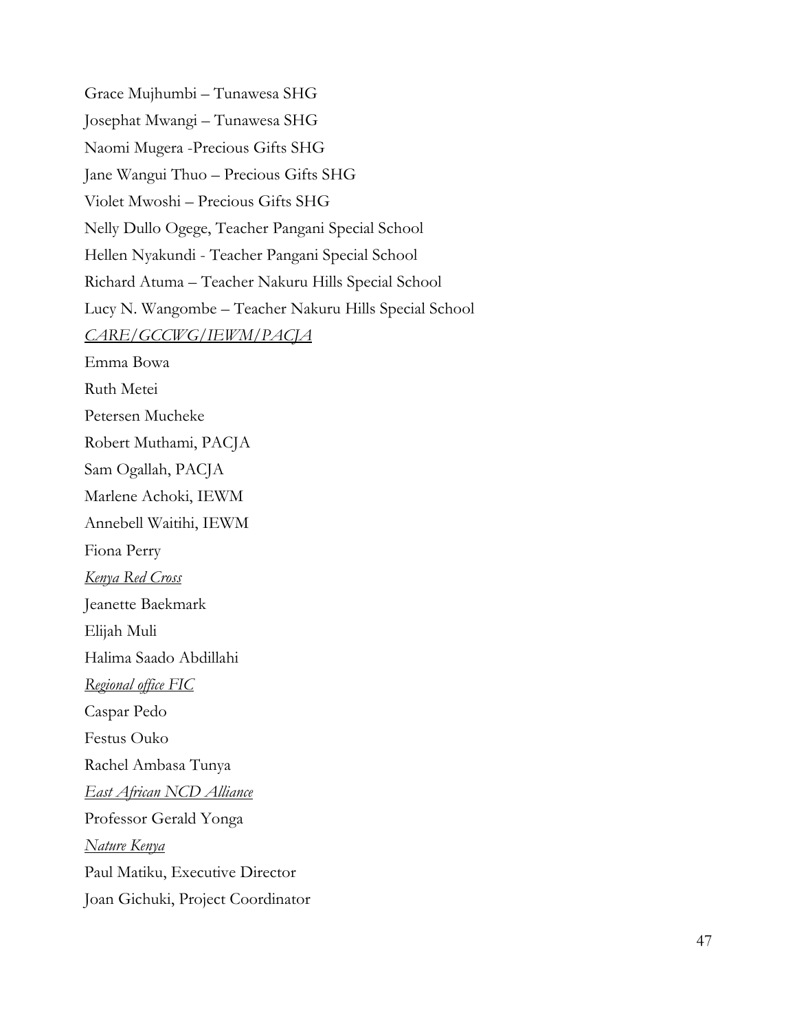Grace Mujhumbi – Tunawesa SHG

Josephat Mwangi – Tunawesa SHG

Naomi Mugera -Precious Gifts SHG

Jane Wangui Thuo – Precious Gifts SHG

Violet Mwoshi – Precious Gifts SHG

Nelly Dullo Ogege, Teacher Pangani Special School

Hellen Nyakundi - Teacher Pangani Special School

Richard Atuma – Teacher Nakuru Hills Special School

Lucy N. Wangombe – Teacher Nakuru Hills Special School

*CARE/GCCWG/IEWM/PACJA*

Emma Bowa

Ruth Metei

Petersen Mucheke

Robert Muthami, PACJA

Sam Ogallah, PACJA

Marlene Achoki, IEWM

Annebell Waitihi, IEWM

Fiona Perry

*Kenya Red Cross*

Jeanette Baekmark

Elijah Muli

Halima Saado Abdillahi

*Regional office FIC*

Caspar Pedo

Festus Ouko

Rachel Ambasa Tunya

*East African NCD Alliance*

Professor Gerald Yonga

*Nature Kenya*

Paul Matiku, Executive Director

Joan Gichuki, Project Coordinator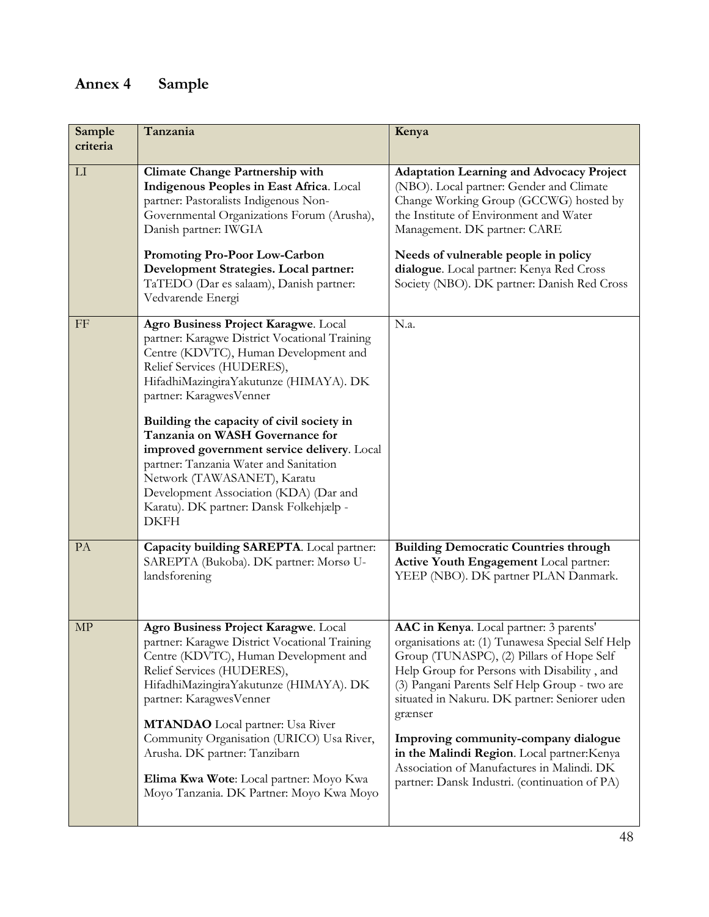# Annex 4 Sample

| Sample criteria | Tanzania | Kenya |
|---|---|---|
| LI | **Climate Change Partnership with Indigenous Peoples in East Africa**. Local partner: Pastoralists Indigenous Non-Governmental Organizations Forum (Arusha), Danish partner: IWGIA<br><br>**Promoting Pro-Poor Low-Carbon Development Strategies. Local partner:** TaTEDO (Dar es salaam), Danish partner: Vedvarende Energi | **Adaptation Learning and Advocacy Project** (NBO). Local partner: Gender and Climate Change Working Group (GCCWG) hosted by the Institute of Environment and Water Management. DK partner: CARE<br><br>**Needs of vulnerable people in policy dialogue**. Local partner: Kenya Red Cross Society (NBO). DK partner: Danish Red Cross |
| FF | **Agro Business Project Karagwe**. Local partner: Karagwe District Vocational Training Centre (KDVTC), Human Development and Relief Services (HUDERES), HifadhiMazingiraYakutunze (HIMAYA). DK partner: KaragwesVenner<br><br>**Building the capacity of civil society in Tanzania on WASH Governance for improved government service delivery**. Local partner: Tanzania Water and Sanitation Network (TAWASANET), Karatu Development Association (KDA) (Dar and Karatu). DK partner: Dansk Folkehjælp - DKFH | N.a. |
| PA | **Capacity building SAREPTA**. Local partner: SAREPTA (Bukoba). DK partner: Morsø U-landsforening | **Building Democratic Countries through Active Youth Engagement** Local partner: YEEP (NBO). DK partner PLAN Danmark. |
| MP | **Agro Business Project Karagwe**. Local partner: Karagwe District Vocational Training Centre (KDVTC), Human Development and Relief Services (HUDERES), HifadhiMazingiraYakutunze (HIMAYA). DK partner: KaragwesVenner<br><br>**MTANDAO** Local partner: Usa River Community Organisation (URICO) Usa River, Arusha. DK partner: Tanzibarn<br><br>**Elima Kwa Wote**: Local partner: Moyo Kwa Moyo Tanzania. DK Partner: Moyo Kwa Moyo | **AAC in Kenya**. Local partner: 3 parents' organisations at: (1) Tunawesa Special Self Help Group (TUNASPC), (2) Pillars of Hope Self Help Group for Persons with Disability , and (3) Pangani Parents Self Help Group - two are situated in Nakuru. DK partner: Seniorer uden grænser<br><br>**Improving community-company dialogue in the Malindi Region**. Local partner:Kenya Association of Manufactures in Malindi. DK partner: Dansk Industri. (continuation of PA) |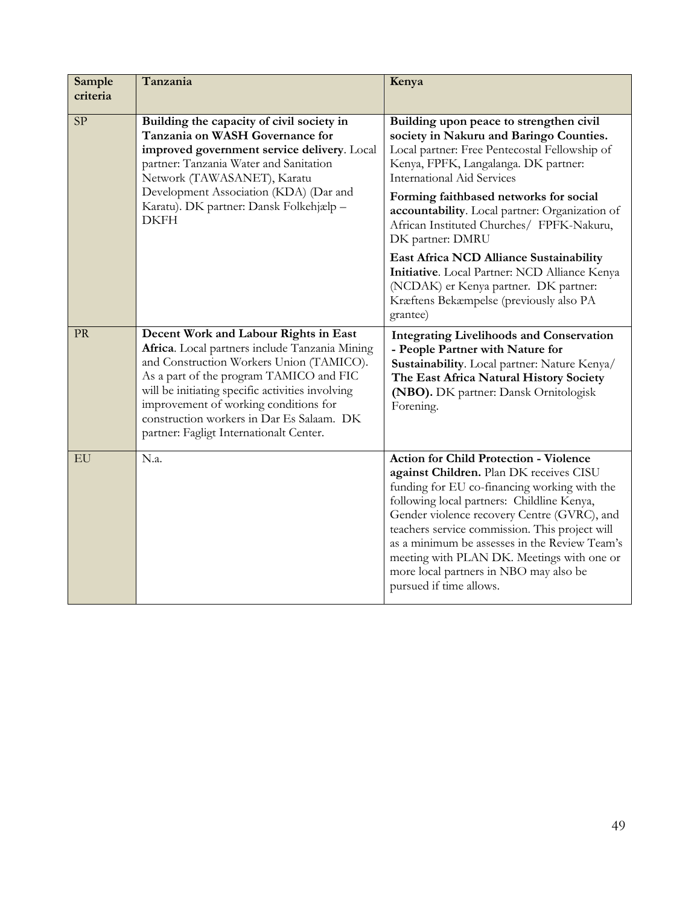| Sample criteria | Tanzania | Kenya |
|---|---|---|
| SP | **Building the capacity of civil society in Tanzania on WASH Governance for improved government service delivery**. Local partner: Tanzania Water and Sanitation Network (TAWASANET), Karatu Development Association (KDA) (Dar and Karatu). DK partner: Dansk Folkehjælp – DKFH | **Building upon peace to strengthen civil society in Nakuru and Baringo Counties.** Local partner: Free Pentecostal Fellowship of Kenya, FPFK, Langalanga. DK partner: International Aid Services<br><br>**Forming faithbased networks for social accountability**. Local partner: Organization of African Instituted Churches/ FPFK-Nakuru, DK partner: DMRU<br><br>**East Africa NCD Alliance Sustainability Initiative**. Local Partner: NCD Alliance Kenya (NCDAK) er Kenya partner. DK partner: Kræftens Bekæmpelse (previously also PA grantee) |
| PR | **Decent Work and Labour Rights in East Africa**. Local partners include Tanzania Mining and Construction Workers Union (TAMICO). As a part of the program TAMICO and FIC will be initiating specific activities involving improvement of working conditions for construction workers in Dar Es Salaam. DK partner: Fagligt Internationalt Center. | **Integrating Livelihoods and Conservation - People Partner with Nature for Sustainability**. Local partner: Nature Kenya/ **The East Africa Natural History Society (NBO).** DK partner: Dansk Ornitologisk Forening. |
| EU | N.a. | **Action for Child Protection - Violence against Children.** Plan DK receives CISU funding for EU co-financing working with the following local partners: Childline Kenya, Gender violence recovery Centre (GVRC), and teachers service commission. This project will as a minimum be assesses in the Review Team's meeting with PLAN DK. Meetings with one or more local partners in NBO may also be pursued if time allows. |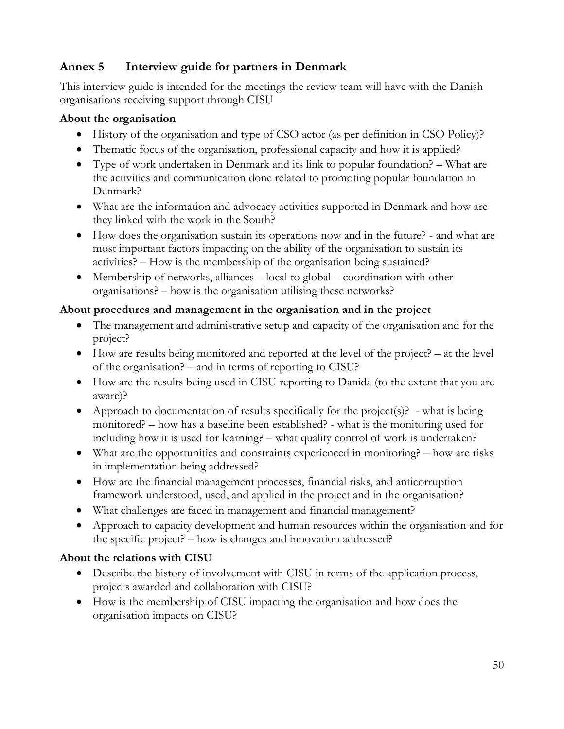## Annex 5 Interview guide for partners in Denmark

This interview guide is intended for the meetings the review team will have with the Danish organisations receiving support through CISU

**About the organisation**

- History of the organisation and type of CSO actor (as per definition in CSO Policy)?
- Thematic focus of the organisation, professional capacity and how it is applied?
- Type of work undertaken in Denmark and its link to popular foundation? – What are the activities and communication done related to promoting popular foundation in Denmark?
- What are the information and advocacy activities supported in Denmark and how are they linked with the work in the South?
- How does the organisation sustain its operations now and in the future? - and what are most important factors impacting on the ability of the organisation to sustain its activities? – How is the membership of the organisation being sustained?
- Membership of networks, alliances – local to global – coordination with other organisations? – how is the organisation utilising these networks?

**About procedures and management in the organisation and in the project**

- The management and administrative setup and capacity of the organisation and for the project?
- How are results being monitored and reported at the level of the project? – at the level of the organisation? – and in terms of reporting to CISU?
- How are the results being used in CISU reporting to Danida (to the extent that you are aware)?
- Approach to documentation of results specifically for the project(s)? - what is being monitored? – how has a baseline been established? - what is the monitoring used for including how it is used for learning? – what quality control of work is undertaken?
- What are the opportunities and constraints experienced in monitoring? – how are risks in implementation being addressed?
- How are the financial management processes, financial risks, and anticorruption framework understood, used, and applied in the project and in the organisation?
- What challenges are faced in management and financial management?
- Approach to capacity development and human resources within the organisation and for the specific project? – how is changes and innovation addressed?

**About the relations with CISU**

- Describe the history of involvement with CISU in terms of the application process, projects awarded and collaboration with CISU?
- How is the membership of CISU impacting the organisation and how does the organisation impacts on CISU?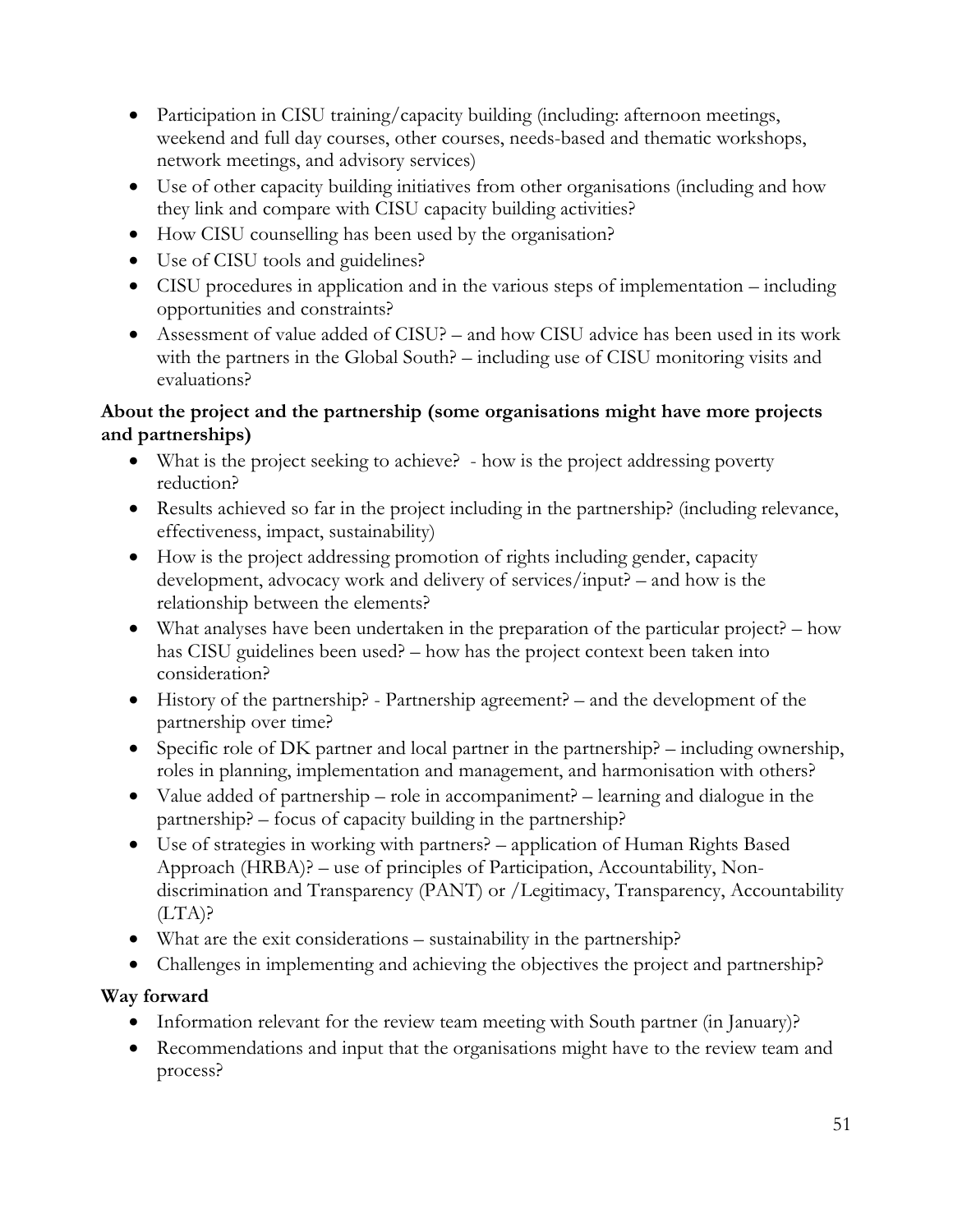- Participation in CISU training/capacity building (including: afternoon meetings, weekend and full day courses, other courses, needs-based and thematic workshops, network meetings, and advisory services)
- Use of other capacity building initiatives from other organisations (including and how they link and compare with CISU capacity building activities?
- How CISU counselling has been used by the organisation?
- Use of CISU tools and guidelines?
- CISU procedures in application and in the various steps of implementation – including opportunities and constraints?
- Assessment of value added of CISU? – and how CISU advice has been used in its work with the partners in the Global South? – including use of CISU monitoring visits and evaluations?

**About the project and the partnership (some organisations might have more projects and partnerships)**

- What is the project seeking to achieve?  - how is the project addressing poverty reduction?
- Results achieved so far in the project including in the partnership? (including relevance, effectiveness, impact, sustainability)
- How is the project addressing promotion of rights including gender, capacity development, advocacy work and delivery of services/input? – and how is the relationship between the elements?
- What analyses have been undertaken in the preparation of the particular project? – how has CISU guidelines been used? – how has the project context been taken into consideration?
- History of the partnership? - Partnership agreement? – and the development of the partnership over time?
- Specific role of DK partner and local partner in the partnership? – including ownership, roles in planning, implementation and management, and harmonisation with others?
- Value added of partnership – role in accompaniment? – learning and dialogue in the partnership? – focus of capacity building in the partnership?
- Use of strategies in working with partners? – application of Human Rights Based Approach (HRBA)? – use of principles of Participation, Accountability, Non-discrimination and Transparency (PANT) or /Legitimacy, Transparency, Accountability (LTA)?
- What are the exit considerations – sustainability in the partnership?
- Challenges in implementing and achieving the objectives the project and partnership?

**Way forward**

- Information relevant for the review team meeting with South partner (in January)?
- Recommendations and input that the organisations might have to the review team and process?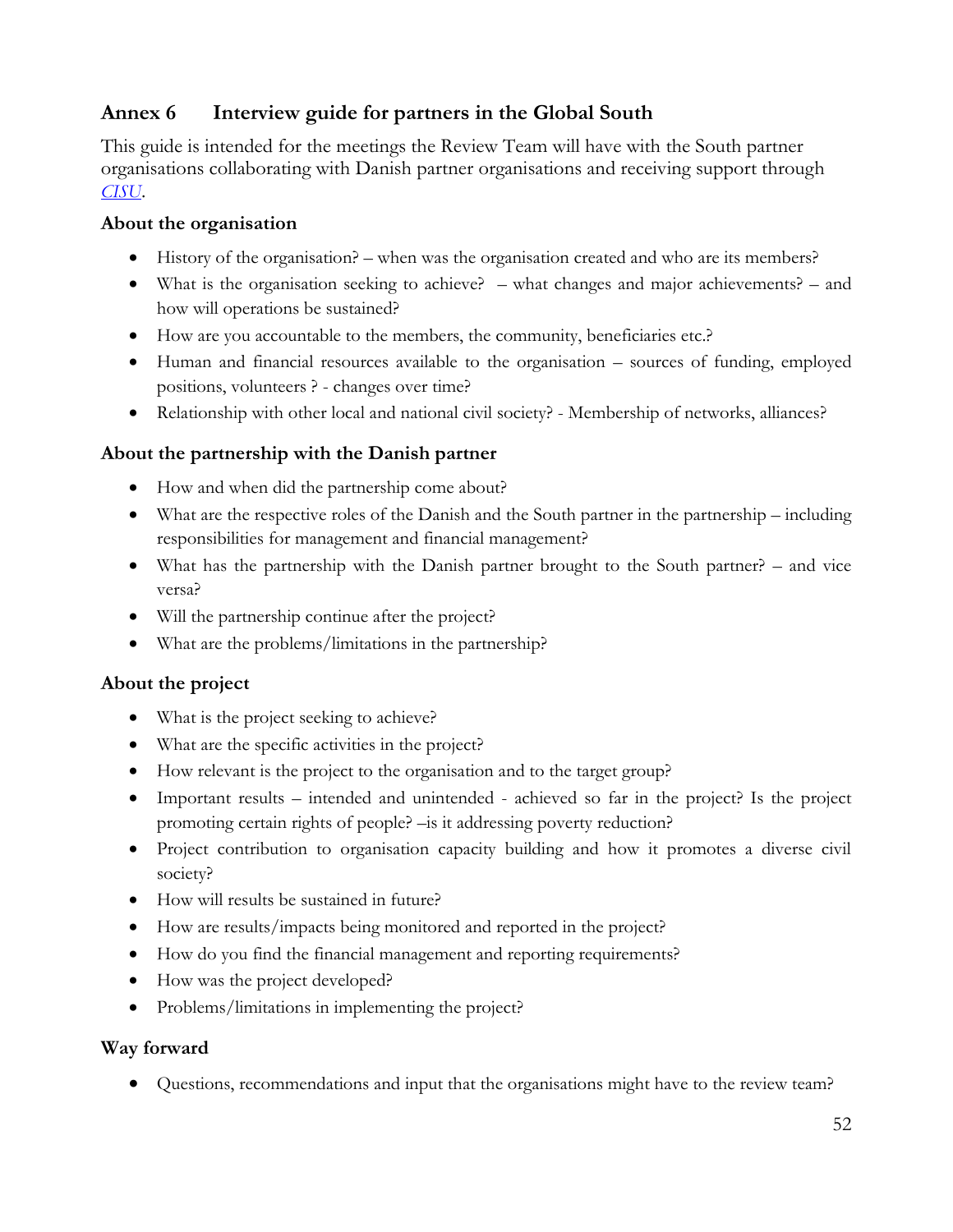## Annex 6 Interview guide for partners in the Global South

This guide is intended for the meetings the Review Team will have with the South partner organisations collaborating with Danish partner organisations and receiving support through *CISU*.

### About the organisation

- History of the organisation? – when was the organisation created and who are its members?
- What is the organisation seeking to achieve? – what changes and major achievements? – and how will operations be sustained?
- How are you accountable to the members, the community, beneficiaries etc.?
- Human and financial resources available to the organisation – sources of funding, employed positions, volunteers ? - changes over time?
- Relationship with other local and national civil society? - Membership of networks, alliances?

### About the partnership with the Danish partner

- How and when did the partnership come about?
- What are the respective roles of the Danish and the South partner in the partnership – including responsibilities for management and financial management?
- What has the partnership with the Danish partner brought to the South partner? – and vice versa?
- Will the partnership continue after the project?
- What are the problems/limitations in the partnership?

### About the project

- What is the project seeking to achieve?
- What are the specific activities in the project?
- How relevant is the project to the organisation and to the target group?
- Important results – intended and unintended - achieved so far in the project? Is the project promoting certain rights of people? –is it addressing poverty reduction?
- Project contribution to organisation capacity building and how it promotes a diverse civil society?
- How will results be sustained in future?
- How are results/impacts being monitored and reported in the project?
- How do you find the financial management and reporting requirements?
- How was the project developed?
- Problems/limitations in implementing the project?

### Way forward

- Questions, recommendations and input that the organisations might have to the review team?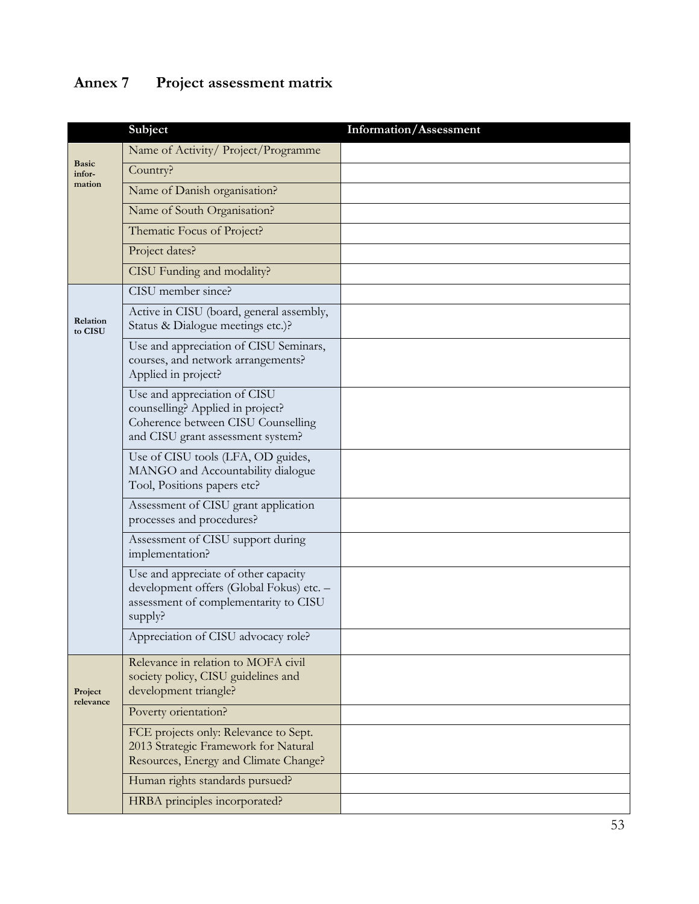# Annex 7 Project assessment matrix

| | Subject | Information/Assessment |
|---|---|---|
| **Basic information** | Name of Activity/ Project/Programme | |
| | Country? | |
| | Name of Danish organisation? | |
| | Name of South Organisation? | |
| | Thematic Focus of Project? | |
| | Project dates? | |
| | CISU Funding and modality? | |
| **Relation to CISU** | CISU member since? | |
| | Active in CISU (board, general assembly, Status & Dialogue meetings etc.)? | |
| | Use and appreciation of CISU Seminars, courses, and network arrangements? Applied in project? | |
| | Use and appreciation of CISU counselling? Applied in project? Coherence between CISU Counselling and CISU grant assessment system? | |
| | Use of CISU tools (LFA, OD guides, MANGO and Accountability dialogue Tool, Positions papers etc? | |
| | Assessment of CISU grant application processes and procedures? | |
| | Assessment of CISU support during implementation? | |
| | Use and appreciate of other capacity development offers (Global Fokus) etc. – assessment of complementarity to CISU supply? | |
| | Appreciation of CISU advocacy role? | |
| **Project relevance** | Relevance in relation to MOFA civil society policy, CISU guidelines and development triangle? | |
| | Poverty orientation? | |
| | FCE projects only: Relevance to Sept. 2013 Strategic Framework for Natural Resources, Energy and Climate Change? | |
| | Human rights standards pursued? | |
| | HRBA principles incorporated? | |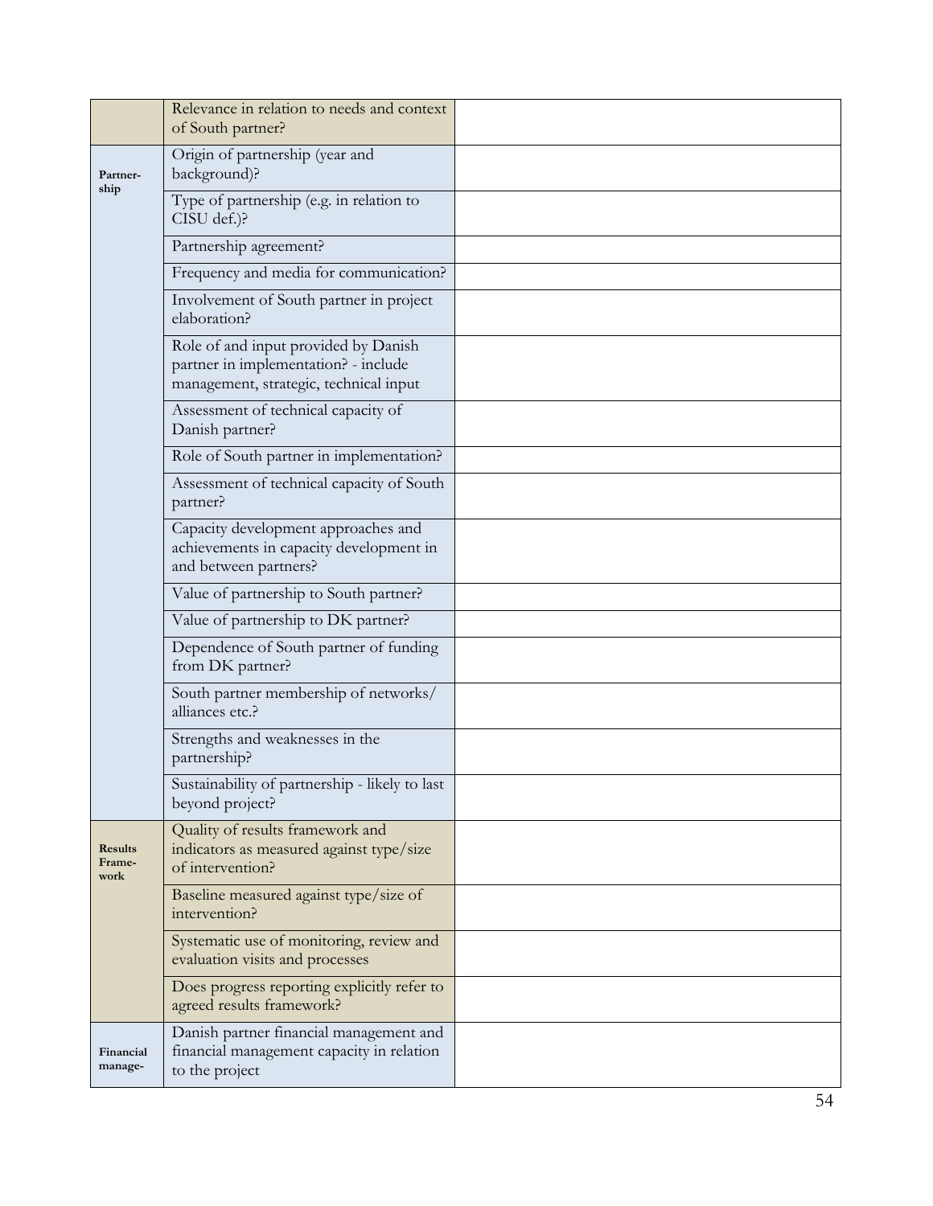| | | |
|---|---|---|
| | Relevance in relation to needs and context of South partner? | |
| Partner-ship | Origin of partnership (year and background)? | |
| | Type of partnership (e.g. in relation to CISU def.)? | |
| | Partnership agreement? | |
| | Frequency and media for communication? | |
| | Involvement of South partner in project elaboration? | |
| | Role of and input provided by Danish partner in implementation? - include management, strategic, technical input | |
| | Assessment of technical capacity of Danish partner? | |
| | Role of South partner in implementation? | |
| | Assessment of technical capacity of South partner? | |
| | Capacity development approaches and achievements in capacity development in and between partners? | |
| | Value of partnership to South partner? | |
| | Value of partnership to DK partner? | |
| | Dependence of South partner of funding from DK partner? | |
| | South partner membership of networks/ alliances etc.? | |
| | Strengths and weaknesses in the partnership? | |
| | Sustainability of partnership - likely to last beyond project? | |
| Results Frame-work | Quality of results framework and indicators as measured against type/size of intervention? | |
| | Baseline measured against type/size of intervention? | |
| | Systematic use of monitoring, review and evaluation visits and processes | |
| | Does progress reporting explicitly refer to agreed results framework? | |
| Financial manage- | Danish partner financial management and financial management capacity in relation to the project | |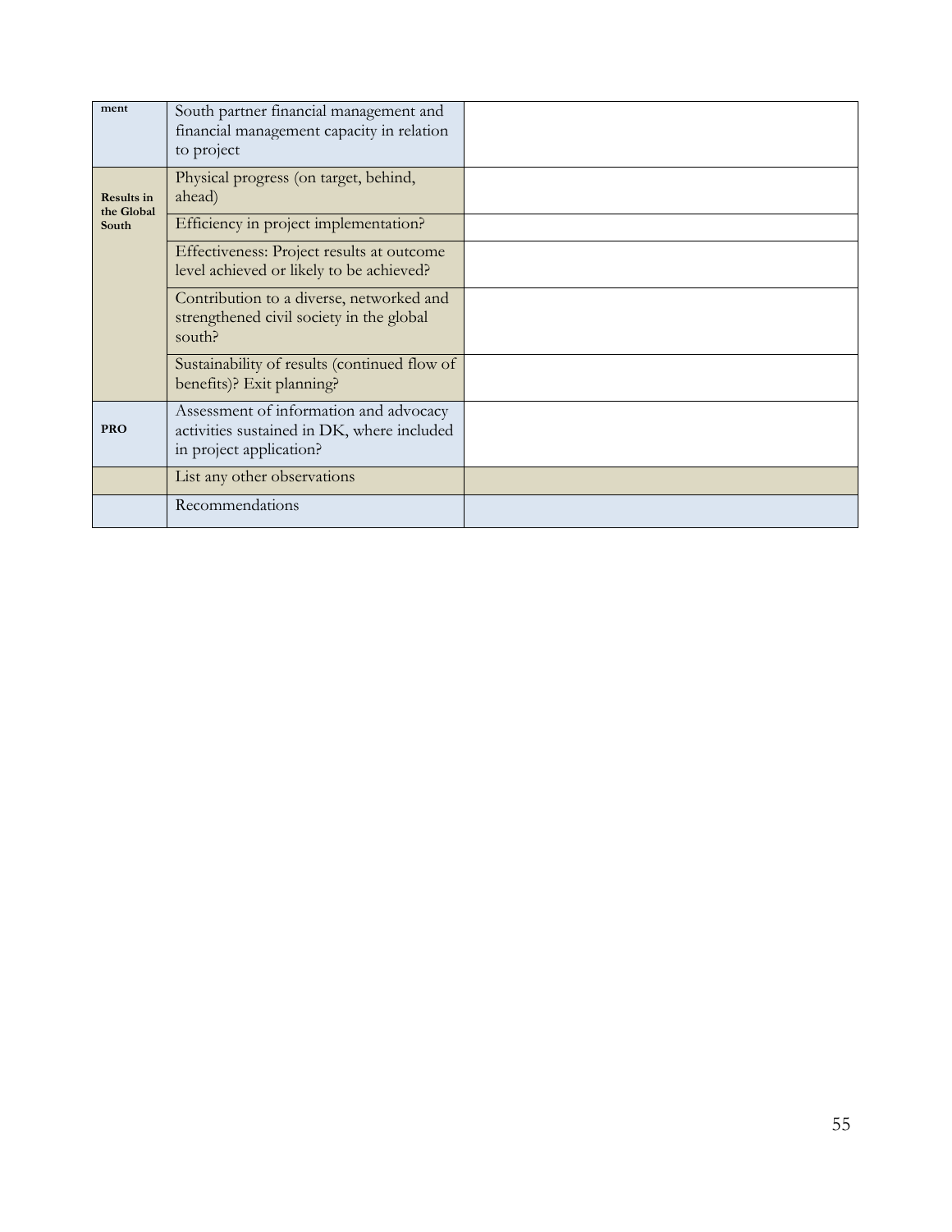| | | |
|---|---|---|
| ment | South partner financial management and financial management capacity in relation to project | |
| Results in the Global South | Physical progress (on target, behind, ahead) | |
| | Efficiency in project implementation? | |
| | Effectiveness: Project results at outcome level achieved or likely to be achieved? | |
| | Contribution to a diverse, networked and strengthened civil society in the global south? | |
| | Sustainability of results (continued flow of benefits)? Exit planning? | |
| PRO | Assessment of information and advocacy activities sustained in DK, where included in project application? | |
| | List any other observations | |
| | Recommendations | |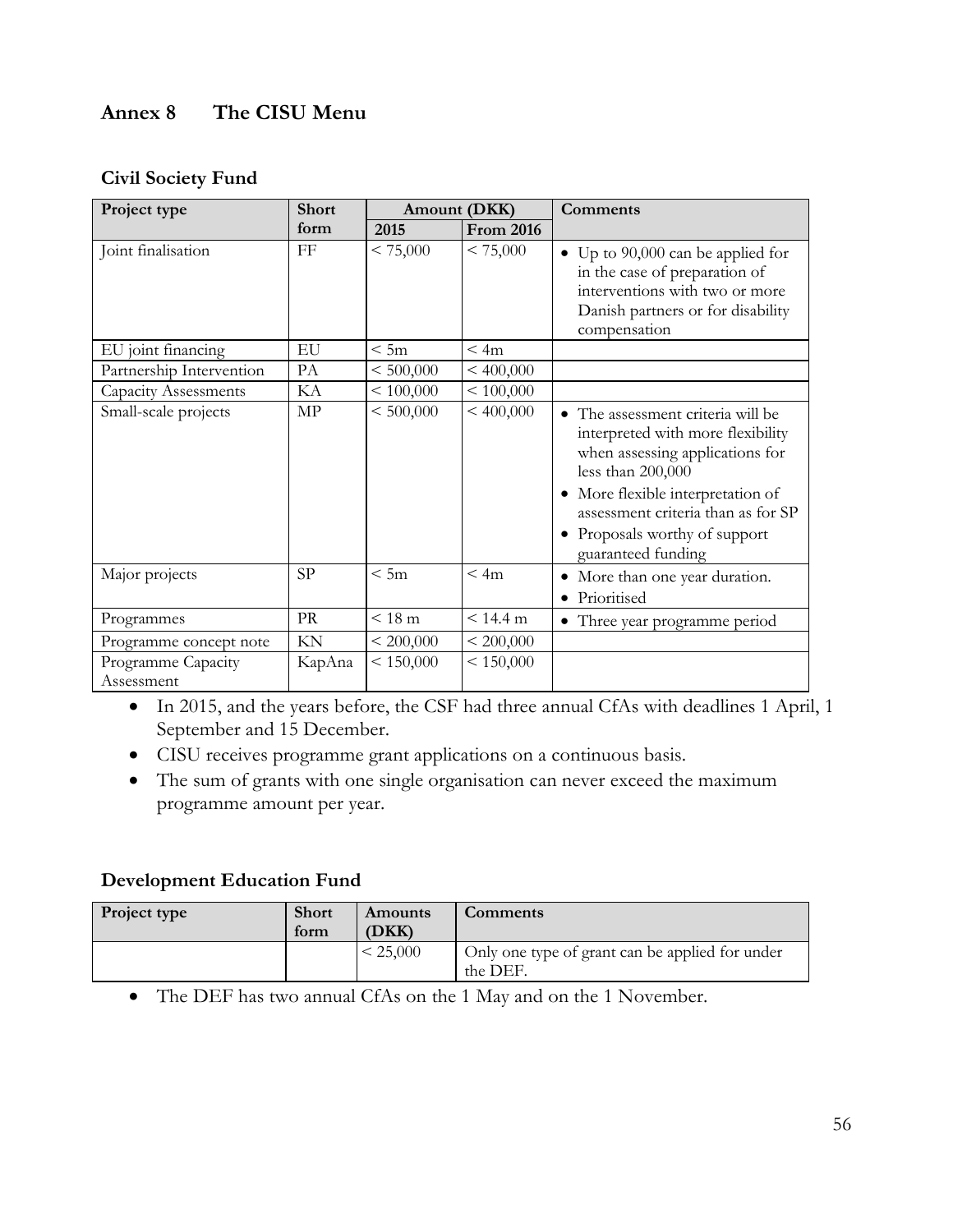## Annex 8 The CISU Menu

### Civil Society Fund

| Project type | Short form | Amount (DKK) | | Comments |
|---|---|---|---|---|
| | | 2015 | From 2016 | |
| Joint finalisation | FF | < 75,000 | < 75,000 | • Up to 90,000 can be applied for in the case of preparation of interventions with two or more Danish partners or for disability compensation |
| EU joint financing | EU | < 5m | < 4m | |
| Partnership Intervention | PA | < 500,000 | < 400,000 | |
| Capacity Assessments | KA | < 100,000 | < 100,000 | |
| Small-scale projects | MP | < 500,000 | < 400,000 | • The assessment criteria will be interpreted with more flexibility when assessing applications for less than 200,000<br>• More flexible interpretation of assessment criteria than as for SP<br>• Proposals worthy of support guaranteed funding |
| Major projects | SP | < 5m | < 4m | • More than one year duration.<br>• Prioritised |
| Programmes | PR | < 18 m | < 14.4 m | • Three year programme period |
| Programme concept note | KN | < 200,000 | < 200,000 | |
| Programme Capacity Assessment | KapAna | < 150,000 | < 150,000 | |

- In 2015, and the years before, the CSF had three annual CfAs with deadlines 1 April, 1 September and 15 December.
- CISU receives programme grant applications on a continuous basis.
- The sum of grants with one single organisation can never exceed the maximum programme amount per year.

### Development Education Fund

| Project type | Short form | Amounts (DKK) | Comments |
|---|---|---|---|
| | | < 25,000 | Only one type of grant can be applied for under the DEF. |

- The DEF has two annual CfAs on the 1 May and on the 1 November.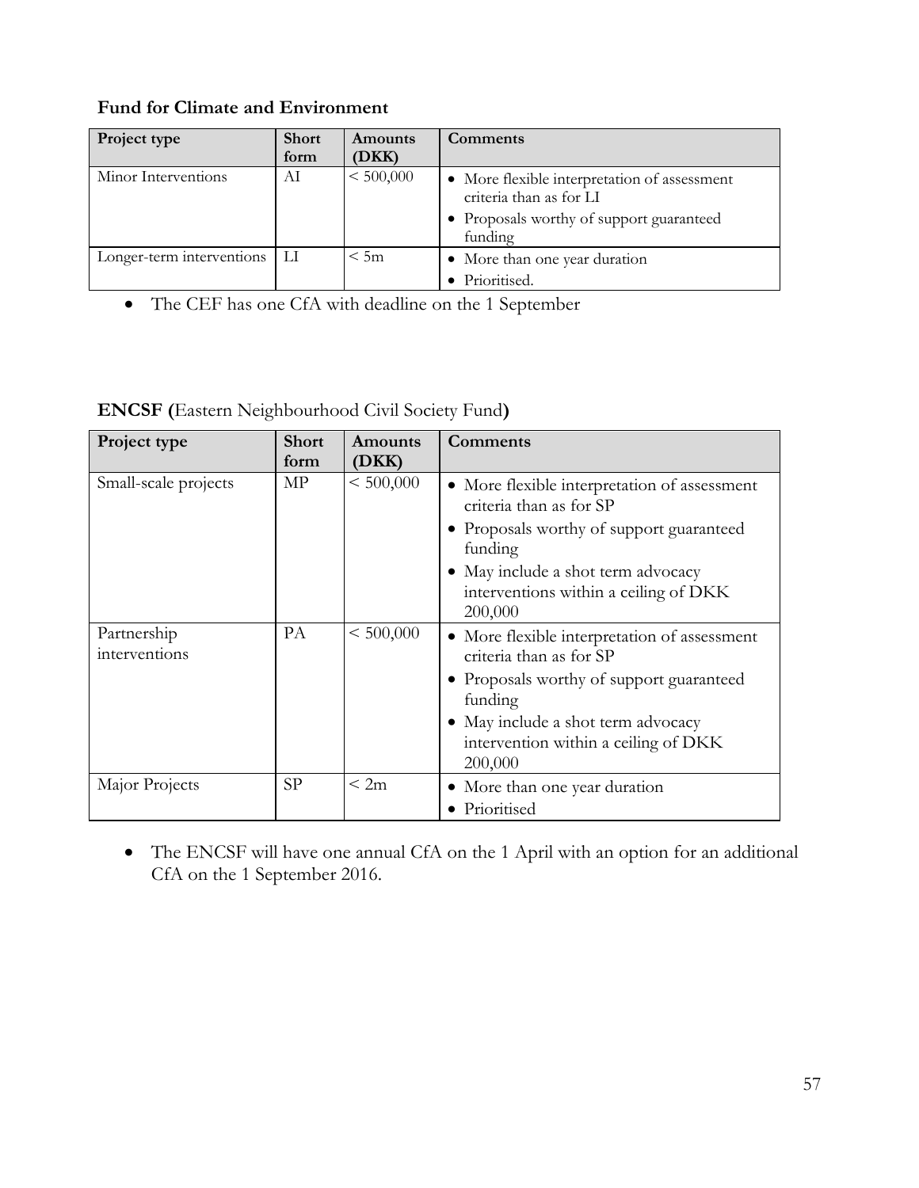**Fund for Climate and Environment**

| Project type | Short form | Amounts (DKK) | Comments |
|---|---|---|---|
| Minor Interventions | AI | < 500,000 | • More flexible interpretation of assessment criteria than as for LI<br>• Proposals worthy of support guaranteed funding |
| Longer-term interventions | LI | < 5m | • More than one year duration<br>• Prioritised. |

- The CEF has one CfA with deadline on the 1 September

**ENCSF (**Eastern Neighbourhood Civil Society Fund**)**

| Project type | Short form | Amounts (DKK) | Comments |
|---|---|---|---|
| Small-scale projects | MP | < 500,000 | • More flexible interpretation of assessment criteria than as for SP<br>• Proposals worthy of support guaranteed funding<br>• May include a shot term advocacy interventions within a ceiling of DKK 200,000 |
| Partnership interventions | PA | < 500,000 | • More flexible interpretation of assessment criteria than as for SP<br>• Proposals worthy of support guaranteed funding<br>• May include a shot term advocacy intervention within a ceiling of DKK 200,000 |
| Major Projects | SP | < 2m | • More than one year duration<br>• Prioritised |

- The ENCSF will have one annual CfA on the 1 April with an option for an additional CfA on the 1 September 2016.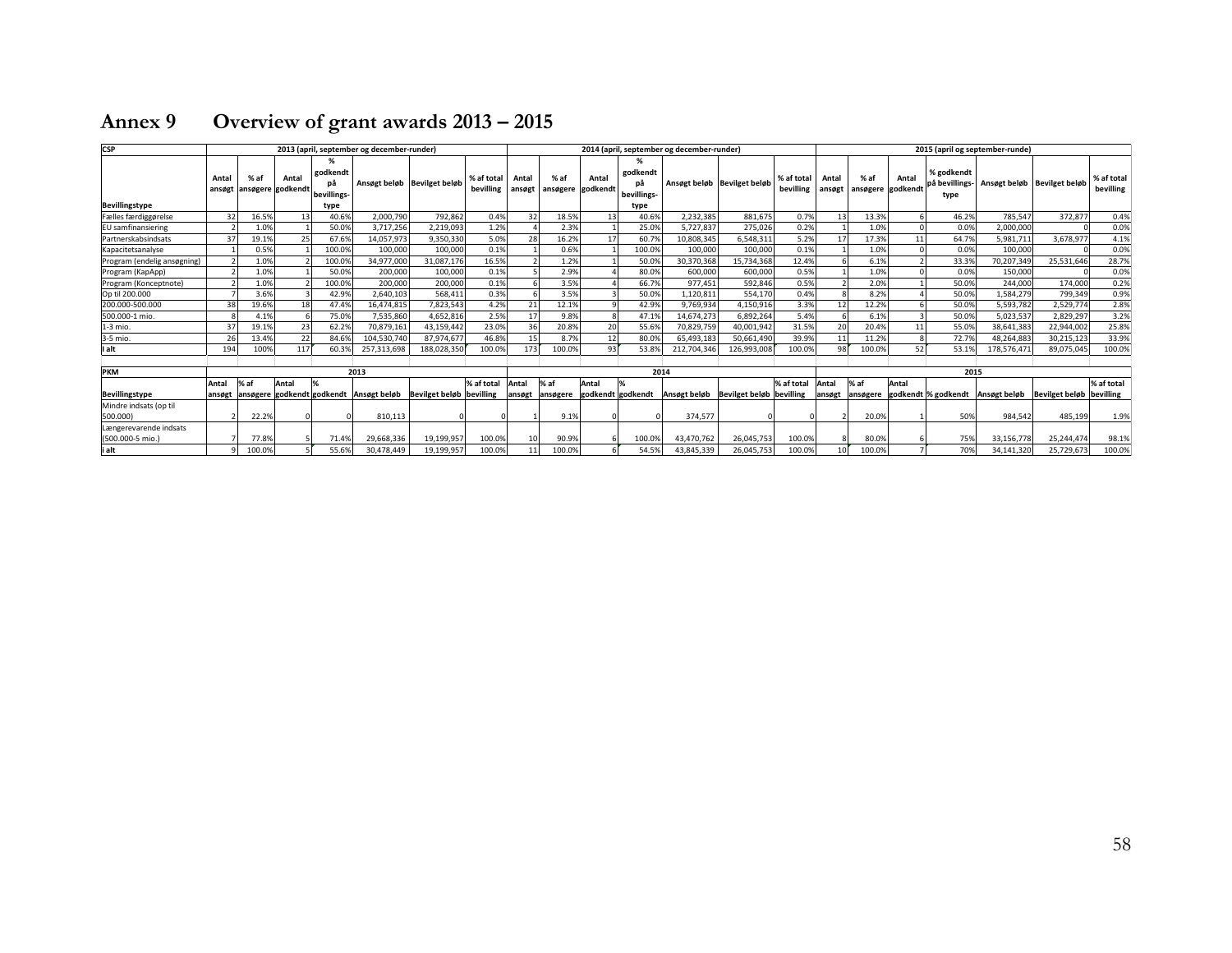# Annex 9 Overview of grant awards 2013 – 2015

| CSP | 2013 (april, september og december-runder) | | | | | | | 2014 (april, september og december-runder) | | | | | | | 2015 (april og september-runde) | | | | | | |
|---|---|---|---|---|---|---|---|---|---|---|---|---|---|---|---|---|---|---|---|---|---|
| Bevillingstype | Antal ansøgt | % af ansøgere | Antal godkendt | % godkendt på bevillings-type | Ansøgt beløb | Bevilget beløb | % af total bevilling | Antal ansøgt | % af ansøgere | Antal godkendt | % godkendt på bevillings-type | Ansøgt beløb | Bevilget beløb | % af total bevilling | Antal ansøgt | % af ansøgere | Antal godkendt | % godkendt på bevillings-type | Ansøgt beløb | Bevilget beløb | % af total bevilling |
| Fælles færdiggørelse | 32 | 16.5% | 13 | 40.6% | 2,000,790 | 792,862 | 0.4% | 32 | 18.5% | 13 | 40.6% | 2,232,385 | 881,675 | 0.7% | 13 | 13.3% | 6 | 46.2% | 785,547 | 372,877 | 0.4% |
| EU samfinansiering | 2 | 1.0% | 1 | 50.0% | 3,717,256 | 2,219,093 | 1.2% | 4 | 2.3% | 1 | 25.0% | 5,727,837 | 275,026 | 0.2% | 1 | 1.0% | 0 | 0.0% | 2,000,000 | 0 | 0.0% |
| Partnerskabsindsats | 37 | 19.1% | 25 | 67.6% | 14,057,973 | 9,350,330 | 5.0% | 28 | 16.2% | 17 | 60.7% | 10,808,345 | 6,548,311 | 5.2% | 17 | 17.3% | 11 | 64.7% | 5,981,711 | 3,678,977 | 4.1% |
| Kapacitetsanalyse | 1 | 0.5% | 1 | 100.0% | 100,000 | 100,000 | 0.1% | 1 | 0.6% | 1 | 100.0% | 100,000 | 100,000 | 0.1% | 1 | 1.0% | 0 | 0.0% | 100,000 | 0 | 0.0% |
| Program (endelig ansøgning) | 2 | 1.0% | 2 | 100.0% | 34,977,000 | 31,087,176 | 16.5% | 2 | 1.2% | 1 | 50.0% | 30,370,368 | 15,734,368 | 12.4% | 6 | 6.1% | 2 | 33.3% | 70,207,349 | 25,531,646 | 28.7% |
| Program (KapApp) | 2 | 1.0% | 1 | 50.0% | 200,000 | 100,000 | 0.1% | 5 | 2.9% | 4 | 80.0% | 600,000 | 600,000 | 0.5% | 1 | 1.0% | 0 | 0.0% | 150,000 | 0 | 0.0% |
| Program (Konceptnote) | 2 | 1.0% | 2 | 100.0% | 200,000 | 200,000 | 0.1% | 6 | 3.5% | 4 | 66.7% | 977,451 | 592,846 | 0.5% | 2 | 2.0% | 1 | 50.0% | 244,000 | 174,000 | 0.2% |
| Op til 200.000 | 7 | 3.6% | 3 | 42.9% | 2,640,103 | 568,411 | 0.3% | 6 | 3.5% | 3 | 50.0% | 1,120,811 | 554,170 | 0.4% | 8 | 8.2% | 4 | 50.0% | 1,584,279 | 799,349 | 0.9% |
| 200.000-500.000 | 38 | 19.6% | 18 | 47.4% | 16,474,815 | 7,823,543 | 4.2% | 21 | 12.1% | 9 | 42.9% | 9,769,934 | 4,150,916 | 3.3% | 12 | 12.2% | 6 | 50.0% | 5,593,782 | 2,529,774 | 2.8% |
| 500.000-1 mio. | 8 | 4.1% | 6 | 75.0% | 7,535,860 | 4,652,816 | 2.5% | 17 | 9.8% | 8 | 47.1% | 14,674,273 | 6,892,264 | 5.4% | 6 | 6.1% | 3 | 50.0% | 5,023,537 | 2,829,297 | 3.2% |
| 1-3 mio. | 37 | 19.1% | 23 | 62.2% | 70,879,161 | 43,159,442 | 23.0% | 36 | 20.8% | 20 | 55.6% | 70,829,759 | 40,001,942 | 31.5% | 20 | 20.4% | 11 | 55.0% | 38,641,383 | 22,944,002 | 25.8% |
| 3-5 mio. | 26 | 13.4% | 22 | 84.6% | 104,530,740 | 87,974,677 | 46.8% | 15 | 8.7% | 12 | 80.0% | 65,493,183 | 50,661,490 | 39.9% | 11 | 11.2% | 8 | 72.7% | 48,264,883 | 30,215,123 | 33.9% |
| **I alt** | 194 | 100% | 117 | 60.3% | 257,313,698 | 188,028,350 | 100.0% | 173 | 100.0% | 93 | 53.8% | 212,704,346 | 126,993,008 | 100.0% | 98 | 100.0% | 52 | 53.1% | 178,576,471 | 89,075,045 | 100.0% |

| PKM | 2013 | | | | | | | 2014 | | | | | | | 2015 | | | | | | |
|---|---|---|---|---|---|---|---|---|---|---|---|---|---|---|---|---|---|---|---|---|---|
| Bevillingstype | Antal ansøgt | % af ansøgere | Antal godkendt | % godkendt | Ansøgt beløb | Bevilget beløb | % af total bevilling | Antal ansøgt | % af ansøgere | Antal godkendt | % godkendt | Ansøgt beløb | Bevilget beløb | % af total bevilling | Antal ansøgt | % af ansøgere | Antal godkendt | % godkendt | Ansøgt beløb | Bevilget beløb | % af total bevilling |
| Mindre indsats (op til 500.000) | 2 | 22.2% | 0 | 0 | 810,113 | 0 | 0 | 1 | 9.1% | 0 | 0 | 374,577 | 0 | 0 | 2 | 20.0% | 1 | 50% | 984,542 | 485,199 | 1.9% |
| Længerevarende indsats (500.000-5 mio.) | 7 | 77.8% | 5 | 71.4% | 29,668,336 | 19,199,957 | 100.0% | 10 | 90.9% | 6 | 100.0% | 43,470,762 | 26,045,753 | 100.0% | 8 | 80.0% | 6 | 75% | 33,156,778 | 25,244,474 | 98.1% |
| **I alt** | 9 | 100.0% | 5 | 55.6% | 30,478,449 | 19,199,957 | 100.0% | 11 | 100.0% | 6 | 54.5% | 43,845,339 | 26,045,753 | 100.0% | 10 | 100.0% | 7 | 70% | 34,141,320 | 25,729,673 | 100.0% |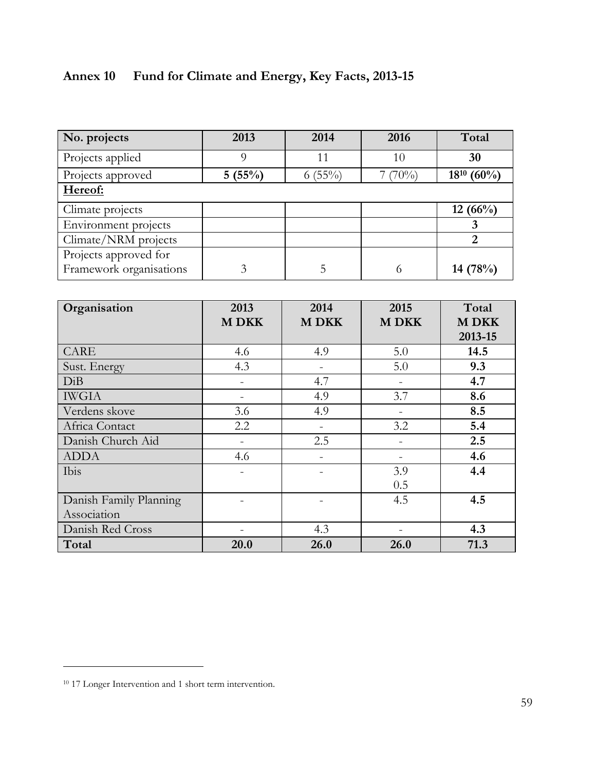## Annex 10 Fund for Climate and Energy, Key Facts, 2013-15

| No. projects | 2013 | 2014 | 2016 | Total |
|---|---|---|---|---|
| Projects applied | 9 | 11 | 10 | **30** |
| Projects approved | **5 (55%)** | 6 (55%) | 7 (70%) | **18[10] (60%)** |
| **Hereof:** | | | | |
| Climate projects | | | | **12 (66%)** |
| Environment projects | | | | **3** |
| Climate/NRM projects | | | | **2** |
| Projects approved for Framework organisations | 3 | 5 | 6 | **14 (78%)** |

| Organisation | 2013 M DKK | 2014 M DKK | 2015 M DKK | Total M DKK 2013-15 |
|---|---|---|---|---|
| CARE | 4.6 | 4.9 | 5.0 | **14.5** |
| Sust. Energy | 4.3 | - | 5.0 | **9.3** |
| DiB | - | 4.7 | - | **4.7** |
| IWGIA | - | 4.9 | 3.7 | **8.6** |
| Verdens skove | 3.6 | 4.9 | - | **8.5** |
| Africa Contact | 2.2 | - | 3.2 | **5.4** |
| Danish Church Aid | - | 2.5 | - | **2.5** |
| ADDA | 4.6 | - | - | **4.6** |
| Ibis | - | - | 3.9<br>0.5 | **4.4** |
| Danish Family Planning Association | - | - | 4.5 | **4.5** |
| Danish Red Cross | - | 4.3 | - | **4.3** |
| **Total** | **20.0** | **26.0** | **26.0** | **71.3** |

[10] 17 Longer Intervention and 1 short term intervention.